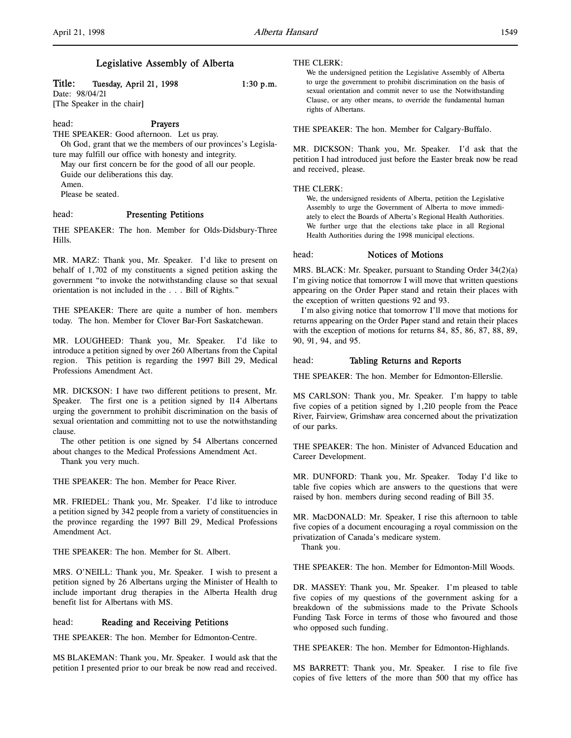# Legislative Assembly of Alberta

**Title: Tuesday, April 21, 1998 1:30 p.m.**

Date: 98/04/21

[The Speaker in the chair]

head: **Prayers**

THE SPEAKER: Good afternoon. Let us pray.

Oh God, grant that we the members of our provinces's Legislature may fulfill our office with honesty and integrity.

May our first concern be for the good of all our people.

Guide our deliberations this day.

Amen.

Please be seated.

head: **Presenting Petitions**

THE SPEAKER: The hon. Member for Olds-Didsbury-Three Hills.

MR. MARZ: Thank you, Mr. Speaker. I'd like to present on behalf of 1,702 of my constituents a signed petition asking the government "to invoke the notwithstanding clause so that sexual orientation is not included in the . . . Bill of Rights."

THE SPEAKER: There are quite a number of hon. members today. The hon. Member for Clover Bar-Fort Saskatchewan.

MR. LOUGHEED: Thank you, Mr. Speaker. I'd like to introduce a petition signed by over 260 Albertans from the Capital region. This petition is regarding the 1997 Bill 29, Medical Professions Amendment Act.

MR. DICKSON: I have two different petitions to present, Mr. Speaker. The first one is a petition signed by 114 Albertans urging the government to prohibit discrimination on the basis of sexual orientation and committing not to use the notwithstanding clause.

The other petition is one signed by 54 Albertans concerned about changes to the Medical Professions Amendment Act.

Thank you very much.

THE SPEAKER: The hon. Member for Peace River.

MR. FRIEDEL: Thank you, Mr. Speaker. I'd like to introduce a petition signed by 342 people from a variety of constituencies in the province regarding the 1997 Bill 29, Medical Professions Amendment Act.

THE SPEAKER: The hon. Member for St. Albert.

MRS. O'NEILL: Thank you, Mr. Speaker. I wish to present a petition signed by 26 Albertans urging the Minister of Health to include important drug therapies in the Alberta Health drug benefit list for Albertans with MS.

head: **Reading and Receiving Petitions**

THE SPEAKER: The hon. Member for Edmonton-Centre.

MS BLAKEMAN: Thank you, Mr. Speaker. I would ask that the petition I presented prior to our break be now read and received.

THE CLERK:

> We the undersigned petition the Legislative Assembly of Alberta to urge the government to prohibit discrimination on the basis of sexual orientation and commit never to use the Notwithstanding Clause, or any other means, to override the fundamental human rights of Albertans.

THE SPEAKER: The hon. Member for Calgary-Buffalo.

MR. DICKSON: Thank you, Mr. Speaker. I'd ask that the petition I had introduced just before the Easter break now be read and received, please.

THE CLERK:

> We, the undersigned residents of Alberta, petition the Legislative Assembly to urge the Government of Alberta to move immediately to elect the Boards of Alberta's Regional Health Authorities. We further urge that the elections take place in all Regional Health Authorities during the 1998 municipal elections.

head: **Notices of Motions**

MRS. BLACK: Mr. Speaker, pursuant to Standing Order 34(2)(a) I'm giving notice that tomorrow I will move that written questions appearing on the Order Paper stand and retain their places with the exception of written questions 92 and 93.

I'm also giving notice that tomorrow I'll move that motions for returns appearing on the Order Paper stand and retain their places with the exception of motions for returns 84, 85, 86, 87, 88, 89, 90, 91, 94, and 95.

head: **Tabling Returns and Reports**

THE SPEAKER: The hon. Member for Edmonton-Ellerslie.

MS CARLSON: Thank you, Mr. Speaker. I'm happy to table five copies of a petition signed by 1,210 people from the Peace River, Fairview, Grimshaw area concerned about the privatization of our parks.

THE SPEAKER: The hon. Minister of Advanced Education and Career Development.

MR. DUNFORD: Thank you, Mr. Speaker. Today I'd like to table five copies which are answers to the questions that were raised by hon. members during second reading of Bill 35.

MR. MacDONALD: Mr. Speaker, I rise this afternoon to table five copies of a document encouraging a royal commission on the privatization of Canada's medicare system.

Thank you.

THE SPEAKER: The hon. Member for Edmonton-Mill Woods.

DR. MASSEY: Thank you, Mr. Speaker. I'm pleased to table five copies of my questions of the government asking for a breakdown of the submissions made to the Private Schools Funding Task Force in terms of those who favoured and those who opposed such funding.

THE SPEAKER: The hon. Member for Edmonton-Highlands.

MS BARRETT: Thank you, Mr. Speaker. I rise to file five copies of five letters of the more than 500 that my office has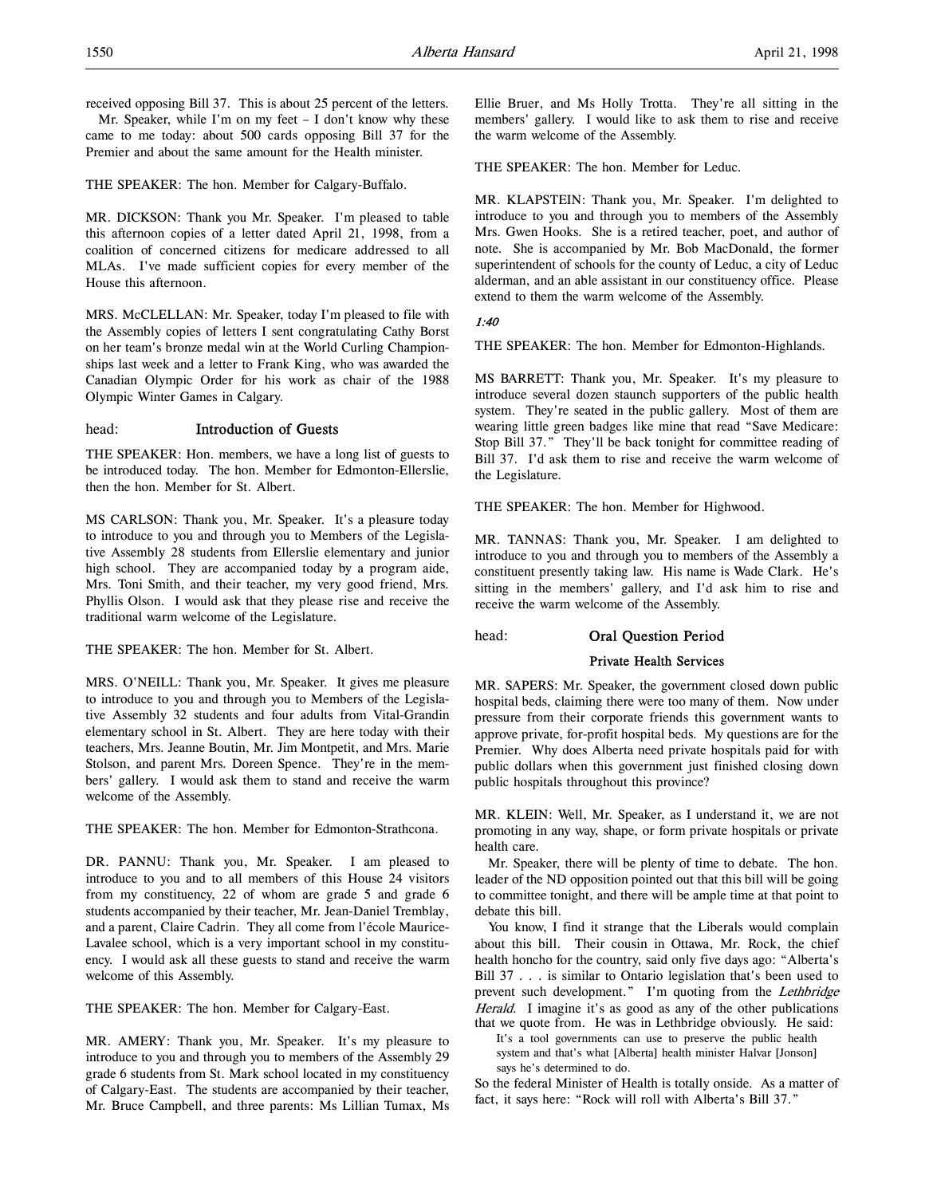received opposing Bill 37. This is about 25 percent of the letters.

Mr. Speaker, while I'm on my feet – I don't know why these came to me today: about 500 cards opposing Bill 37 for the Premier and about the same amount for the Health minister.

THE SPEAKER: The hon. Member for Calgary-Buffalo.

MR. DICKSON: Thank you Mr. Speaker. I'm pleased to table this afternoon copies of a letter dated April 21, 1998, from a coalition of concerned citizens for medicare addressed to all MLAs. I've made sufficient copies for every member of the House this afternoon.

MRS. McCLELLAN: Mr. Speaker, today I'm pleased to file with the Assembly copies of letters I sent congratulating Cathy Borst on her team's bronze medal win at the World Curling Championships last week and a letter to Frank King, who was awarded the Canadian Olympic Order for his work as chair of the 1988 Olympic Winter Games in Calgary.

## head: Introduction of Guests

THE SPEAKER: Hon. members, we have a long list of guests to be introduced today. The hon. Member for Edmonton-Ellerslie, then the hon. Member for St. Albert.

MS CARLSON: Thank you, Mr. Speaker. It's a pleasure today to introduce to you and through you to Members of the Legislative Assembly 28 students from Ellerslie elementary and junior high school. They are accompanied today by a program aide, Mrs. Toni Smith, and their teacher, my very good friend, Mrs. Phyllis Olson. I would ask that they please rise and receive the traditional warm welcome of the Legislature.

THE SPEAKER: The hon. Member for St. Albert.

MRS. O'NEILL: Thank you, Mr. Speaker. It gives me pleasure to introduce to you and through you to Members of the Legislative Assembly 32 students and four adults from Vital-Grandin elementary school in St. Albert. They are here today with their teachers, Mrs. Jeanne Boutin, Mr. Jim Montpetit, and Mrs. Marie Stolson, and parent Mrs. Doreen Spence. They're in the members' gallery. I would ask them to stand and receive the warm welcome of the Assembly.

THE SPEAKER: The hon. Member for Edmonton-Strathcona.

DR. PANNU: Thank you, Mr. Speaker. I am pleased to introduce to you and to all members of this House 24 visitors from my constituency, 22 of whom are grade 5 and grade 6 students accompanied by their teacher, Mr. Jean-Daniel Tremblay, and a parent, Claire Cadrin. They all come from l'école Maurice-Lavalee school, which is a very important school in my constituency. I would ask all these guests to stand and receive the warm welcome of this Assembly.

THE SPEAKER: The hon. Member for Calgary-East.

MR. AMERY: Thank you, Mr. Speaker. It's my pleasure to introduce to you and through you to members of the Assembly 29 grade 6 students from St. Mark school located in my constituency of Calgary-East. The students are accompanied by their teacher, Mr. Bruce Campbell, and three parents: Ms Lillian Tumax, Ms Ellie Bruer, and Ms Holly Trotta. They're all sitting in the members' gallery. I would like to ask them to rise and receive the warm welcome of the Assembly.

THE SPEAKER: The hon. Member for Leduc.

MR. KLAPSTEIN: Thank you, Mr. Speaker. I'm delighted to introduce to you and through you to members of the Assembly Mrs. Gwen Hooks. She is a retired teacher, poet, and author of note. She is accompanied by Mr. Bob MacDonald, the former superintendent of schools for the county of Leduc, a city of Leduc alderman, and an able assistant in our constituency office. Please extend to them the warm welcome of the Assembly.

*1:40*

THE SPEAKER: The hon. Member for Edmonton-Highlands.

MS BARRETT: Thank you, Mr. Speaker. It's my pleasure to introduce several dozen staunch supporters of the public health system. They're seated in the public gallery. Most of them are wearing little green badges like mine that read "Save Medicare: Stop Bill 37." They'll be back tonight for committee reading of Bill 37. I'd ask them to rise and receive the warm welcome of the Legislature.

THE SPEAKER: The hon. Member for Highwood.

MR. TANNAS: Thank you, Mr. Speaker. I am delighted to introduce to you and through you to members of the Assembly a constituent presently taking law. His name is Wade Clark. He's sitting in the members' gallery, and I'd ask him to rise and receive the warm welcome of the Assembly.

## head: Oral Question Period

### Private Health Services

MR. SAPERS: Mr. Speaker, the government closed down public hospital beds, claiming there were too many of them. Now under pressure from their corporate friends this government wants to approve private, for-profit hospital beds. My questions are for the Premier. Why does Alberta need private hospitals paid for with public dollars when this government just finished closing down public hospitals throughout this province?

MR. KLEIN: Well, Mr. Speaker, as I understand it, we are not promoting in any way, shape, or form private hospitals or private health care.

Mr. Speaker, there will be plenty of time to debate. The hon. leader of the ND opposition pointed out that this bill will be going to committee tonight, and there will be ample time at that point to debate this bill.

You know, I find it strange that the Liberals would complain about this bill. Their cousin in Ottawa, Mr. Rock, the chief health honcho for the country, said only five days ago: "Alberta's Bill 37 . . . is similar to Ontario legislation that's been used to prevent such development." I'm quoting from the *Lethbridge Herald*. I imagine it's as good as any of the other publications that we quote from. He was in Lethbridge obviously. He said:

> It's a tool governments can use to preserve the public health system and that's what [Alberta] health minister Halvar [Jonson] says he's determined to do.

So the federal Minister of Health is totally onside. As a matter of fact, it says here: "Rock will roll with Alberta's Bill 37."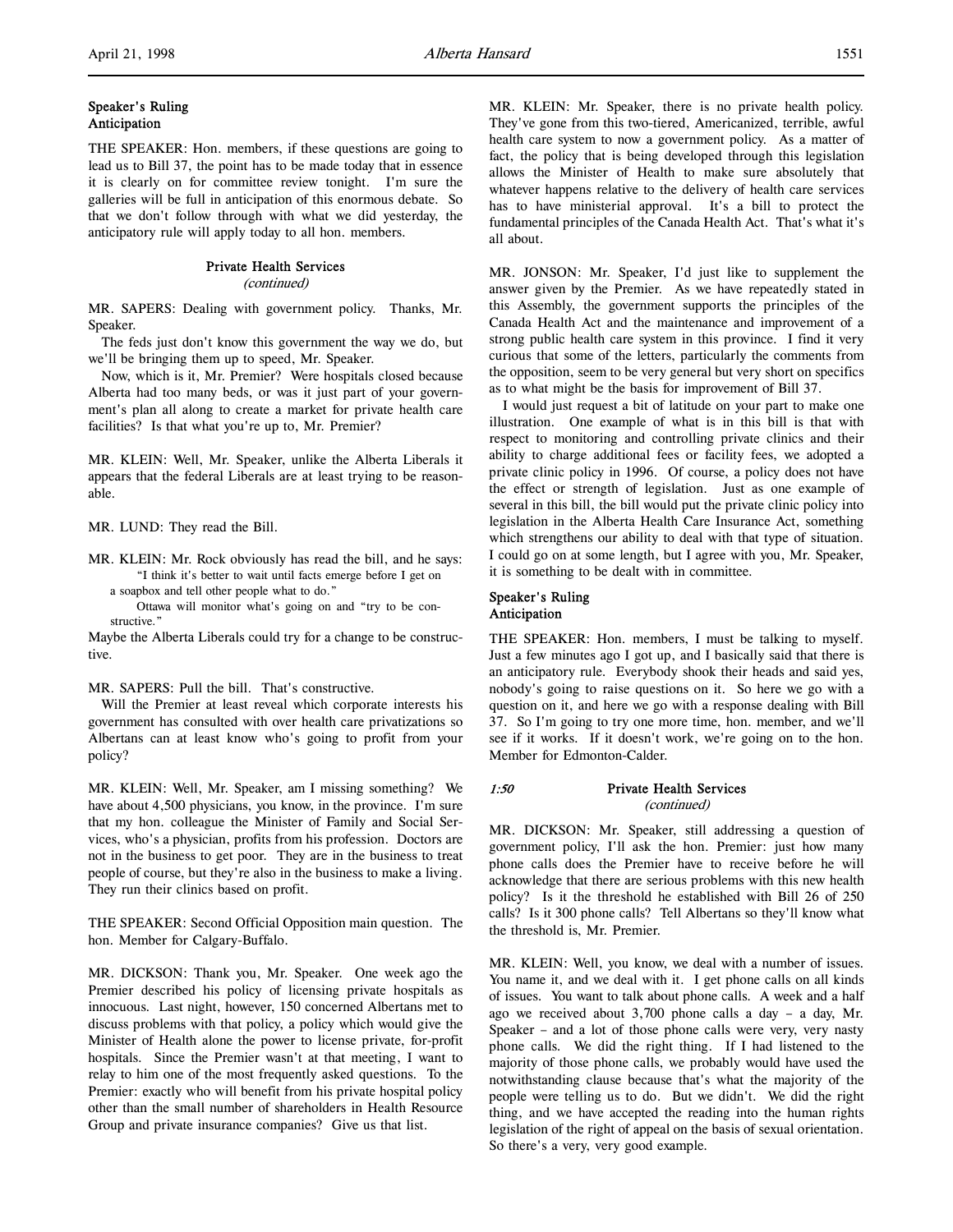## Speaker's Ruling
## Anticipation

THE SPEAKER: Hon. members, if these questions are going to lead us to Bill 37, the point has to be made today that in essence it is clearly on for committee review tonight. I'm sure the galleries will be full in anticipation of this enormous debate. So that we don't follow through with what we did yesterday, the anticipatory rule will apply today to all hon. members.

### Private Health Services
*(continued)*

MR. SAPERS: Dealing with government policy. Thanks, Mr. Speaker.

The feds just don't know this government the way we do, but we'll be bringing them up to speed, Mr. Speaker.

Now, which is it, Mr. Premier? Were hospitals closed because Alberta had too many beds, or was it just part of your government's plan all along to create a market for private health care facilities? Is that what you're up to, Mr. Premier?

MR. KLEIN: Well, Mr. Speaker, unlike the Alberta Liberals it appears that the federal Liberals are at least trying to be reasonable.

MR. LUND: They read the Bill.

MR. KLEIN: Mr. Rock obviously has read the bill, and he says:

> "I think it's better to wait until facts emerge before I get on a soapbox and tell other people what to do."
>
> Ottawa will monitor what's going on and "try to be constructive."

Maybe the Alberta Liberals could try for a change to be constructive.

MR. SAPERS: Pull the bill. That's constructive.

Will the Premier at least reveal which corporate interests his government has consulted with over health care privatizations so Albertans can at least know who's going to profit from your policy?

MR. KLEIN: Well, Mr. Speaker, am I missing something? We have about 4,500 physicians, you know, in the province. I'm sure that my hon. colleague the Minister of Family and Social Services, who's a physician, profits from his profession. Doctors are not in the business to get poor. They are in the business to treat people of course, but they're also in the business to make a living. They run their clinics based on profit.

THE SPEAKER: Second Official Opposition main question. The hon. Member for Calgary-Buffalo.

MR. DICKSON: Thank you, Mr. Speaker. One week ago the Premier described his policy of licensing private hospitals as innocuous. Last night, however, 150 concerned Albertans met to discuss problems with that policy, a policy which would give the Minister of Health alone the power to license private, for-profit hospitals. Since the Premier wasn't at that meeting, I want to relay to him one of the most frequently asked questions. To the Premier: exactly who will benefit from his private hospital policy other than the small number of shareholders in Health Resource Group and private insurance companies? Give us that list.

MR. KLEIN: Mr. Speaker, there is no private health policy. They've gone from this two-tiered, Americanized, terrible, awful health care system to now a government policy. As a matter of fact, the policy that is being developed through this legislation allows the Minister of Health to make sure absolutely that whatever happens relative to the delivery of health care services has to have ministerial approval. It's a bill to protect the fundamental principles of the Canada Health Act. That's what it's all about.

MR. JONSON: Mr. Speaker, I'd just like to supplement the answer given by the Premier. As we have repeatedly stated in this Assembly, the government supports the principles of the Canada Health Act and the maintenance and improvement of a strong public health care system in this province. I find it very curious that some of the letters, particularly the comments from the opposition, seem to be very general but very short on specifics as to what might be the basis for improvement of Bill 37.

I would just request a bit of latitude on your part to make one illustration. One example of what is in this bill is that with respect to monitoring and controlling private clinics and their ability to charge additional fees or facility fees, we adopted a private clinic policy in 1996. Of course, a policy does not have the effect or strength of legislation. Just as one example of several in this bill, the bill would put the private clinic policy into legislation in the Alberta Health Care Insurance Act, something which strengthens our ability to deal with that type of situation. I could go on at some length, but I agree with you, Mr. Speaker, it is something to be dealt with in committee.

## Speaker's Ruling
## Anticipation

THE SPEAKER: Hon. members, I must be talking to myself. Just a few minutes ago I got up, and I basically said that there is an anticipatory rule. Everybody shook their heads and said yes, nobody's going to raise questions on it. So here we go with a question on it, and here we go with a response dealing with Bill 37. So I'm going to try one more time, hon. member, and we'll see if it works. If it doesn't work, we're going on to the hon. Member for Edmonton-Calder.

*1:50*

### Private Health Services
*(continued)*

MR. DICKSON: Mr. Speaker, still addressing a question of government policy, I'll ask the hon. Premier: just how many phone calls does the Premier have to receive before he will acknowledge that there are serious problems with this new health policy? Is it the threshold he established with Bill 26 of 250 calls? Is it 300 phone calls? Tell Albertans so they'll know what the threshold is, Mr. Premier.

MR. KLEIN: Well, you know, we deal with a number of issues. You name it, and we deal with it. I get phone calls on all kinds of issues. You want to talk about phone calls. A week and a half ago we received about 3,700 phone calls a day – a day, Mr. Speaker – and a lot of those phone calls were very, very nasty phone calls. We did the right thing. If I had listened to the majority of those phone calls, we probably would have used the notwithstanding clause because that's what the majority of the people were telling us to do. But we didn't. We did the right thing, and we have accepted the reading into the human rights legislation of the right of appeal on the basis of sexual orientation. So there's a very, very good example.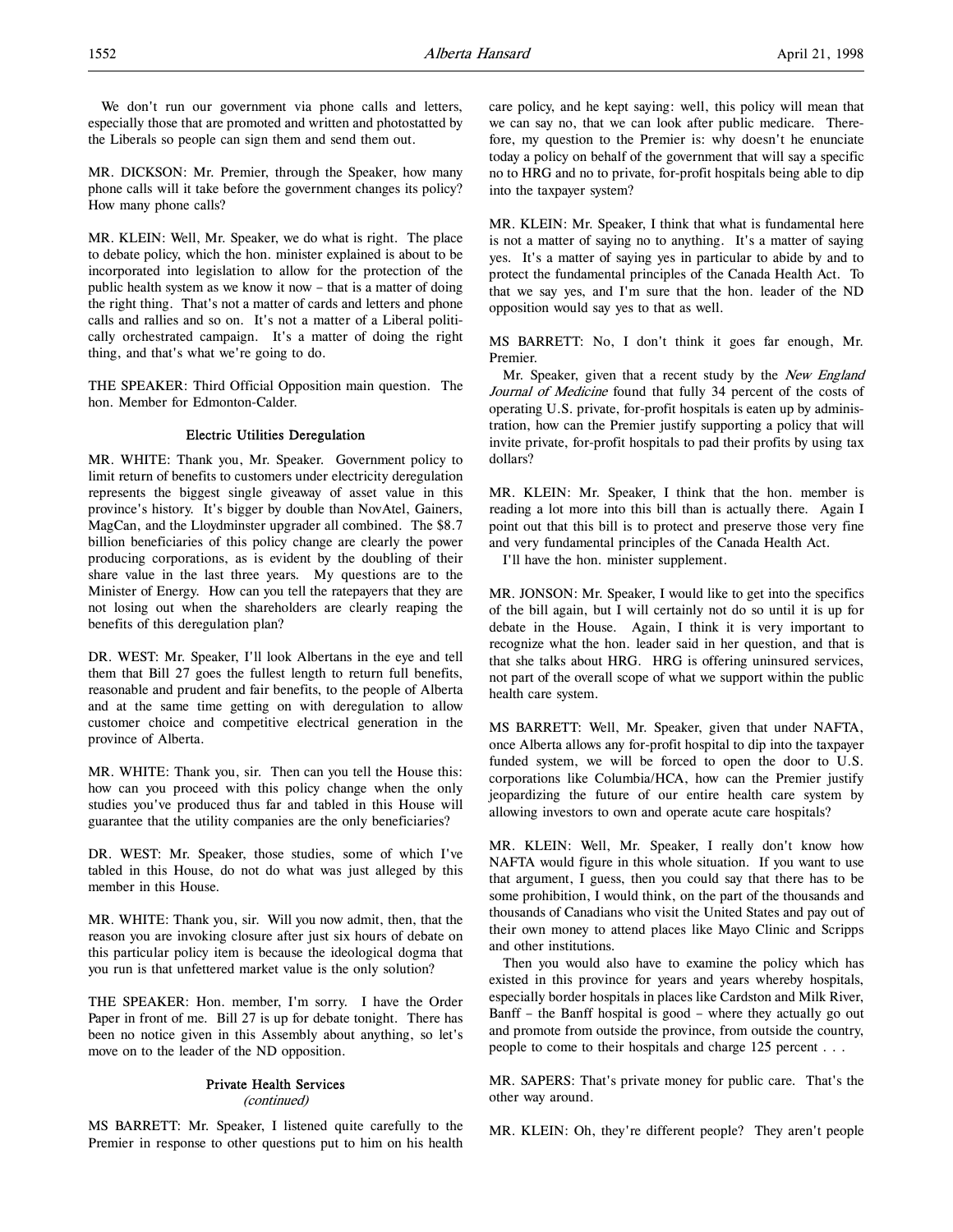We don't run our government via phone calls and letters, especially those that are promoted and written and photostatted by the Liberals so people can sign them and send them out.

MR. DICKSON: Mr. Premier, through the Speaker, how many phone calls will it take before the government changes its policy? How many phone calls?

MR. KLEIN: Well, Mr. Speaker, we do what is right. The place to debate policy, which the hon. minister explained is about to be incorporated into legislation to allow for the protection of the public health system as we know it now – that is a matter of doing the right thing. That's not a matter of cards and letters and phone calls and rallies and so on. It's not a matter of a Liberal politically orchestrated campaign. It's a matter of doing the right thing, and that's what we're going to do.

THE SPEAKER: Third Official Opposition main question. The hon. Member for Edmonton-Calder.

### Electric Utilities Deregulation

MR. WHITE: Thank you, Mr. Speaker. Government policy to limit return of benefits to customers under electricity deregulation represents the biggest single giveaway of asset value in this province's history. It's bigger by double than NovAtel, Gainers, MagCan, and the Lloydminster upgrader all combined. The $8.7 billion beneficiaries of this policy change are clearly the power producing corporations, as is evident by the doubling of their share value in the last three years. My questions are to the Minister of Energy. How can you tell the ratepayers that they are not losing out when the shareholders are clearly reaping the benefits of this deregulation plan?

DR. WEST: Mr. Speaker, I'll look Albertans in the eye and tell them that Bill 27 goes the fullest length to return full benefits, reasonable and prudent and fair benefits, to the people of Alberta and at the same time getting on with deregulation to allow customer choice and competitive electrical generation in the province of Alberta.

MR. WHITE: Thank you, sir. Then can you tell the House this: how can you proceed with this policy change when the only studies you've produced thus far and tabled in this House will guarantee that the utility companies are the only beneficiaries?

DR. WEST: Mr. Speaker, those studies, some of which I've tabled in this House, do not do what was just alleged by this member in this House.

MR. WHITE: Thank you, sir. Will you now admit, then, that the reason you are invoking closure after just six hours of debate on this particular policy item is because the ideological dogma that you run is that unfettered market value is the only solution?

THE SPEAKER: Hon. member, I'm sorry. I have the Order Paper in front of me. Bill 27 is up for debate tonight. There has been no notice given in this Assembly about anything, so let's move on to the leader of the ND opposition.

### Private Health Services
*(continued)*

MS BARRETT: Mr. Speaker, I listened quite carefully to the Premier in response to other questions put to him on his health care policy, and he kept saying: well, this policy will mean that we can say no, that we can look after public medicare. Therefore, my question to the Premier is: why doesn't he enunciate today a policy on behalf of the government that will say a specific no to HRG and no to private, for-profit hospitals being able to dip into the taxpayer system?

MR. KLEIN: Mr. Speaker, I think that what is fundamental here is not a matter of saying no to anything. It's a matter of saying yes. It's a matter of saying yes in particular to abide by and to protect the fundamental principles of the Canada Health Act. To that we say yes, and I'm sure that the hon. leader of the ND opposition would say yes to that as well.

MS BARRETT: No, I don't think it goes far enough, Mr. Premier.

Mr. Speaker, given that a recent study by the *New England Journal of Medicine* found that fully 34 percent of the costs of operating U.S. private, for-profit hospitals is eaten up by administration, how can the Premier justify supporting a policy that will invite private, for-profit hospitals to pad their profits by using tax dollars?

MR. KLEIN: Mr. Speaker, I think that the hon. member is reading a lot more into this bill than is actually there. Again I point out that this bill is to protect and preserve those very fine and very fundamental principles of the Canada Health Act.

I'll have the hon. minister supplement.

MR. JONSON: Mr. Speaker, I would like to get into the specifics of the bill again, but I will certainly not do so until it is up for debate in the House. Again, I think it is very important to recognize what the hon. leader said in her question, and that is that she talks about HRG. HRG is offering uninsured services, not part of the overall scope of what we support within the public health care system.

MS BARRETT: Well, Mr. Speaker, given that under NAFTA, once Alberta allows any for-profit hospital to dip into the taxpayer funded system, we will be forced to open the door to U.S. corporations like Columbia/HCA, how can the Premier justify jeopardizing the future of our entire health care system by allowing investors to own and operate acute care hospitals?

MR. KLEIN: Well, Mr. Speaker, I really don't know how NAFTA would figure in this whole situation. If you want to use that argument, I guess, then you could say that there has to be some prohibition, I would think, on the part of the thousands and thousands of Canadians who visit the United States and pay out of their own money to attend places like Mayo Clinic and Scripps and other institutions.

Then you would also have to examine the policy which has existed in this province for years and years whereby hospitals, especially border hospitals in places like Cardston and Milk River, Banff – the Banff hospital is good – where they actually go out and promote from outside the province, from outside the country, people to come to their hospitals and charge 125 percent . . .

MR. SAPERS: That's private money for public care. That's the other way around.

MR. KLEIN: Oh, they're different people? They aren't people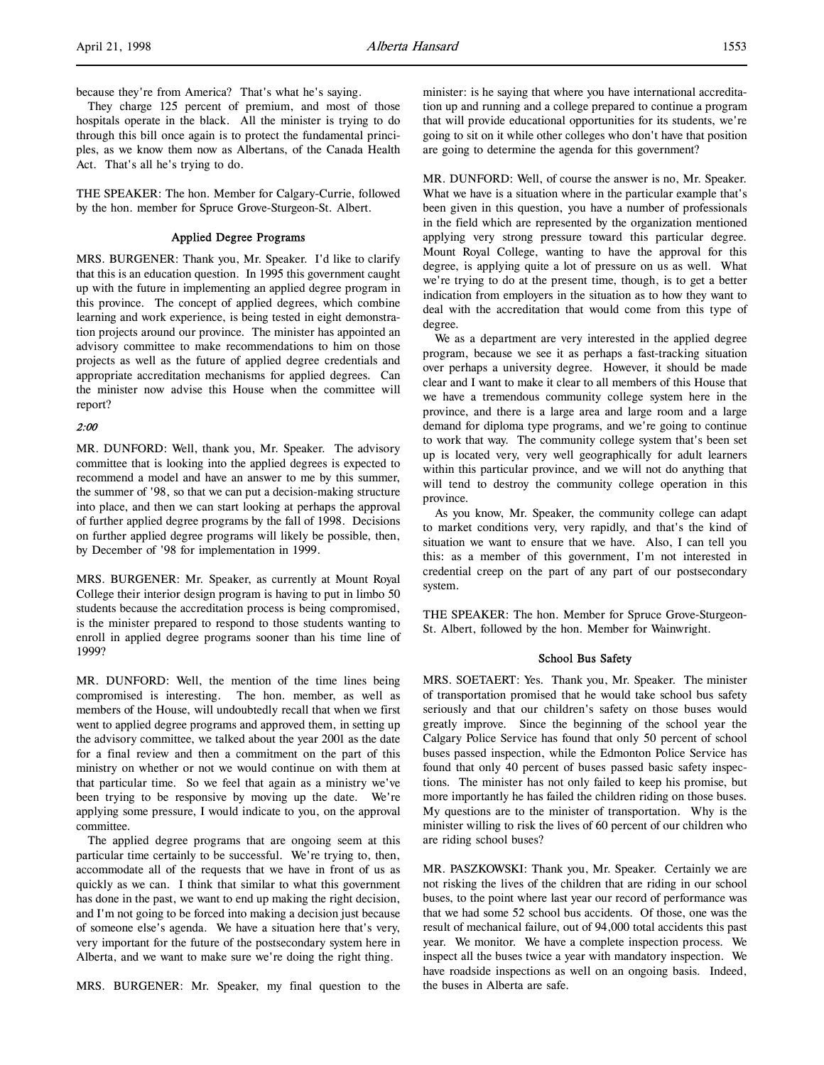because they're from America? That's what he's saying.

They charge 125 percent of premium, and most of those hospitals operate in the black. All the minister is trying to do through this bill once again is to protect the fundamental principles, as we know them now as Albertans, of the Canada Health Act. That's all he's trying to do.

THE SPEAKER: The hon. Member for Calgary-Currie, followed by the hon. member for Spruce Grove-Sturgeon-St. Albert.

### Applied Degree Programs

MRS. BURGENER: Thank you, Mr. Speaker. I'd like to clarify that this is an education question. In 1995 this government caught up with the future in implementing an applied degree program in this province. The concept of applied degrees, which combine learning and work experience, is being tested in eight demonstration projects around our province. The minister has appointed an advisory committee to make recommendations to him on those projects as well as the future of applied degree credentials and appropriate accreditation mechanisms for applied degrees. Can the minister now advise this House when the committee will report?

*2:00*

MR. DUNFORD: Well, thank you, Mr. Speaker. The advisory committee that is looking into the applied degrees is expected to recommend a model and have an answer to me by this summer, the summer of '98, so that we can put a decision-making structure into place, and then we can start looking at perhaps the approval of further applied degree programs by the fall of 1998. Decisions on further applied degree programs will likely be possible, then, by December of '98 for implementation in 1999.

MRS. BURGENER: Mr. Speaker, as currently at Mount Royal College their interior design program is having to put in limbo 50 students because the accreditation process is being compromised, is the minister prepared to respond to those students wanting to enroll in applied degree programs sooner than his time line of 1999?

MR. DUNFORD: Well, the mention of the time lines being compromised is interesting. The hon. member, as well as members of the House, will undoubtedly recall that when we first went to applied degree programs and approved them, in setting up the advisory committee, we talked about the year 2001 as the date for a final review and then a commitment on the part of this ministry on whether or not we would continue on with them at that particular time. So we feel that again as a ministry we've been trying to be responsive by moving up the date. We're applying some pressure, I would indicate to you, on the approval committee.

The applied degree programs that are ongoing seem at this particular time certainly to be successful. We're trying to, then, accommodate all of the requests that we have in front of us as quickly as we can. I think that similar to what this government has done in the past, we want to end up making the right decision, and I'm not going to be forced into making a decision just because of someone else's agenda. We have a situation here that's very, very important for the future of the postsecondary system here in Alberta, and we want to make sure we're doing the right thing.

MRS. BURGENER: Mr. Speaker, my final question to the minister: is he saying that where you have international accreditation up and running and a college prepared to continue a program that will provide educational opportunities for its students, we're going to sit on it while other colleges who don't have that position are going to determine the agenda for this government?

MR. DUNFORD: Well, of course the answer is no, Mr. Speaker. What we have is a situation where in the particular example that's been given in this question, you have a number of professionals in the field which are represented by the organization mentioned applying very strong pressure toward this particular degree. Mount Royal College, wanting to have the approval for this degree, is applying quite a lot of pressure on us as well. What we're trying to do at the present time, though, is to get a better indication from employers in the situation as to how they want to deal with the accreditation that would come from this type of degree.

We as a department are very interested in the applied degree program, because we see it as perhaps a fast-tracking situation over perhaps a university degree. However, it should be made clear and I want to make it clear to all members of this House that we have a tremendous community college system here in the province, and there is a large area and large room and a large demand for diploma type programs, and we're going to continue to work that way. The community college system that's been set up is located very, very well geographically for adult learners within this particular province, and we will not do anything that will tend to destroy the community college operation in this province.

As you know, Mr. Speaker, the community college can adapt to market conditions very, very rapidly, and that's the kind of situation we want to ensure that we have. Also, I can tell you this: as a member of this government, I'm not interested in credential creep on the part of any part of our postsecondary system.

THE SPEAKER: The hon. Member for Spruce Grove-Sturgeon-St. Albert, followed by the hon. Member for Wainwright.

### School Bus Safety

MRS. SOETAERT: Yes. Thank you, Mr. Speaker. The minister of transportation promised that he would take school bus safety seriously and that our children's safety on those buses would greatly improve. Since the beginning of the school year the Calgary Police Service has found that only 50 percent of school buses passed inspection, while the Edmonton Police Service has found that only 40 percent of buses passed basic safety inspections. The minister has not only failed to keep his promise, but more importantly he has failed the children riding on those buses. My questions are to the minister of transportation. Why is the minister willing to risk the lives of 60 percent of our children who are riding school buses?

MR. PASZKOWSKI: Thank you, Mr. Speaker. Certainly we are not risking the lives of the children that are riding in our school buses, to the point where last year our record of performance was that we had some 52 school bus accidents. Of those, one was the result of mechanical failure, out of 94,000 total accidents this past year. We monitor. We have a complete inspection process. We inspect all the buses twice a year with mandatory inspection. We have roadside inspections as well on an ongoing basis. Indeed, the buses in Alberta are safe.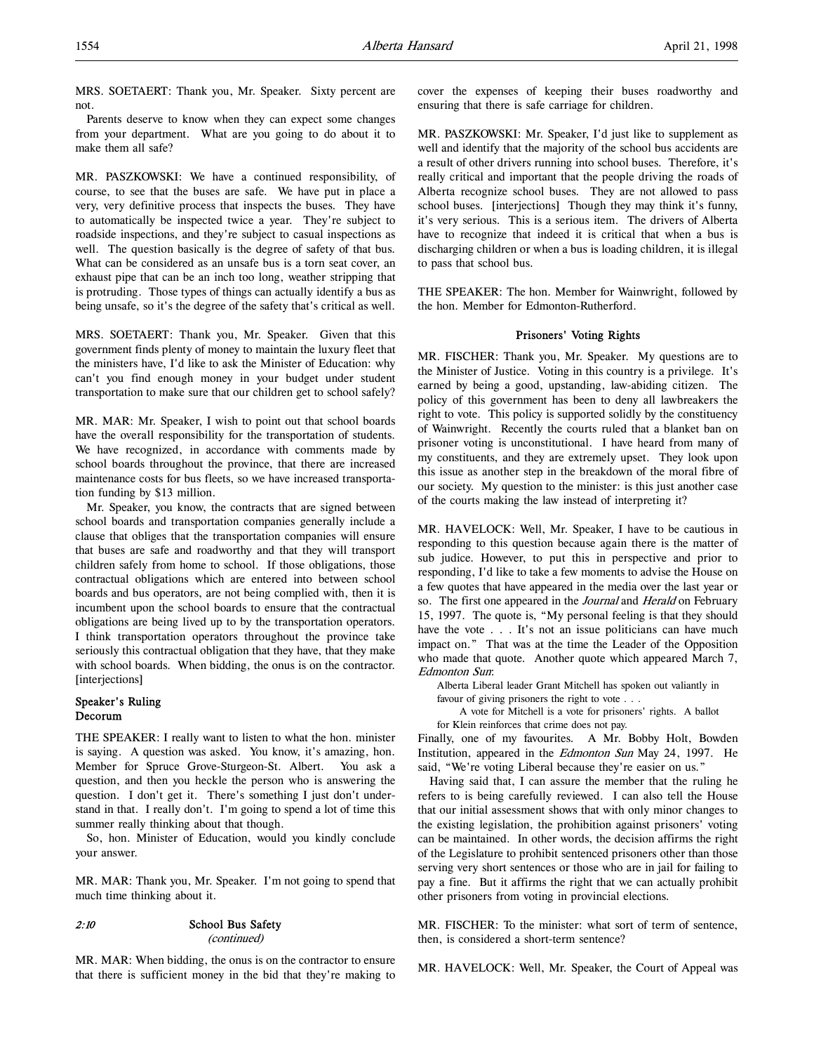MRS. SOETAERT: Thank you, Mr. Speaker. Sixty percent are not.

Parents deserve to know when they can expect some changes from your department. What are you going to do about it to make them all safe?

MR. PASZKOWSKI: We have a continued responsibility, of course, to see that the buses are safe. We have put in place a very, very definitive process that inspects the buses. They have to automatically be inspected twice a year. They're subject to roadside inspections, and they're subject to casual inspections as well. The question basically is the degree of safety of that bus. What can be considered as an unsafe bus is a torn seat cover, an exhaust pipe that can be an inch too long, weather stripping that is protruding. Those types of things can actually identify a bus as being unsafe, so it's the degree of the safety that's critical as well.

MRS. SOETAERT: Thank you, Mr. Speaker. Given that this government finds plenty of money to maintain the luxury fleet that the ministers have, I'd like to ask the Minister of Education: why can't you find enough money in your budget under student transportation to make sure that our children get to school safely?

MR. MAR: Mr. Speaker, I wish to point out that school boards have the overall responsibility for the transportation of students. We have recognized, in accordance with comments made by school boards throughout the province, that there are increased maintenance costs for bus fleets, so we have increased transportation funding by $13 million.

Mr. Speaker, you know, the contracts that are signed between school boards and transportation companies generally include a clause that obliges that the transportation companies will ensure that buses are safe and roadworthy and that they will transport children safely from home to school. If those obligations, those contractual obligations which are entered into between school boards and bus operators, are not being complied with, then it is incumbent upon the school boards to ensure that the contractual obligations are being lived up to by the transportation operators. I think transportation operators throughout the province take seriously this contractual obligation that they have, that they make with school boards. When bidding, the onus is on the contractor. [interjections]

### Speaker's Ruling
### Decorum

THE SPEAKER: I really want to listen to what the hon. minister is saying. A question was asked. You know, it's amazing, hon. Member for Spruce Grove-Sturgeon-St. Albert. You ask a question, and then you heckle the person who is answering the question. I don't get it. There's something I just don't understand in that. I really don't. I'm going to spend a lot of time this summer really thinking about that though.

So, hon. Minister of Education, would you kindly conclude your answer.

MR. MAR: Thank you, Mr. Speaker. I'm not going to spend that much time thinking about it.

*2:10*

### School Bus Safety
*(continued)*

MR. MAR: When bidding, the onus is on the contractor to ensure that there is sufficient money in the bid that they're making to cover the expenses of keeping their buses roadworthy and ensuring that there is safe carriage for children.

MR. PASZKOWSKI: Mr. Speaker, I'd just like to supplement as well and identify that the majority of the school bus accidents are a result of other drivers running into school buses. Therefore, it's really critical and important that the people driving the roads of Alberta recognize school buses. They are not allowed to pass school buses. [interjections] Though they may think it's funny, it's very serious. This is a serious item. The drivers of Alberta have to recognize that indeed it is critical that when a bus is discharging children or when a bus is loading children, it is illegal to pass that school bus.

THE SPEAKER: The hon. Member for Wainwright, followed by the hon. Member for Edmonton-Rutherford.

### Prisoners' Voting Rights

MR. FISCHER: Thank you, Mr. Speaker. My questions are to the Minister of Justice. Voting in this country is a privilege. It's earned by being a good, upstanding, law-abiding citizen. The policy of this government has been to deny all lawbreakers the right to vote. This policy is supported solidly by the constituency of Wainwright. Recently the courts ruled that a blanket ban on prisoner voting is unconstitutional. I have heard from many of my constituents, and they are extremely upset. They look upon this issue as another step in the breakdown of the moral fibre of our society. My question to the minister: is this just another case of the courts making the law instead of interpreting it?

MR. HAVELOCK: Well, Mr. Speaker, I have to be cautious in responding to this question because again there is the matter of sub judice. However, to put this in perspective and prior to responding, I'd like to take a few moments to advise the House on a few quotes that have appeared in the media over the last year or so. The first one appeared in the *Journal* and *Herald* on February 15, 1997. The quote is, "My personal feeling is that they should have the vote . . . It's not an issue politicians can have much impact on." That was at the time the Leader of the Opposition who made that quote. Another quote which appeared March 7, *Edmonton Sun*:

> Alberta Liberal leader Grant Mitchell has spoken out valiantly in favour of giving prisoners the right to vote . . .
>
> A vote for Mitchell is a vote for prisoners' rights. A ballot for Klein reinforces that crime does not pay.

Finally, one of my favourites. A Mr. Bobby Holt, Bowden Institution, appeared in the *Edmonton Sun* May 24, 1997. He said, "We're voting Liberal because they're easier on us."

Having said that, I can assure the member that the ruling he refers to is being carefully reviewed. I can also tell the House that our initial assessment shows that with only minor changes to the existing legislation, the prohibition against prisoners' voting can be maintained. In other words, the decision affirms the right of the Legislature to prohibit sentenced prisoners other than those serving very short sentences or those who are in jail for failing to pay a fine. But it affirms the right that we can actually prohibit other prisoners from voting in provincial elections.

MR. FISCHER: To the minister: what sort of term of sentence, then, is considered a short-term sentence?

MR. HAVELOCK: Well, Mr. Speaker, the Court of Appeal was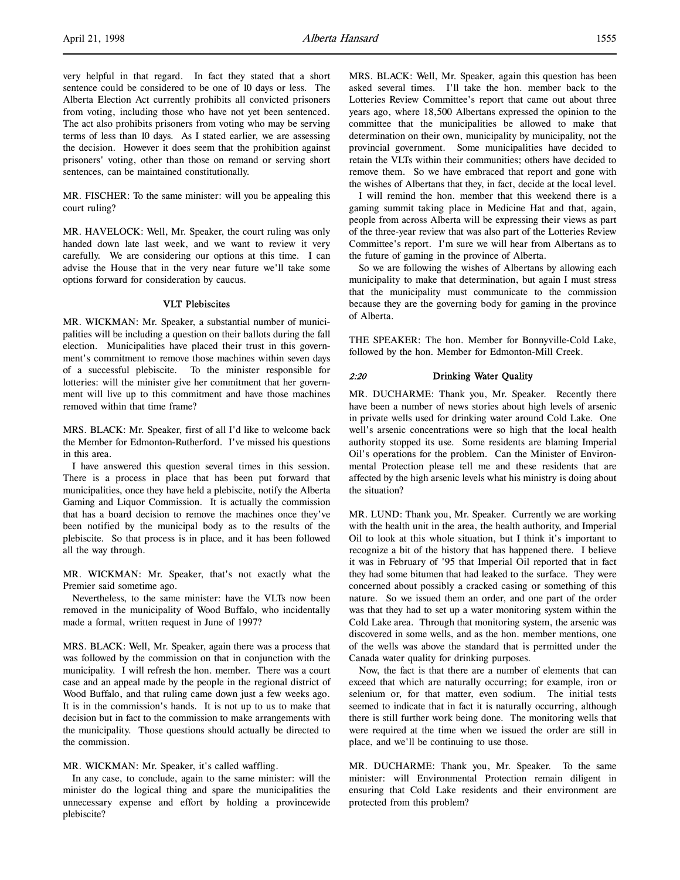very helpful in that regard. In fact they stated that a short sentence could be considered to be one of 10 days or less. The Alberta Election Act currently prohibits all convicted prisoners from voting, including those who have not yet been sentenced. The act also prohibits prisoners from voting who may be serving terms of less than 10 days. As I stated earlier, we are assessing the decision. However it does seem that the prohibition against prisoners' voting, other than those on remand or serving short sentences, can be maintained constitutionally.

MR. FISCHER: To the same minister: will you be appealing this court ruling?

MR. HAVELOCK: Well, Mr. Speaker, the court ruling was only handed down late last week, and we want to review it very carefully. We are considering our options at this time. I can advise the House that in the very near future we'll take some options forward for consideration by caucus.

### VLT Plebiscites

MR. WICKMAN: Mr. Speaker, a substantial number of municipalities will be including a question on their ballots during the fall election. Municipalities have placed their trust in this government's commitment to remove those machines within seven days of a successful plebiscite. To the minister responsible for lotteries: will the minister give her commitment that her government will live up to this commitment and have those machines removed within that time frame?

MRS. BLACK: Mr. Speaker, first of all I'd like to welcome back the Member for Edmonton-Rutherford. I've missed his questions in this area.

I have answered this question several times in this session. There is a process in place that has been put forward that municipalities, once they have held a plebiscite, notify the Alberta Gaming and Liquor Commission. It is actually the commission that has a board decision to remove the machines once they've been notified by the municipal body as to the results of the plebiscite. So that process is in place, and it has been followed all the way through.

MR. WICKMAN: Mr. Speaker, that's not exactly what the Premier said sometime ago.

Nevertheless, to the same minister: have the VLTs now been removed in the municipality of Wood Buffalo, who incidentally made a formal, written request in June of 1997?

MRS. BLACK: Well, Mr. Speaker, again there was a process that was followed by the commission on that in conjunction with the municipality. I will refresh the hon. member. There was a court case and an appeal made by the people in the regional district of Wood Buffalo, and that ruling came down just a few weeks ago. It is in the commission's hands. It is not up to us to make that decision but in fact to the commission to make arrangements with the municipality. Those questions should actually be directed to the commission.

MR. WICKMAN: Mr. Speaker, it's called waffling.

In any case, to conclude, again to the same minister: will the minister do the logical thing and spare the municipalities the unnecessary expense and effort by holding a provincewide plebiscite?

MRS. BLACK: Well, Mr. Speaker, again this question has been asked several times. I'll take the hon. member back to the Lotteries Review Committee's report that came out about three years ago, where 18,500 Albertans expressed the opinion to the committee that the municipalities be allowed to make that determination on their own, municipality by municipality, not the provincial government. Some municipalities have decided to retain the VLTs within their communities; others have decided to remove them. So we have embraced that report and gone with the wishes of Albertans that they, in fact, decide at the local level.

I will remind the hon. member that this weekend there is a gaming summit taking place in Medicine Hat and that, again, people from across Alberta will be expressing their views as part of the three-year review that was also part of the Lotteries Review Committee's report. I'm sure we will hear from Albertans as to the future of gaming in the province of Alberta.

So we are following the wishes of Albertans by allowing each municipality to make that determination, but again I must stress that the municipality must communicate to the commission because they are the governing body for gaming in the province of Alberta.

THE SPEAKER: The hon. Member for Bonnyville-Cold Lake, followed by the hon. Member for Edmonton-Mill Creek.

### *2:20* Drinking Water Quality

MR. DUCHARME: Thank you, Mr. Speaker. Recently there have been a number of news stories about high levels of arsenic in private wells used for drinking water around Cold Lake. One well's arsenic concentrations were so high that the local health authority stopped its use. Some residents are blaming Imperial Oil's operations for the problem. Can the Minister of Environmental Protection please tell me and these residents that are affected by the high arsenic levels what his ministry is doing about the situation?

MR. LUND: Thank you, Mr. Speaker. Currently we are working with the health unit in the area, the health authority, and Imperial Oil to look at this whole situation, but I think it's important to recognize a bit of the history that has happened there. I believe it was in February of '95 that Imperial Oil reported that in fact they had some bitumen that had leaked to the surface. They were concerned about possibly a cracked casing or something of this nature. So we issued them an order, and one part of the order was that they had to set up a water monitoring system within the Cold Lake area. Through that monitoring system, the arsenic was discovered in some wells, and as the hon. member mentions, one of the wells was above the standard that is permitted under the Canada water quality for drinking purposes.

Now, the fact is that there are a number of elements that can exceed that which are naturally occurring; for example, iron or selenium or, for that matter, even sodium. The initial tests seemed to indicate that in fact it is naturally occurring, although there is still further work being done. The monitoring wells that were required at the time when we issued the order are still in place, and we'll be continuing to use those.

MR. DUCHARME: Thank you, Mr. Speaker. To the same minister: will Environmental Protection remain diligent in ensuring that Cold Lake residents and their environment are protected from this problem?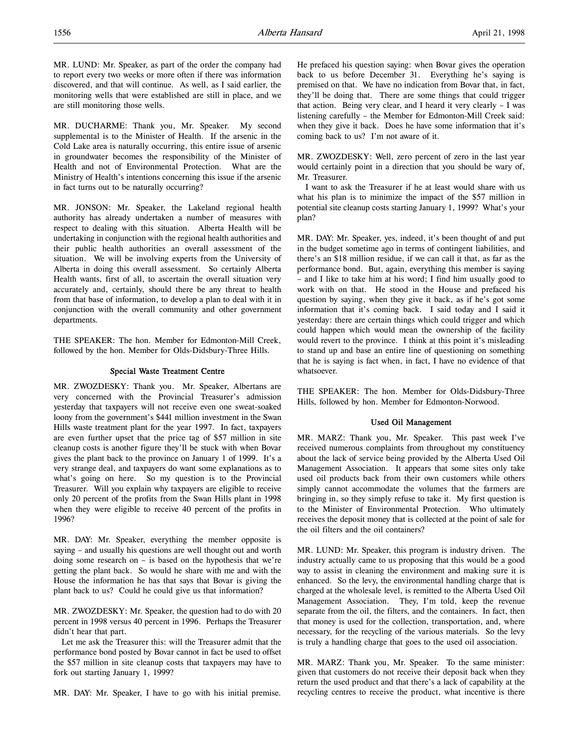MR. LUND: Mr. Speaker, as part of the order the company had to report every two weeks or more often if there was information discovered, and that will continue. As well, as I said earlier, the monitoring wells that were established are still in place, and we are still monitoring those wells.

MR. DUCHARME: Thank you, Mr. Speaker. My second supplemental is to the Minister of Health. If the arsenic in the Cold Lake area is naturally occurring, this entire issue of arsenic in groundwater becomes the responsibility of the Minister of Health and not of Environmental Protection. What are the Ministry of Health's intentions concerning this issue if the arsenic in fact turns out to be naturally occurring?

MR. JONSON: Mr. Speaker, the Lakeland regional health authority has already undertaken a number of measures with respect to dealing with this situation. Alberta Health will be undertaking in conjunction with the regional health authorities and their public health authorities an overall assessment of the situation. We will be involving experts from the University of Alberta in doing this overall assessment. So certainly Alberta Health wants, first of all, to ascertain the overall situation very accurately and, certainly, should there be any threat to health from that base of information, to develop a plan to deal with it in conjunction with the overall community and other government departments.

THE SPEAKER: The hon. Member for Edmonton-Mill Creek, followed by the hon. Member for Olds-Didsbury-Three Hills.

## Special Waste Treatment Centre

MR. ZWOZDESKY: Thank you. Mr. Speaker, Albertans are very concerned with the Provincial Treasurer's admission yesterday that taxpayers will not receive even one sweat-soaked loony from the government's $441 million investment in the Swan Hills waste treatment plant for the year 1997. In fact, taxpayers are even further upset that the price tag of $57 million in site cleanup costs is another figure they'll be stuck with when Bovar gives the plant back to the province on January 1 of 1999. It's a very strange deal, and taxpayers do want some explanations as to what's going on here. So my question is to the Provincial Treasurer. Will you explain why taxpayers are eligible to receive only 20 percent of the profits from the Swan Hills plant in 1998 when they were eligible to receive 40 percent of the profits in 1996?

MR. DAY: Mr. Speaker, everything the member opposite is saying – and usually his questions are well thought out and worth doing some research on – is based on the hypothesis that we're getting the plant back. So would he share with me and with the House the information he has that says that Bovar is giving the plant back to us? Could he could give us that information?

MR. ZWOZDESKY: Mr. Speaker, the question had to do with 20 percent in 1998 versus 40 percent in 1996. Perhaps the Treasurer didn't hear that part.

Let me ask the Treasurer this: will the Treasurer admit that the performance bond posted by Bovar cannot in fact be used to offset the $57 million in site cleanup costs that taxpayers may have to fork out starting January 1, 1999?

MR. DAY: Mr. Speaker, I have to go with his initial premise. He prefaced his question saying: when Bovar gives the operation back to us before December 31. Everything he's saying is premised on that. We have no indication from Bovar that, in fact, they'll be doing that. There are some things that could trigger that action. Being very clear, and I heard it very clearly – I was listening carefully – the Member for Edmonton-Mill Creek said: when they give it back. Does he have some information that it's coming back to us? I'm not aware of it.

MR. ZWOZDESKY: Well, zero percent of zero in the last year would certainly point in a direction that you should be wary of, Mr. Treasurer.

I want to ask the Treasurer if he at least would share with us what his plan is to minimize the impact of the $57 million in potential site cleanup costs starting January 1, 1999? What's your plan?

MR. DAY: Mr. Speaker, yes, indeed, it's been thought of and put in the budget sometime ago in terms of contingent liabilities, and there's an $18 million residue, if we can call it that, as far as the performance bond. But, again, everything this member is saying – and I like to take him at his word; I find him usually good to work with on that. He stood in the House and prefaced his question by saying, when they give it back, as if he's got some information that it's coming back. I said today and I said it yesterday: there are certain things which could trigger and which could happen which would mean the ownership of the facility would revert to the province. I think at this point it's misleading to stand up and base an entire line of questioning on something that he is saying is fact when, in fact, I have no evidence of that whatsoever.

THE SPEAKER: The hon. Member for Olds-Didsbury-Three Hills, followed by hon. Member for Edmonton-Norwood.

## Used Oil Management

MR. MARZ: Thank you, Mr. Speaker. This past week I've received numerous complaints from throughout my constituency about the lack of service being provided by the Alberta Used Oil Management Association. It appears that some sites only take used oil products back from their own customers while others simply cannot accommodate the volumes that the farmers are bringing in, so they simply refuse to take it. My first question is to the Minister of Environmental Protection. Who ultimately receives the deposit money that is collected at the point of sale for the oil filters and the oil containers?

MR. LUND: Mr. Speaker, this program is industry driven. The industry actually came to us proposing that this would be a good way to assist in cleaning the environment and making sure it is enhanced. So the levy, the environmental handling charge that is charged at the wholesale level, is remitted to the Alberta Used Oil Management Association. They, I'm told, keep the revenue separate from the oil, the filters, and the containers. In fact, then that money is used for the collection, transportation, and, where necessary, for the recycling of the various materials. So the levy is truly a handling charge that goes to the used oil association.

MR. MARZ: Thank you, Mr. Speaker. To the same minister: given that customers do not receive their deposit back when they return the used product and that there's a lack of capability at the recycling centres to receive the product, what incentive is there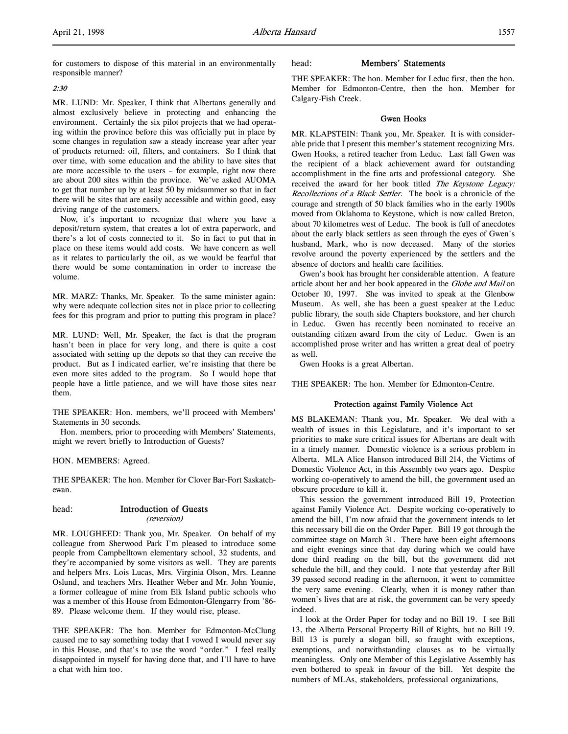for customers to dispose of this material in an environmentally responsible manner?

*2:30*

MR. LUND: Mr. Speaker, I think that Albertans generally and almost exclusively believe in protecting and enhancing the environment. Certainly the six pilot projects that we had operating within the province before this was officially put in place by some changes in regulation saw a steady increase year after year of products returned: oil, filters, and containers. So I think that over time, with some education and the ability to have sites that are more accessible to the users – for example, right now there are about 200 sites within the province. We've asked AUOMA to get that number up by at least 50 by midsummer so that in fact there will be sites that are easily accessible and within good, easy driving range of the customers.

Now, it's important to recognize that where you have a deposit/return system, that creates a lot of extra paperwork, and there's a lot of costs connected to it. So in fact to put that in place on these items would add costs. We have concern as well as it relates to particularly the oil, as we would be fearful that there would be some contamination in order to increase the volume.

MR. MARZ: Thanks, Mr. Speaker. To the same minister again: why were adequate collection sites not in place prior to collecting fees for this program and prior to putting this program in place?

MR. LUND: Well, Mr. Speaker, the fact is that the program hasn't been in place for very long, and there is quite a cost associated with setting up the depots so that they can receive the product. But as I indicated earlier, we're insisting that there be even more sites added to the program. So I would hope that people have a little patience, and we will have those sites near them.

THE SPEAKER: Hon. members, we'll proceed with Members' Statements in 30 seconds.

Hon. members, prior to proceeding with Members' Statements, might we revert briefly to Introduction of Guests?

HON. MEMBERS: Agreed.

THE SPEAKER: The hon. Member for Clover Bar-Fort Saskatchewan.

## head: Introduction of Guests
*(reversion)*

MR. LOUGHEED: Thank you, Mr. Speaker. On behalf of my colleague from Sherwood Park I'm pleased to introduce some people from Campbelltown elementary school, 32 students, and they're accompanied by some visitors as well. They are parents and helpers Mrs. Lois Lucas, Mrs. Virginia Olson, Mrs. Leanne Oslund, and teachers Mrs. Heather Weber and Mr. John Younie, a former colleague of mine from Elk Island public schools who was a member of this House from Edmonton-Glengarry from '86-89. Please welcome them. If they would rise, please.

THE SPEAKER: The hon. Member for Edmonton-McClung caused me to say something today that I vowed I would never say in this House, and that's to use the word "order." I feel really disappointed in myself for having done that, and I'll have to have a chat with him too.

## head: Members' Statements

THE SPEAKER: The hon. Member for Leduc first, then the hon. Member for Edmonton-Centre, then the hon. Member for Calgary-Fish Creek.

### Gwen Hooks

MR. KLAPSTEIN: Thank you, Mr. Speaker. It is with considerable pride that I present this member's statement recognizing Mrs. Gwen Hooks, a retired teacher from Leduc. Last fall Gwen was the recipient of a black achievement award for outstanding accomplishment in the fine arts and professional category. She received the award for her book titled *The Keystone Legacy: Recollections of a Black Settler*. The book is a chronicle of the courage and strength of 50 black families who in the early 1900s moved from Oklahoma to Keystone, which is now called Breton, about 70 kilometres west of Leduc. The book is full of anecdotes about the early black settlers as seen through the eyes of Gwen's husband, Mark, who is now deceased. Many of the stories revolve around the poverty experienced by the settlers and the absence of doctors and health care facilities.

Gwen's book has brought her considerable attention. A feature article about her and her book appeared in the *Globe and Mail* on October 10, 1997. She was invited to speak at the Glenbow Museum. As well, she has been a guest speaker at the Leduc public library, the south side Chapters bookstore, and her church in Leduc. Gwen has recently been nominated to receive an outstanding citizen award from the city of Leduc. Gwen is an accomplished prose writer and has written a great deal of poetry as well.

Gwen Hooks is a great Albertan.

THE SPEAKER: The hon. Member for Edmonton-Centre.

### Protection against Family Violence Act

MS BLAKEMAN: Thank you, Mr. Speaker. We deal with a wealth of issues in this Legislature, and it's important to set priorities to make sure critical issues for Albertans are dealt with in a timely manner. Domestic violence is a serious problem in Alberta. MLA Alice Hanson introduced Bill 214, the Victims of Domestic Violence Act, in this Assembly two years ago. Despite working co-operatively to amend the bill, the government used an obscure procedure to kill it.

This session the government introduced Bill 19, Protection against Family Violence Act. Despite working co-operatively to amend the bill, I'm now afraid that the government intends to let this necessary bill die on the Order Paper. Bill 19 got through the committee stage on March 31. There have been eight afternoons and eight evenings since that day during which we could have done third reading on the bill, but the government did not schedule the bill, and they could. I note that yesterday after Bill 39 passed second reading in the afternoon, it went to committee the very same evening. Clearly, when it is money rather than women's lives that are at risk, the government can be very speedy indeed.

I look at the Order Paper for today and no Bill 19. I see Bill 13, the Alberta Personal Property Bill of Rights, but no Bill 19. Bill 13 is purely a slogan bill, so fraught with exceptions, exemptions, and notwithstanding clauses as to be virtually meaningless. Only one Member of this Legislative Assembly has even bothered to speak in favour of the bill. Yet despite the numbers of MLAs, stakeholders, professional organizations,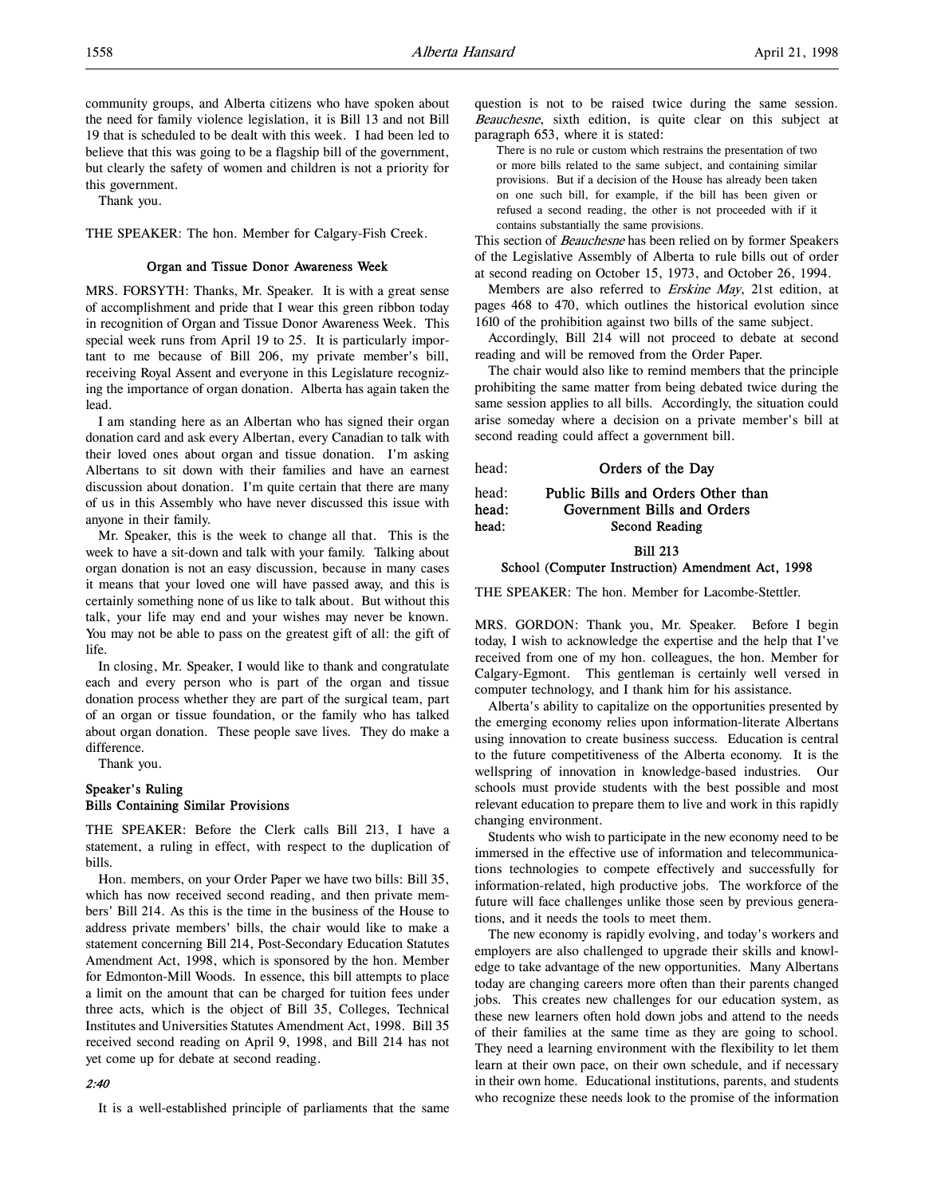community groups, and Alberta citizens who have spoken about the need for family violence legislation, it is Bill 13 and not Bill 19 that is scheduled to be dealt with this week. I had been led to believe that this was going to be a flagship bill of the government, but clearly the safety of women and children is not a priority for this government.

Thank you.

THE SPEAKER: The hon. Member for Calgary-Fish Creek.

### Organ and Tissue Donor Awareness Week

MRS. FORSYTH: Thanks, Mr. Speaker. It is with a great sense of accomplishment and pride that I wear this green ribbon today in recognition of Organ and Tissue Donor Awareness Week. This special week runs from April 19 to 25. It is particularly important to me because of Bill 206, my private member's bill, receiving Royal Assent and everyone in this Legislature recognizing the importance of organ donation. Alberta has again taken the lead.

I am standing here as an Albertan who has signed their organ donation card and ask every Albertan, every Canadian to talk with their loved ones about organ and tissue donation. I'm asking Albertans to sit down with their families and have an earnest discussion about donation. I'm quite certain that there are many of us in this Assembly who have never discussed this issue with anyone in their family.

Mr. Speaker, this is the week to change all that. This is the week to have a sit-down and talk with your family. Talking about organ donation is not an easy discussion, because in many cases it means that your loved one will have passed away, and this is certainly something none of us like to talk about. But without this talk, your life may end and your wishes may never be known. You may not be able to pass on the greatest gift of all: the gift of life.

In closing, Mr. Speaker, I would like to thank and congratulate each and every person who is part of the organ and tissue donation process whether they are part of the surgical team, part of an organ or tissue foundation, or the family who has talked about organ donation. These people save lives. They do make a difference.

Thank you.

### Speaker's Ruling
### Bills Containing Similar Provisions

THE SPEAKER: Before the Clerk calls Bill 213, I have a statement, a ruling in effect, with respect to the duplication of bills.

Hon. members, on your Order Paper we have two bills: Bill 35, which has now received second reading, and then private members' Bill 214. As this is the time in the business of the House to address private members' bills, the chair would like to make a statement concerning Bill 214, Post-Secondary Education Statutes Amendment Act, 1998, which is sponsored by the hon. Member for Edmonton-Mill Woods. In essence, this bill attempts to place a limit on the amount that can be charged for tuition fees under three acts, which is the object of Bill 35, Colleges, Technical Institutes and Universities Statutes Amendment Act, 1998. Bill 35 received second reading on April 9, 1998, and Bill 214 has not yet come up for debate at second reading.

*2:40*

It is a well-established principle of parliaments that the same question is not to be raised twice during the same session. *Beauchesne*, sixth edition, is quite clear on this subject at paragraph 653, where it is stated:

> There is no rule or custom which restrains the presentation of two or more bills related to the same subject, and containing similar provisions. But if a decision of the House has already been taken on one such bill, for example, if the bill has been given or refused a second reading, the other is not proceeded with if it contains substantially the same provisions.

This section of *Beauchesne* has been relied on by former Speakers of the Legislative Assembly of Alberta to rule bills out of order at second reading on October 15, 1973, and October 26, 1994.

Members are also referred to *Erskine May*, 21st edition, at pages 468 to 470, which outlines the historical evolution since 1610 of the prohibition against two bills of the same subject.

Accordingly, Bill 214 will not proceed to debate at second reading and will be removed from the Order Paper.

The chair would also like to remind members that the principle prohibiting the same matter from being debated twice during the same session applies to all bills. Accordingly, the situation could arise someday where a decision on a private member's bill at second reading could affect a government bill.

head: **Orders of the Day**

head: **Public Bills and Orders Other than**
head: **Government Bills and Orders**
head: **Second Reading**

### Bill 213
### School (Computer Instruction) Amendment Act, 1998

THE SPEAKER: The hon. Member for Lacombe-Stettler.

MRS. GORDON: Thank you, Mr. Speaker. Before I begin today, I wish to acknowledge the expertise and the help that I've received from one of my hon. colleagues, the hon. Member for Calgary-Egmont. This gentleman is certainly well versed in computer technology, and I thank him for his assistance.

Alberta's ability to capitalize on the opportunities presented by the emerging economy relies upon information-literate Albertans using innovation to create business success. Education is central to the future competitiveness of the Alberta economy. It is the wellspring of innovation in knowledge-based industries. Our schools must provide students with the best possible and most relevant education to prepare them to live and work in this rapidly changing environment.

Students who wish to participate in the new economy need to be immersed in the effective use of information and telecommunications technologies to compete effectively and successfully for information-related, high productive jobs. The workforce of the future will face challenges unlike those seen by previous generations, and it needs the tools to meet them.

The new economy is rapidly evolving, and today's workers and employers are also challenged to upgrade their skills and knowledge to take advantage of the new opportunities. Many Albertans today are changing careers more often than their parents changed jobs. This creates new challenges for our education system, as these new learners often hold down jobs and attend to the needs of their families at the same time as they are going to school. They need a learning environment with the flexibility to let them learn at their own pace, on their own schedule, and if necessary in their own home. Educational institutions, parents, and students who recognize these needs look to the promise of the information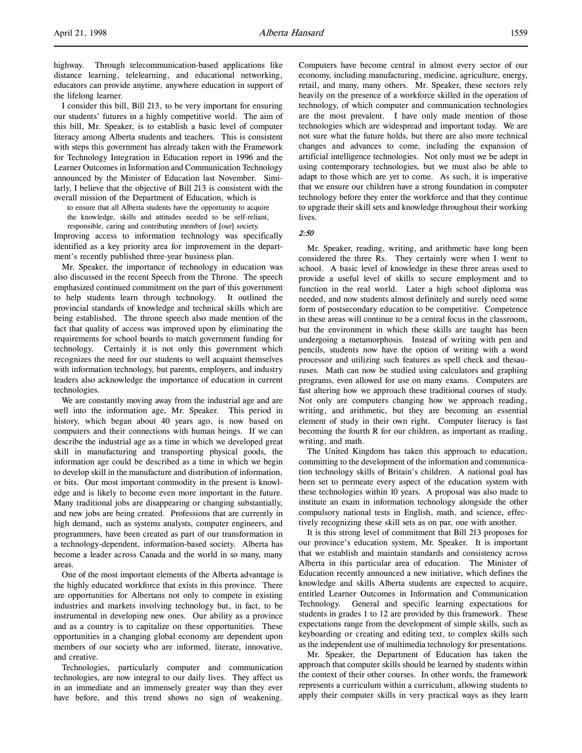highway. Through telecommunication-based applications like distance learning, telelearning, and educational networking, educators can provide anytime, anywhere education in support of the lifelong learner.

I consider this bill, Bill 213, to be very important for ensuring our students' futures in a highly competitive world. The aim of this bill, Mr. Speaker, is to establish a basic level of computer literacy among Alberta students and teachers. This is consistent with steps this government has already taken with the Framework for Technology Integration in Education report in 1996 and the Learner Outcomes in Information and Communication Technology announced by the Minister of Education last November. Similarly, I believe that the objective of Bill 213 is consistent with the overall mission of the Department of Education, which is

> to ensure that all Alberta students have the opportunity to acquire the knowledge, skills and attitudes needed to be self-reliant, responsible, caring and contributing members of [our] society.

Improving access to information technology was specifically identified as a key priority area for improvement in the department's recently published three-year business plan.

Mr. Speaker, the importance of technology in education was also discussed in the recent Speech from the Throne. The speech emphasized continued commitment on the part of this government to help students learn through technology. It outlined the provincial standards of knowledge and technical skills which are being established. The throne speech also made mention of the fact that quality of access was improved upon by eliminating the requirements for school boards to match government funding for technology. Certainly it is not only this government which recognizes the need for our students to well acquaint themselves with information technology, but parents, employers, and industry leaders also acknowledge the importance of education in current technologies.

We are constantly moving away from the industrial age and are well into the information age, Mr. Speaker. This period in history, which began about 40 years ago, is now based on computers and their connections with human beings. If we can describe the industrial age as a time in which we developed great skill in manufacturing and transporting physical goods, the information age could be described as a time in which we begin to develop skill in the manufacture and distribution of information, or bits. Our most important commodity in the present is knowledge and is likely to become even more important in the future. Many traditional jobs are disappearing or changing substantially, and new jobs are being created. Professions that are currently in high demand, such as systems analysts, computer engineers, and programmers, have been created as part of our transformation in a technology-dependent, information-based society. Alberta has become a leader across Canada and the world in so many, many areas.

One of the most important elements of the Alberta advantage is the highly educated workforce that exists in this province. There are opportunities for Albertans not only to compete in existing industries and markets involving technology but, in fact, to be instrumental in developing new ones. Our ability as a province and as a country is to capitalize on these opportunities. These opportunities in a changing global economy are dependent upon members of our society who are informed, literate, innovative, and creative.

Technologies, particularly computer and communication technologies, are now integral to our daily lives. They affect us in an immediate and an immensely greater way than they ever have before, and this trend shows no sign of weakening. Computers have become central in almost every sector of our economy, including manufacturing, medicine, agriculture, energy, retail, and many, many others. Mr. Speaker, these sectors rely heavily on the presence of a workforce skilled in the operation of technology, of which computer and communication technologies are the most prevalent. I have only made mention of those technologies which are widespread and important today. We are not sure what the future holds, but there are also more technical changes and advances to come, including the expansion of artificial intelligence technologies. Not only must we be adept in using contemporary technologies, but we must also be able to adapt to those which are yet to come. As such, it is imperative that we ensure our children have a strong foundation in computer technology before they enter the workforce and that they continue to upgrade their skill sets and knowledge throughout their working lives.

*2:50*

Mr. Speaker, reading, writing, and arithmetic have long been considered the three Rs. They certainly were when I went to school. A basic level of knowledge in these three areas used to provide a useful level of skills to secure employment and to function in the real world. Later a high school diploma was needed, and now students almost definitely and surely need some form of postsecondary education to be competitive. Competence in these areas will continue to be a central focus in the classroom, but the environment in which these skills are taught has been undergoing a metamorphosis. Instead of writing with pen and pencils, students now have the option of writing with a word processor and utilizing such features as spell check and thesauruses. Math can now be studied using calculators and graphing programs, even allowed for use on many exams. Computers are fast altering how we approach these traditional courses of study. Not only are computers changing how we approach reading, writing, and arithmetic, but they are becoming an essential element of study in their own right. Computer literacy is fast becoming the fourth R for our children, as important as reading, writing, and math.

The United Kingdom has taken this approach to education, committing to the development of the information and communication technology skills of Britain's children. A national goal has been set to permeate every aspect of the education system with these technologies within 10 years. A proposal was also made to institute an exam in information technology alongside the other compulsory national tests in English, math, and science, effectively recognizing these skill sets as on par, one with another.

It is this strong level of commitment that Bill 213 proposes for our province's education system, Mr. Speaker. It is important that we establish and maintain standards and consistency across Alberta in this particular area of education. The Minister of Education recently announced a new initiative, which defines the knowledge and skills Alberta students are expected to acquire, entitled Learner Outcomes in Information and Communication Technology. General and specific learning expectations for students in grades 1 to 12 are provided by this framework. These expectations range from the development of simple skills, such as keyboarding or creating and editing text, to complex skills such as the independent use of multimedia technology for presentations.

Mr. Speaker, the Department of Education has taken the approach that computer skills should be learned by students within the context of their other courses. In other words, the framework represents a curriculum within a curriculum, allowing students to apply their computer skills in very practical ways as they learn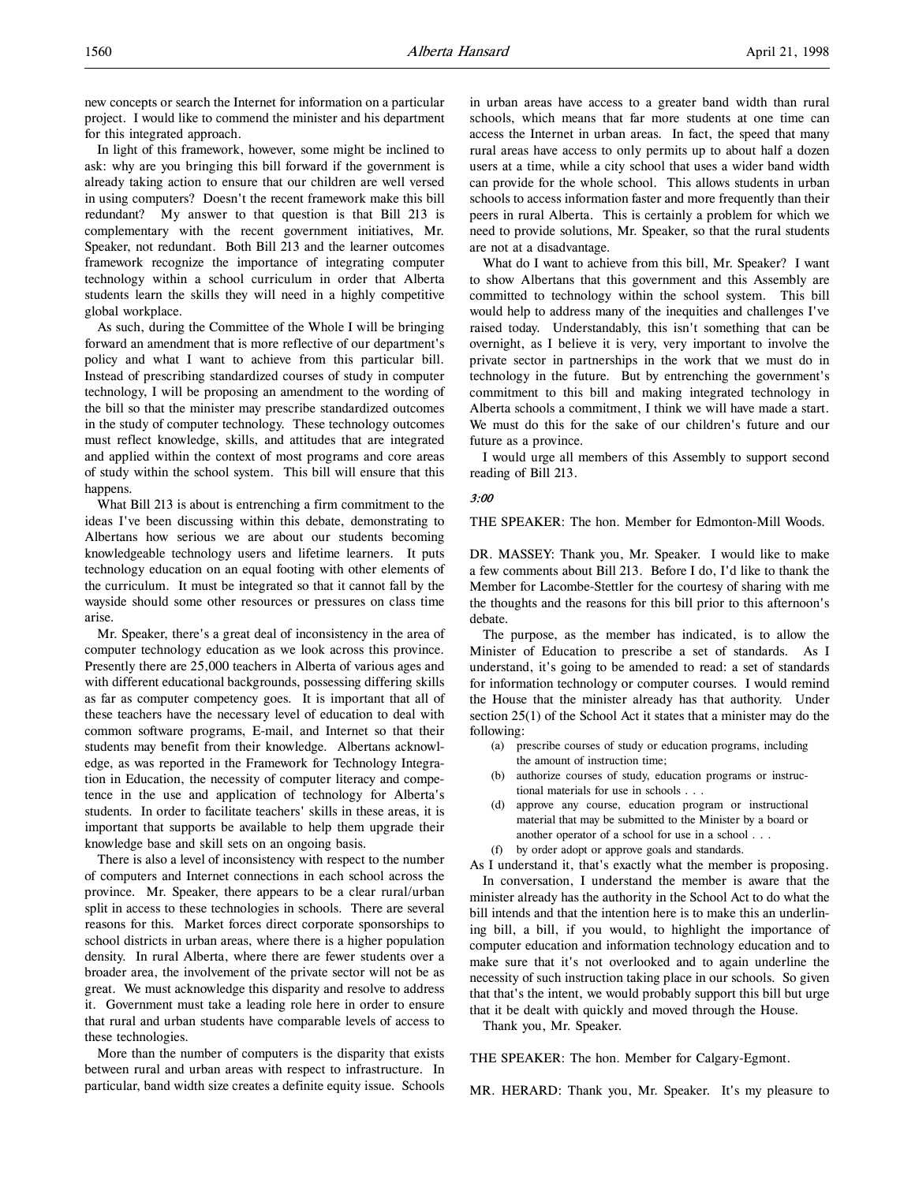new concepts or search the Internet for information on a particular project. I would like to commend the minister and his department for this integrated approach.

In light of this framework, however, some might be inclined to ask: why are you bringing this bill forward if the government is already taking action to ensure that our children are well versed in using computers? Doesn't the recent framework make this bill redundant? My answer to that question is that Bill 213 is complementary with the recent government initiatives, Mr. Speaker, not redundant. Both Bill 213 and the learner outcomes framework recognize the importance of integrating computer technology within a school curriculum in order that Alberta students learn the skills they will need in a highly competitive global workplace.

As such, during the Committee of the Whole I will be bringing forward an amendment that is more reflective of our department's policy and what I want to achieve from this particular bill. Instead of prescribing standardized courses of study in computer technology, I will be proposing an amendment to the wording of the bill so that the minister may prescribe standardized outcomes in the study of computer technology. These technology outcomes must reflect knowledge, skills, and attitudes that are integrated and applied within the context of most programs and core areas of study within the school system. This bill will ensure that this happens.

What Bill 213 is about is entrenching a firm commitment to the ideas I've been discussing within this debate, demonstrating to Albertans how serious we are about our students becoming knowledgeable technology users and lifetime learners. It puts technology education on an equal footing with other elements of the curriculum. It must be integrated so that it cannot fall by the wayside should some other resources or pressures on class time arise.

Mr. Speaker, there's a great deal of inconsistency in the area of computer technology education as we look across this province. Presently there are 25,000 teachers in Alberta of various ages and with different educational backgrounds, possessing differing skills as far as computer competency goes. It is important that all of these teachers have the necessary level of education to deal with common software programs, E-mail, and Internet so that their students may benefit from their knowledge. Albertans acknowledge, as was reported in the Framework for Technology Integration in Education, the necessity of computer literacy and competence in the use and application of technology for Alberta's students. In order to facilitate teachers' skills in these areas, it is important that supports be available to help them upgrade their knowledge base and skill sets on an ongoing basis.

There is also a level of inconsistency with respect to the number of computers and Internet connections in each school across the province. Mr. Speaker, there appears to be a clear rural/urban split in access to these technologies in schools. There are several reasons for this. Market forces direct corporate sponsorships to school districts in urban areas, where there is a higher population density. In rural Alberta, where there are fewer students over a broader area, the involvement of the private sector will not be as great. We must acknowledge this disparity and resolve to address it. Government must take a leading role here in order to ensure that rural and urban students have comparable levels of access to these technologies.

More than the number of computers is the disparity that exists between rural and urban areas with respect to infrastructure. In particular, band width size creates a definite equity issue. Schools in urban areas have access to a greater band width than rural schools, which means that far more students at one time can access the Internet in urban areas. In fact, the speed that many rural areas have access to only permits up to about half a dozen users at a time, while a city school that uses a wider band width can provide for the whole school. This allows students in urban schools to access information faster and more frequently than their peers in rural Alberta. This is certainly a problem for which we need to provide solutions, Mr. Speaker, so that the rural students are not at a disadvantage.

What do I want to achieve from this bill, Mr. Speaker? I want to show Albertans that this government and this Assembly are committed to technology within the school system. This bill would help to address many of the inequities and challenges I've raised today. Understandably, this isn't something that can be overnight, as I believe it is very, very important to involve the private sector in partnerships in the work that we must do in technology in the future. But by entrenching the government's commitment to this bill and making integrated technology in Alberta schools a commitment, I think we will have made a start. We must do this for the sake of our children's future and our future as a province.

I would urge all members of this Assembly to support second reading of Bill 213.

*3:00*

THE SPEAKER: The hon. Member for Edmonton-Mill Woods.

DR. MASSEY: Thank you, Mr. Speaker. I would like to make a few comments about Bill 213. Before I do, I'd like to thank the Member for Lacombe-Stettler for the courtesy of sharing with me the thoughts and the reasons for this bill prior to this afternoon's debate.

The purpose, as the member has indicated, is to allow the Minister of Education to prescribe a set of standards. As I understand, it's going to be amended to read: a set of standards for information technology or computer courses. I would remind the House that the minister already has that authority. Under section 25(1) of the School Act it states that a minister may do the following:

> (a) prescribe courses of study or education programs, including the amount of instruction time;
> (b) authorize courses of study, education programs or instructional materials for use in schools . . .
> (d) approve any course, education program or instructional material that may be submitted to the Minister by a board or another operator of a school for use in a school . . .
> (f) by order adopt or approve goals and standards.

As I understand it, that's exactly what the member is proposing.

In conversation, I understand the member is aware that the minister already has the authority in the School Act to do what the bill intends and that the intention here is to make this an underlining bill, a bill, if you would, to highlight the importance of computer education and information technology education and to make sure that it's not overlooked and to again underline the necessity of such instruction taking place in our schools. So given that that's the intent, we would probably support this bill but urge that it be dealt with quickly and moved through the House.

Thank you, Mr. Speaker.

THE SPEAKER: The hon. Member for Calgary-Egmont.

MR. HERARD: Thank you, Mr. Speaker. It's my pleasure to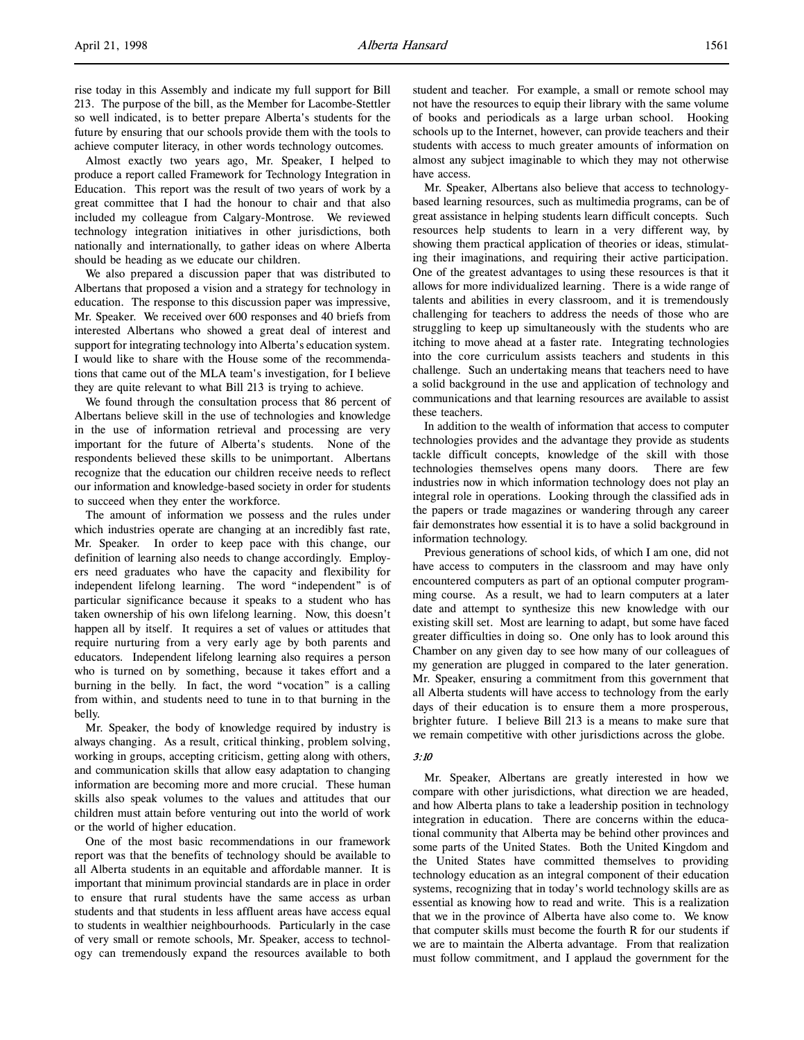rise today in this Assembly and indicate my full support for Bill 213. The purpose of the bill, as the Member for Lacombe-Stettler so well indicated, is to better prepare Alberta's students for the future by ensuring that our schools provide them with the tools to achieve computer literacy, in other words technology outcomes.

Almost exactly two years ago, Mr. Speaker, I helped to produce a report called Framework for Technology Integration in Education. This report was the result of two years of work by a great committee that I had the honour to chair and that also included my colleague from Calgary-Montrose. We reviewed technology integration initiatives in other jurisdictions, both nationally and internationally, to gather ideas on where Alberta should be heading as we educate our children.

We also prepared a discussion paper that was distributed to Albertans that proposed a vision and a strategy for technology in education. The response to this discussion paper was impressive, Mr. Speaker. We received over 600 responses and 40 briefs from interested Albertans who showed a great deal of interest and support for integrating technology into Alberta's education system. I would like to share with the House some of the recommendations that came out of the MLA team's investigation, for I believe they are quite relevant to what Bill 213 is trying to achieve.

We found through the consultation process that 86 percent of Albertans believe skill in the use of technologies and knowledge in the use of information retrieval and processing are very important for the future of Alberta's students. None of the respondents believed these skills to be unimportant. Albertans recognize that the education our children receive needs to reflect our information and knowledge-based society in order for students to succeed when they enter the workforce.

The amount of information we possess and the rules under which industries operate are changing at an incredibly fast rate, Mr. Speaker. In order to keep pace with this change, our definition of learning also needs to change accordingly. Employers need graduates who have the capacity and flexibility for independent lifelong learning. The word "independent" is of particular significance because it speaks to a student who has taken ownership of his own lifelong learning. Now, this doesn't happen all by itself. It requires a set of values or attitudes that require nurturing from a very early age by both parents and educators. Independent lifelong learning also requires a person who is turned on by something, because it takes effort and a burning in the belly. In fact, the word "vocation" is a calling from within, and students need to tune in to that burning in the belly.

Mr. Speaker, the body of knowledge required by industry is always changing. As a result, critical thinking, problem solving, working in groups, accepting criticism, getting along with others, and communication skills that allow easy adaptation to changing information are becoming more and more crucial. These human skills also speak volumes to the values and attitudes that our children must attain before venturing out into the world of work or the world of higher education.

One of the most basic recommendations in our framework report was that the benefits of technology should be available to all Alberta students in an equitable and affordable manner. It is important that minimum provincial standards are in place in order to ensure that rural students have the same access as urban students and that students in less affluent areas have access equal to students in wealthier neighbourhoods. Particularly in the case of very small or remote schools, Mr. Speaker, access to technology can tremendously expand the resources available to both student and teacher. For example, a small or remote school may not have the resources to equip their library with the same volume of books and periodicals as a large urban school. Hooking schools up to the Internet, however, can provide teachers and their students with access to much greater amounts of information on almost any subject imaginable to which they may not otherwise have access.

Mr. Speaker, Albertans also believe that access to technology-based learning resources, such as multimedia programs, can be of great assistance in helping students learn difficult concepts. Such resources help students to learn in a very different way, by showing them practical application of theories or ideas, stimulating their imaginations, and requiring their active participation. One of the greatest advantages to using these resources is that it allows for more individualized learning. There is a wide range of talents and abilities in every classroom, and it is tremendously challenging for teachers to address the needs of those who are struggling to keep up simultaneously with the students who are itching to move ahead at a faster rate. Integrating technologies into the core curriculum assists teachers and students in this challenge. Such an undertaking means that teachers need to have a solid background in the use and application of technology and communications and that learning resources are available to assist these teachers.

In addition to the wealth of information that access to computer technologies provides and the advantage they provide as students tackle difficult concepts, knowledge of the skill with those technologies themselves opens many doors. There are few industries now in which information technology does not play an integral role in operations. Looking through the classified ads in the papers or trade magazines or wandering through any career fair demonstrates how essential it is to have a solid background in information technology.

Previous generations of school kids, of which I am one, did not have access to computers in the classroom and may have only encountered computers as part of an optional computer programming course. As a result, we had to learn computers at a later date and attempt to synthesize this new knowledge with our existing skill set. Most are learning to adapt, but some have faced greater difficulties in doing so. One only has to look around this Chamber on any given day to see how many of our colleagues of my generation are plugged in compared to the later generation. Mr. Speaker, ensuring a commitment from this government that all Alberta students will have access to technology from the early days of their education is to ensure them a more prosperous, brighter future. I believe Bill 213 is a means to make sure that we remain competitive with other jurisdictions across the globe.

*3:10*

Mr. Speaker, Albertans are greatly interested in how we compare with other jurisdictions, what direction we are headed, and how Alberta plans to take a leadership position in technology integration in education. There are concerns within the educational community that Alberta may be behind other provinces and some parts of the United States. Both the United Kingdom and the United States have committed themselves to providing technology education as an integral component of their education systems, recognizing that in today's world technology skills are as essential as knowing how to read and write. This is a realization that we in the province of Alberta have also come to. We know that computer skills must become the fourth R for our students if we are to maintain the Alberta advantage. From that realization must follow commitment, and I applaud the government for the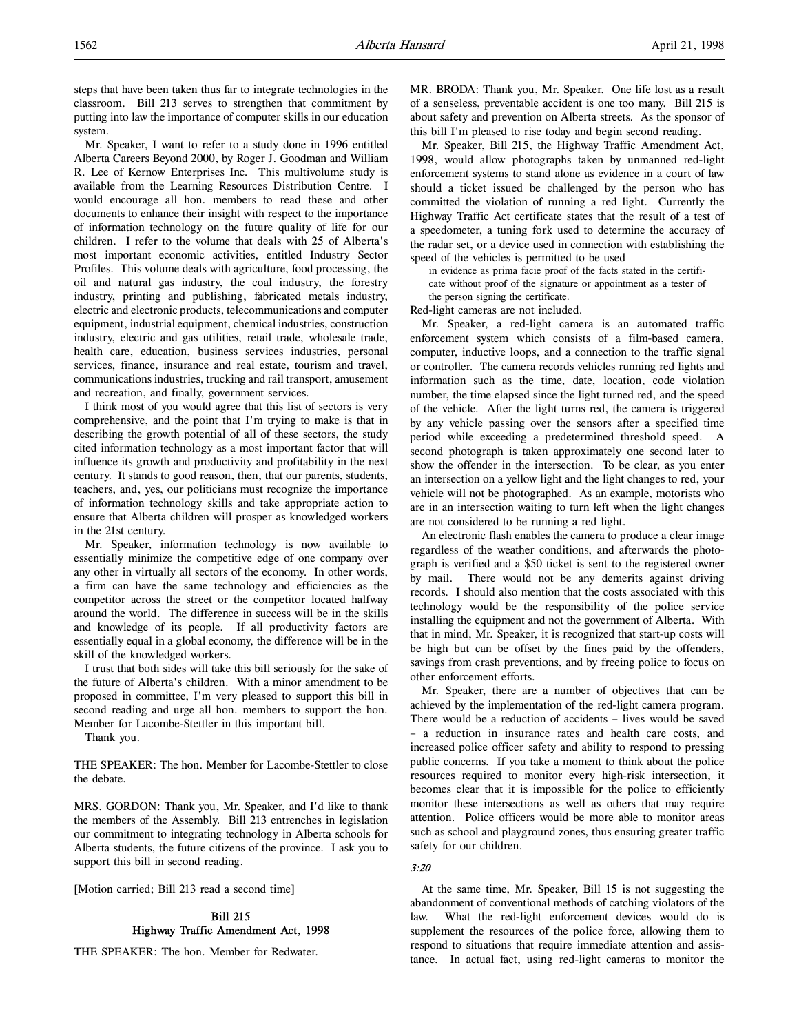steps that have been taken thus far to integrate technologies in the classroom. Bill 213 serves to strengthen that commitment by putting into law the importance of computer skills in our education system.

Mr. Speaker, I want to refer to a study done in 1996 entitled Alberta Careers Beyond 2000, by Roger J. Goodman and William R. Lee of Kernow Enterprises Inc. This multivolume study is available from the Learning Resources Distribution Centre. I would encourage all hon. members to read these and other documents to enhance their insight with respect to the importance of information technology on the future quality of life for our children. I refer to the volume that deals with 25 of Alberta's most important economic activities, entitled Industry Sector Profiles. This volume deals with agriculture, food processing, the oil and natural gas industry, the coal industry, the forestry industry, printing and publishing, fabricated metals industry, electric and electronic products, telecommunications and computer equipment, industrial equipment, chemical industries, construction industry, electric and gas utilities, retail trade, wholesale trade, health care, education, business services industries, personal services, finance, insurance and real estate, tourism and travel, communications industries, trucking and rail transport, amusement and recreation, and finally, government services.

I think most of you would agree that this list of sectors is very comprehensive, and the point that I'm trying to make is that in describing the growth potential of all of these sectors, the study cited information technology as a most important factor that will influence its growth and productivity and profitability in the next century. It stands to good reason, then, that our parents, students, teachers, and, yes, our politicians must recognize the importance of information technology skills and take appropriate action to ensure that Alberta children will prosper as knowledged workers in the 21st century.

Mr. Speaker, information technology is now available to essentially minimize the competitive edge of one company over any other in virtually all sectors of the economy. In other words, a firm can have the same technology and efficiencies as the competitor across the street or the competitor located halfway around the world. The difference in success will be in the skills and knowledge of its people. If all productivity factors are essentially equal in a global economy, the difference will be in the skill of the knowledged workers.

I trust that both sides will take this bill seriously for the sake of the future of Alberta's children. With a minor amendment to be proposed in committee, I'm very pleased to support this bill in second reading and urge all hon. members to support the hon. Member for Lacombe-Stettler in this important bill.

Thank you.

THE SPEAKER: The hon. Member for Lacombe-Stettler to close the debate.

MRS. GORDON: Thank you, Mr. Speaker, and I'd like to thank the members of the Assembly. Bill 213 entrenches in legislation our commitment to integrating technology in Alberta schools for Alberta students, the future citizens of the province. I ask you to support this bill in second reading.

[Motion carried; Bill 213 read a second time]

## Bill 215
## Highway Traffic Amendment Act, 1998

THE SPEAKER: The hon. Member for Redwater.

MR. BRODA: Thank you, Mr. Speaker. One life lost as a result of a senseless, preventable accident is one too many. Bill 215 is about safety and prevention on Alberta streets. As the sponsor of this bill I'm pleased to rise today and begin second reading.

Mr. Speaker, Bill 215, the Highway Traffic Amendment Act, 1998, would allow photographs taken by unmanned red-light enforcement systems to stand alone as evidence in a court of law should a ticket issued be challenged by the person who has committed the violation of running a red light. Currently the Highway Traffic Act certificate states that the result of a test of a speedometer, a tuning fork used to determine the accuracy of the radar set, or a device used in connection with establishing the speed of the vehicles is permitted to be used

> in evidence as prima facie proof of the facts stated in the certificate without proof of the signature or appointment as a tester of the person signing the certificate.

Red-light cameras are not included.

Mr. Speaker, a red-light camera is an automated traffic enforcement system which consists of a film-based camera, computer, inductive loops, and a connection to the traffic signal or controller. The camera records vehicles running red lights and information such as the time, date, location, code violation number, the time elapsed since the light turned red, and the speed of the vehicle. After the light turns red, the camera is triggered by any vehicle passing over the sensors after a specified time period while exceeding a predetermined threshold speed. A second photograph is taken approximately one second later to show the offender in the intersection. To be clear, as you enter an intersection on a yellow light and the light changes to red, your vehicle will not be photographed. As an example, motorists who are in an intersection waiting to turn left when the light changes are not considered to be running a red light.

An electronic flash enables the camera to produce a clear image regardless of the weather conditions, and afterwards the photograph is verified and a $50 ticket is sent to the registered owner by mail. There would not be any demerits against driving records. I should also mention that the costs associated with this technology would be the responsibility of the police service installing the equipment and not the government of Alberta. With that in mind, Mr. Speaker, it is recognized that start-up costs will be high but can be offset by the fines paid by the offenders, savings from crash preventions, and by freeing police to focus on other enforcement efforts.

Mr. Speaker, there are a number of objectives that can be achieved by the implementation of the red-light camera program. There would be a reduction of accidents – lives would be saved – a reduction in insurance rates and health care costs, and increased police officer safety and ability to respond to pressing public concerns. If you take a moment to think about the police resources required to monitor every high-risk intersection, it becomes clear that it is impossible for the police to efficiently monitor these intersections as well as others that may require attention. Police officers would be more able to monitor areas such as school and playground zones, thus ensuring greater traffic safety for our children.

*3:20*

At the same time, Mr. Speaker, Bill 15 is not suggesting the abandonment of conventional methods of catching violators of the law. What the red-light enforcement devices would do is supplement the resources of the police force, allowing them to respond to situations that require immediate attention and assistance. In actual fact, using red-light cameras to monitor the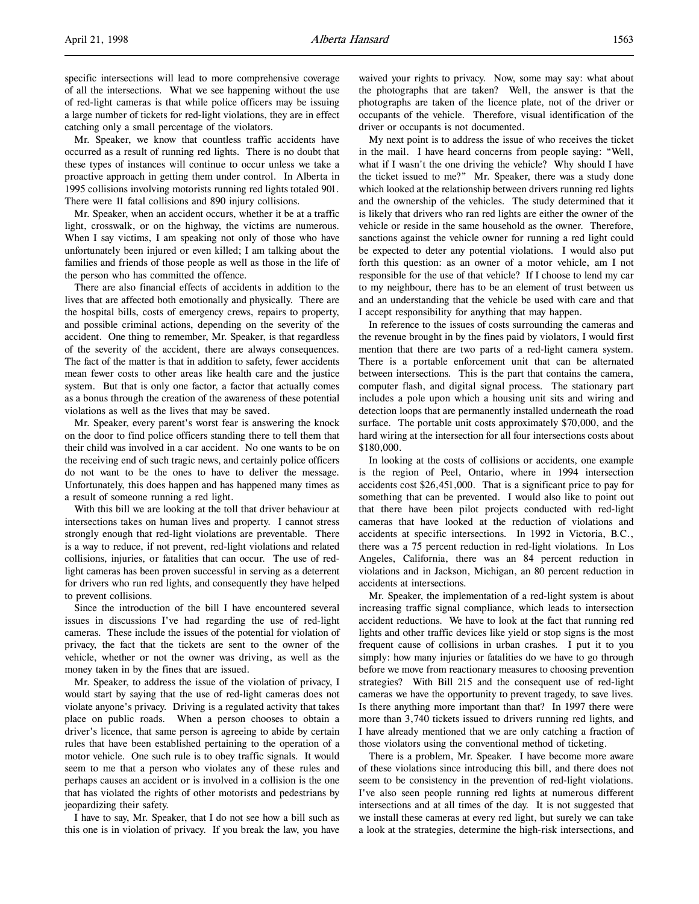specific intersections will lead to more comprehensive coverage of all the intersections. What we see happening without the use of red-light cameras is that while police officers may be issuing a large number of tickets for red-light violations, they are in effect catching only a small percentage of the violators.

Mr. Speaker, we know that countless traffic accidents have occurred as a result of running red lights. There is no doubt that these types of instances will continue to occur unless we take a proactive approach in getting them under control. In Alberta in 1995 collisions involving motorists running red lights totaled 901. There were 11 fatal collisions and 890 injury collisions.

Mr. Speaker, when an accident occurs, whether it be at a traffic light, crosswalk, or on the highway, the victims are numerous. When I say victims, I am speaking not only of those who have unfortunately been injured or even killed; I am talking about the families and friends of those people as well as those in the life of the person who has committed the offence.

There are also financial effects of accidents in addition to the lives that are affected both emotionally and physically. There are the hospital bills, costs of emergency crews, repairs to property, and possible criminal actions, depending on the severity of the accident. One thing to remember, Mr. Speaker, is that regardless of the severity of the accident, there are always consequences. The fact of the matter is that in addition to safety, fewer accidents mean fewer costs to other areas like health care and the justice system. But that is only one factor, a factor that actually comes as a bonus through the creation of the awareness of these potential violations as well as the lives that may be saved.

Mr. Speaker, every parent's worst fear is answering the knock on the door to find police officers standing there to tell them that their child was involved in a car accident. No one wants to be on the receiving end of such tragic news, and certainly police officers do not want to be the ones to have to deliver the message. Unfortunately, this does happen and has happened many times as a result of someone running a red light.

With this bill we are looking at the toll that driver behaviour at intersections takes on human lives and property. I cannot stress strongly enough that red-light violations are preventable. There is a way to reduce, if not prevent, red-light violations and related collisions, injuries, or fatalities that can occur. The use of red-light cameras has been proven successful in serving as a deterrent for drivers who run red lights, and consequently they have helped to prevent collisions.

Since the introduction of the bill I have encountered several issues in discussions I've had regarding the use of red-light cameras. These include the issues of the potential for violation of privacy, the fact that the tickets are sent to the owner of the vehicle, whether or not the owner was driving, as well as the money taken in by the fines that are issued.

Mr. Speaker, to address the issue of the violation of privacy, I would start by saying that the use of red-light cameras does not violate anyone's privacy. Driving is a regulated activity that takes place on public roads. When a person chooses to obtain a driver's licence, that same person is agreeing to abide by certain rules that have been established pertaining to the operation of a motor vehicle. One such rule is to obey traffic signals. It would seem to me that a person who violates any of these rules and perhaps causes an accident or is involved in a collision is the one that has violated the rights of other motorists and pedestrians by jeopardizing their safety.

I have to say, Mr. Speaker, that I do not see how a bill such as this one is in violation of privacy. If you break the law, you have waived your rights to privacy. Now, some may say: what about the photographs that are taken? Well, the answer is that the photographs are taken of the licence plate, not of the driver or occupants of the vehicle. Therefore, visual identification of the driver or occupants is not documented.

My next point is to address the issue of who receives the ticket in the mail. I have heard concerns from people saying: "Well, what if I wasn't the one driving the vehicle? Why should I have the ticket issued to me?" Mr. Speaker, there was a study done which looked at the relationship between drivers running red lights and the ownership of the vehicles. The study determined that it is likely that drivers who ran red lights are either the owner of the vehicle or reside in the same household as the owner. Therefore, sanctions against the vehicle owner for running a red light could be expected to deter any potential violations. I would also put forth this question: as an owner of a motor vehicle, am I not responsible for the use of that vehicle? If I choose to lend my car to my neighbour, there has to be an element of trust between us and an understanding that the vehicle be used with care and that I accept responsibility for anything that may happen.

In reference to the issues of costs surrounding the cameras and the revenue brought in by the fines paid by violators, I would first mention that there are two parts of a red-light camera system. There is a portable enforcement unit that can be alternated between intersections. This is the part that contains the camera, computer flash, and digital signal process. The stationary part includes a pole upon which a housing unit sits and wiring and detection loops that are permanently installed underneath the road surface. The portable unit costs approximately $70,000, and the hard wiring at the intersection for all four intersections costs about $180,000.

In looking at the costs of collisions or accidents, one example is the region of Peel, Ontario, where in 1994 intersection accidents cost $26,451,000. That is a significant price to pay for something that can be prevented. I would also like to point out that there have been pilot projects conducted with red-light cameras that have looked at the reduction of violations and accidents at specific intersections. In 1992 in Victoria, B.C., there was a 75 percent reduction in red-light violations. In Los Angeles, California, there was an 84 percent reduction in violations and in Jackson, Michigan, an 80 percent reduction in accidents at intersections.

Mr. Speaker, the implementation of a red-light system is about increasing traffic signal compliance, which leads to intersection accident reductions. We have to look at the fact that running red lights and other traffic devices like yield or stop signs is the most frequent cause of collisions in urban crashes. I put it to you simply: how many injuries or fatalities do we have to go through before we move from reactionary measures to choosing prevention strategies? With Bill 215 and the consequent use of red-light cameras we have the opportunity to prevent tragedy, to save lives. Is there anything more important than that? In 1997 there were more than 3,740 tickets issued to drivers running red lights, and I have already mentioned that we are only catching a fraction of those violators using the conventional method of ticketing.

There is a problem, Mr. Speaker. I have become more aware of these violations since introducing this bill, and there does not seem to be consistency in the prevention of red-light violations. I've also seen people running red lights at numerous different intersections and at all times of the day. It is not suggested that we install these cameras at every red light, but surely we can take a look at the strategies, determine the high-risk intersections, and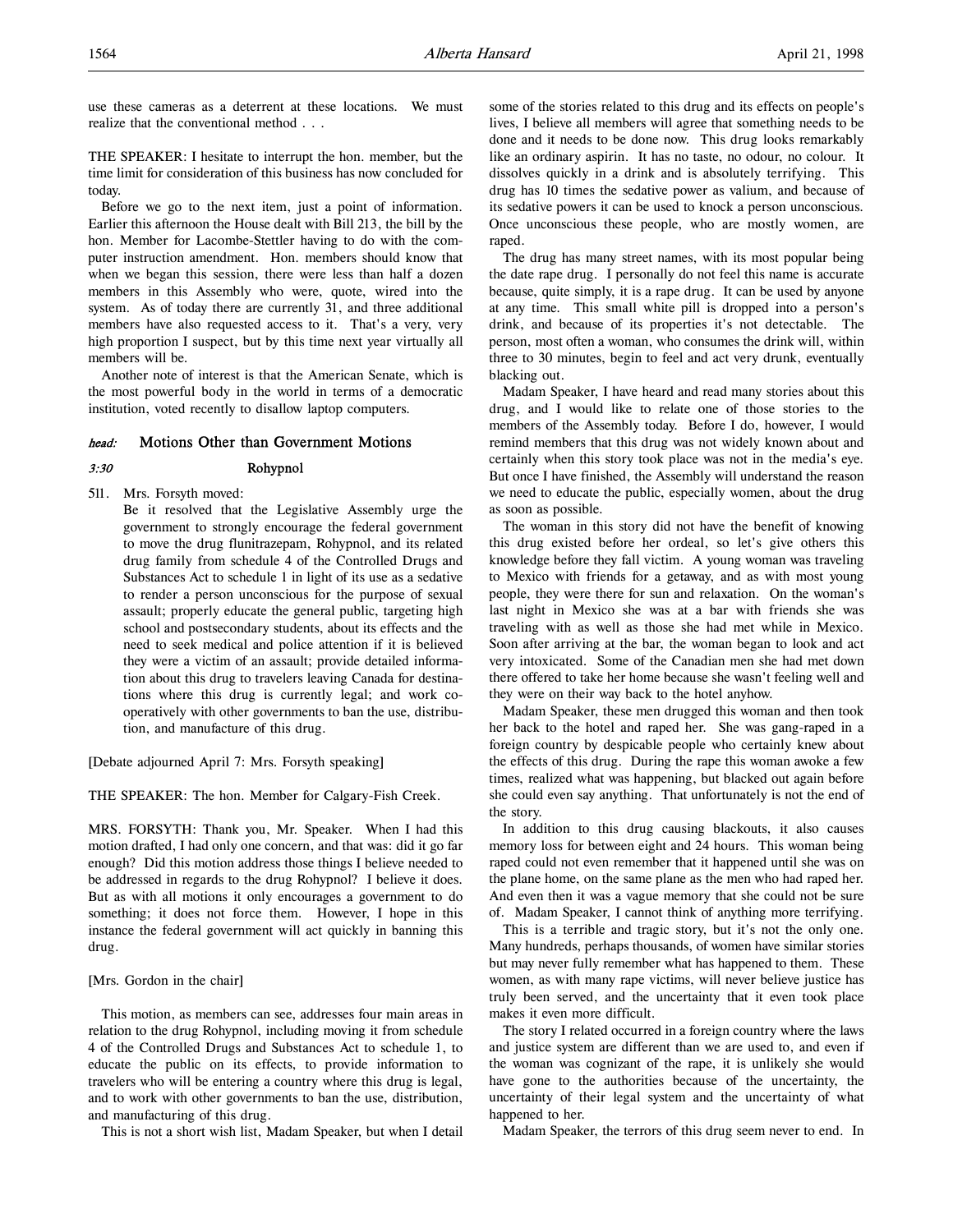use these cameras as a deterrent at these locations. We must realize that the conventional method . . .

THE SPEAKER: I hesitate to interrupt the hon. member, but the time limit for consideration of this business has now concluded for today.

Before we go to the next item, just a point of information. Earlier this afternoon the House dealt with Bill 213, the bill by the hon. Member for Lacombe-Stettler having to do with the computer instruction amendment. Hon. members should know that when we began this session, there were less than half a dozen members in this Assembly who were, quote, wired into the system. As of today there are currently 31, and three additional members have also requested access to it. That's a very, very high proportion I suspect, but by this time next year virtually all members will be.

Another note of interest is that the American Senate, which is the most powerful body in the world in terms of a democratic institution, voted recently to disallow laptop computers.

## *head:* Motions Other than Government Motions

### *3:30* Rohypnol

511. Mrs. Forsyth moved:
Be it resolved that the Legislative Assembly urge the government to strongly encourage the federal government to move the drug flunitrazepam, Rohypnol, and its related drug family from schedule 4 of the Controlled Drugs and Substances Act to schedule 1 in light of its use as a sedative to render a person unconscious for the purpose of sexual assault; properly educate the general public, targeting high school and postsecondary students, about its effects and the need to seek medical and police attention if it is believed they were a victim of an assault; provide detailed information about this drug to travelers leaving Canada for destinations where this drug is currently legal; and work cooperatively with other governments to ban the use, distribution, and manufacture of this drug.

[Debate adjourned April 7: Mrs. Forsyth speaking]

THE SPEAKER: The hon. Member for Calgary-Fish Creek.

MRS. FORSYTH: Thank you, Mr. Speaker. When I had this motion drafted, I had only one concern, and that was: did it go far enough? Did this motion address those things I believe needed to be addressed in regards to the drug Rohypnol? I believe it does. But as with all motions it only encourages a government to do something; it does not force them. However, I hope in this instance the federal government will act quickly in banning this drug.

[Mrs. Gordon in the chair]

This motion, as members can see, addresses four main areas in relation to the drug Rohypnol, including moving it from schedule 4 of the Controlled Drugs and Substances Act to schedule 1, to educate the public on its effects, to provide information to travelers who will be entering a country where this drug is legal, and to work with other governments to ban the use, distribution, and manufacturing of this drug.

This is not a short wish list, Madam Speaker, but when I detail some of the stories related to this drug and its effects on people's lives, I believe all members will agree that something needs to be done and it needs to be done now. This drug looks remarkably like an ordinary aspirin. It has no taste, no odour, no colour. It dissolves quickly in a drink and is absolutely terrifying. This drug has 10 times the sedative power as valium, and because of its sedative powers it can be used to knock a person unconscious. Once unconscious these people, who are mostly women, are raped.

The drug has many street names, with its most popular being the date rape drug. I personally do not feel this name is accurate because, quite simply, it is a rape drug. It can be used by anyone at any time. This small white pill is dropped into a person's drink, and because of its properties it's not detectable. The person, most often a woman, who consumes the drink will, within three to 30 minutes, begin to feel and act very drunk, eventually blacking out.

Madam Speaker, I have heard and read many stories about this drug, and I would like to relate one of those stories to the members of the Assembly today. Before I do, however, I would remind members that this drug was not widely known about and certainly when this story took place was not in the media's eye. But once I have finished, the Assembly will understand the reason we need to educate the public, especially women, about the drug as soon as possible.

The woman in this story did not have the benefit of knowing this drug existed before her ordeal, so let's give others this knowledge before they fall victim. A young woman was traveling to Mexico with friends for a getaway, and as with most young people, they were there for sun and relaxation. On the woman's last night in Mexico she was at a bar with friends she was traveling with as well as those she had met while in Mexico. Soon after arriving at the bar, the woman began to look and act very intoxicated. Some of the Canadian men she had met down there offered to take her home because she wasn't feeling well and they were on their way back to the hotel anyhow.

Madam Speaker, these men drugged this woman and then took her back to the hotel and raped her. She was gang-raped in a foreign country by despicable people who certainly knew about the effects of this drug. During the rape this woman awoke a few times, realized what was happening, but blacked out again before she could even say anything. That unfortunately is not the end of the story.

In addition to this drug causing blackouts, it also causes memory loss for between eight and 24 hours. This woman being raped could not even remember that it happened until she was on the plane home, on the same plane as the men who had raped her. And even then it was a vague memory that she could not be sure of. Madam Speaker, I cannot think of anything more terrifying.

This is a terrible and tragic story, but it's not the only one. Many hundreds, perhaps thousands, of women have similar stories but may never fully remember what has happened to them. These women, as with many rape victims, will never believe justice has truly been served, and the uncertainty that it even took place makes it even more difficult.

The story I related occurred in a foreign country where the laws and justice system are different than we are used to, and even if the woman was cognizant of the rape, it is unlikely she would have gone to the authorities because of the uncertainty, the uncertainty of their legal system and the uncertainty of what happened to her.

Madam Speaker, the terrors of this drug seem never to end. In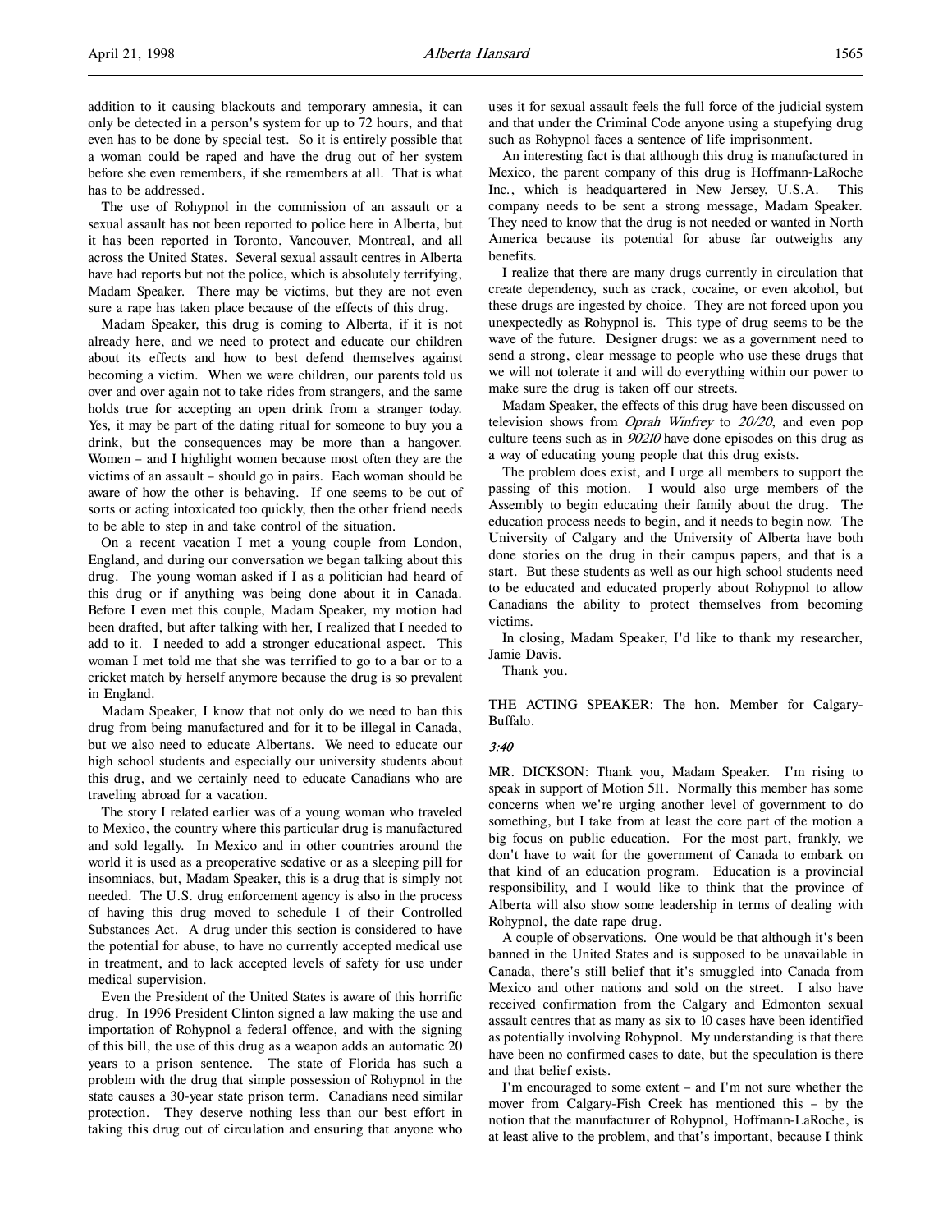addition to it causing blackouts and temporary amnesia, it can only be detected in a person's system for up to 72 hours, and that even has to be done by special test. So it is entirely possible that a woman could be raped and have the drug out of her system before she even remembers, if she remembers at all. That is what has to be addressed.

The use of Rohypnol in the commission of an assault or a sexual assault has not been reported to police here in Alberta, but it has been reported in Toronto, Vancouver, Montreal, and all across the United States. Several sexual assault centres in Alberta have had reports but not the police, which is absolutely terrifying, Madam Speaker. There may be victims, but they are not even sure a rape has taken place because of the effects of this drug.

Madam Speaker, this drug is coming to Alberta, if it is not already here, and we need to protect and educate our children about its effects and how to best defend themselves against becoming a victim. When we were children, our parents told us over and over again not to take rides from strangers, and the same holds true for accepting an open drink from a stranger today. Yes, it may be part of the dating ritual for someone to buy you a drink, but the consequences may be more than a hangover. Women – and I highlight women because most often they are the victims of an assault – should go in pairs. Each woman should be aware of how the other is behaving. If one seems to be out of sorts or acting intoxicated too quickly, then the other friend needs to be able to step in and take control of the situation.

On a recent vacation I met a young couple from London, England, and during our conversation we began talking about this drug. The young woman asked if I as a politician had heard of this drug or if anything was being done about it in Canada. Before I even met this couple, Madam Speaker, my motion had been drafted, but after talking with her, I realized that I needed to add to it. I needed to add a stronger educational aspect. This woman I met told me that she was terrified to go to a bar or to a cricket match by herself anymore because the drug is so prevalent in England.

Madam Speaker, I know that not only do we need to ban this drug from being manufactured and for it to be illegal in Canada, but we also need to educate Albertans. We need to educate our high school students and especially our university students about this drug, and we certainly need to educate Canadians who are traveling abroad for a vacation.

The story I related earlier was of a young woman who traveled to Mexico, the country where this particular drug is manufactured and sold legally. In Mexico and in other countries around the world it is used as a preoperative sedative or as a sleeping pill for insomniacs, but, Madam Speaker, this is a drug that is simply not needed. The U.S. drug enforcement agency is also in the process of having this drug moved to schedule 1 of their Controlled Substances Act. A drug under this section is considered to have the potential for abuse, to have no currently accepted medical use in treatment, and to lack accepted levels of safety for use under medical supervision.

Even the President of the United States is aware of this horrific drug. In 1996 President Clinton signed a law making the use and importation of Rohypnol a federal offence, and with the signing of this bill, the use of this drug as a weapon adds an automatic 20 years to a prison sentence. The state of Florida has such a problem with the drug that simple possession of Rohypnol in the state causes a 30-year state prison term. Canadians need similar protection. They deserve nothing less than our best effort in taking this drug out of circulation and ensuring that anyone who uses it for sexual assault feels the full force of the judicial system and that under the Criminal Code anyone using a stupefying drug such as Rohypnol faces a sentence of life imprisonment.

An interesting fact is that although this drug is manufactured in Mexico, the parent company of this drug is Hoffmann-LaRoche Inc., which is headquartered in New Jersey, U.S.A. This company needs to be sent a strong message, Madam Speaker. They need to know that the drug is not needed or wanted in North America because its potential for abuse far outweighs any benefits.

I realize that there are many drugs currently in circulation that create dependency, such as crack, cocaine, or even alcohol, but these drugs are ingested by choice. They are not forced upon you unexpectedly as Rohypnol is. This type of drug seems to be the wave of the future. Designer drugs: we as a government need to send a strong, clear message to people who use these drugs that we will not tolerate it and will do everything within our power to make sure the drug is taken off our streets.

Madam Speaker, the effects of this drug have been discussed on television shows from *Oprah Winfrey* to *20/20*, and even pop culture teens such as in *90210* have done episodes on this drug as a way of educating young people that this drug exists.

The problem does exist, and I urge all members to support the passing of this motion. I would also urge members of the Assembly to begin educating their family about the drug. The education process needs to begin, and it needs to begin now. The University of Calgary and the University of Alberta have both done stories on the drug in their campus papers, and that is a start. But these students as well as our high school students need to be educated and educated properly about Rohypnol to allow Canadians the ability to protect themselves from becoming victims.

In closing, Madam Speaker, I'd like to thank my researcher, Jamie Davis.

Thank you.

THE ACTING SPEAKER: The hon. Member for Calgary-Buffalo.

*3:40*

MR. DICKSON: Thank you, Madam Speaker. I'm rising to speak in support of Motion 511. Normally this member has some concerns when we're urging another level of government to do something, but I take from at least the core part of the motion a big focus on public education. For the most part, frankly, we don't have to wait for the government of Canada to embark on that kind of an education program. Education is a provincial responsibility, and I would like to think that the province of Alberta will also show some leadership in terms of dealing with Rohypnol, the date rape drug.

A couple of observations. One would be that although it's been banned in the United States and is supposed to be unavailable in Canada, there's still belief that it's smuggled into Canada from Mexico and other nations and sold on the street. I also have received confirmation from the Calgary and Edmonton sexual assault centres that as many as six to 10 cases have been identified as potentially involving Rohypnol. My understanding is that there have been no confirmed cases to date, but the speculation is there and that belief exists.

I'm encouraged to some extent – and I'm not sure whether the mover from Calgary-Fish Creek has mentioned this – by the notion that the manufacturer of Rohypnol, Hoffmann-LaRoche, is at least alive to the problem, and that's important, because I think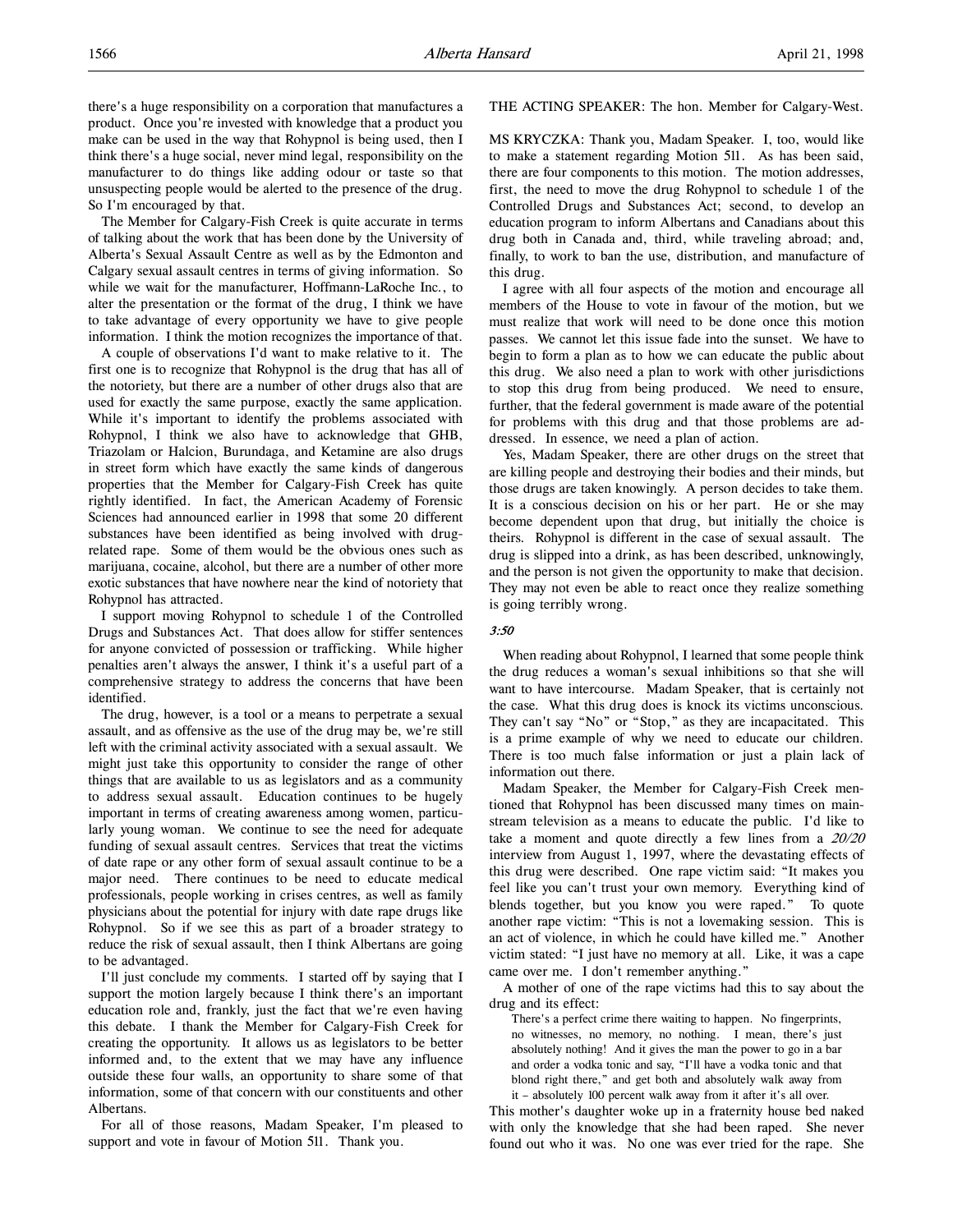there's a huge responsibility on a corporation that manufactures a product. Once you're invested with knowledge that a product you make can be used in the way that Rohypnol is being used, then I think there's a huge social, never mind legal, responsibility on the manufacturer to do things like adding odour or taste so that unsuspecting people would be alerted to the presence of the drug. So I'm encouraged by that.

The Member for Calgary-Fish Creek is quite accurate in terms of talking about the work that has been done by the University of Alberta's Sexual Assault Centre as well as by the Edmonton and Calgary sexual assault centres in terms of giving information. So while we wait for the manufacturer, Hoffmann-LaRoche Inc., to alter the presentation or the format of the drug, I think we have to take advantage of every opportunity we have to give people information. I think the motion recognizes the importance of that.

A couple of observations I'd want to make relative to it. The first one is to recognize that Rohypnol is the drug that has all of the notoriety, but there are a number of other drugs also that are used for exactly the same purpose, exactly the same application. While it's important to identify the problems associated with Rohypnol, I think we also have to acknowledge that GHB, Triazolam or Halcion, Burundaga, and Ketamine are also drugs in street form which have exactly the same kinds of dangerous properties that the Member for Calgary-Fish Creek has quite rightly identified. In fact, the American Academy of Forensic Sciences had announced earlier in 1998 that some 20 different substances have been identified as being involved with drug-related rape. Some of them would be the obvious ones such as marijuana, cocaine, alcohol, but there are a number of other more exotic substances that have nowhere near the kind of notoriety that Rohypnol has attracted.

I support moving Rohypnol to schedule 1 of the Controlled Drugs and Substances Act. That does allow for stiffer sentences for anyone convicted of possession or trafficking. While higher penalties aren't always the answer, I think it's a useful part of a comprehensive strategy to address the concerns that have been identified.

The drug, however, is a tool or a means to perpetrate a sexual assault, and as offensive as the use of the drug may be, we're still left with the criminal activity associated with a sexual assault. We might just take this opportunity to consider the range of other things that are available to us as legislators and as a community to address sexual assault. Education continues to be hugely important in terms of creating awareness among women, particularly young woman. We continue to see the need for adequate funding of sexual assault centres. Services that treat the victims of date rape or any other form of sexual assault continue to be a major need. There continues to be need to educate medical professionals, people working in crises centres, as well as family physicians about the potential for injury with date rape drugs like Rohypnol. So if we see this as part of a broader strategy to reduce the risk of sexual assault, then I think Albertans are going to be advantaged.

I'll just conclude my comments. I started off by saying that I support the motion largely because I think there's an important education role and, frankly, just the fact that we're even having this debate. I thank the Member for Calgary-Fish Creek for creating the opportunity. It allows us as legislators to be better informed and, to the extent that we may have any influence outside these four walls, an opportunity to share some of that information, some of that concern with our constituents and other Albertans.

For all of those reasons, Madam Speaker, I'm pleased to support and vote in favour of Motion 511. Thank you.

THE ACTING SPEAKER: The hon. Member for Calgary-West.

MS KRYCZKA: Thank you, Madam Speaker. I, too, would like to make a statement regarding Motion 511. As has been said, there are four components to this motion. The motion addresses, first, the need to move the drug Rohypnol to schedule 1 of the Controlled Drugs and Substances Act; second, to develop an education program to inform Albertans and Canadians about this drug both in Canada and, third, while traveling abroad; and, finally, to work to ban the use, distribution, and manufacture of this drug.

I agree with all four aspects of the motion and encourage all members of the House to vote in favour of the motion, but we must realize that work will need to be done once this motion passes. We cannot let this issue fade into the sunset. We have to begin to form a plan as to how we can educate the public about this drug. We also need a plan to work with other jurisdictions to stop this drug from being produced. We need to ensure, further, that the federal government is made aware of the potential for problems with this drug and that those problems are addressed. In essence, we need a plan of action.

Yes, Madam Speaker, there are other drugs on the street that are killing people and destroying their bodies and their minds, but those drugs are taken knowingly. A person decides to take them. It is a conscious decision on his or her part. He or she may become dependent upon that drug, but initially the choice is theirs. Rohypnol is different in the case of sexual assault. The drug is slipped into a drink, as has been described, unknowingly, and the person is not given the opportunity to make that decision. They may not even be able to react once they realize something is going terribly wrong.

*3:50*

When reading about Rohypnol, I learned that some people think the drug reduces a woman's sexual inhibitions so that she will want to have intercourse. Madam Speaker, that is certainly not the case. What this drug does is knock its victims unconscious. They can't say "No" or "Stop," as they are incapacitated. This is a prime example of why we need to educate our children. There is too much false information or just a plain lack of information out there.

Madam Speaker, the Member for Calgary-Fish Creek mentioned that Rohypnol has been discussed many times on mainstream television as a means to educate the public. I'd like to take a moment and quote directly a few lines from a *20/20* interview from August 1, 1997, where the devastating effects of this drug were described. One rape victim said: "It makes you feel like you can't trust your own memory. Everything kind of blends together, but you know you were raped." To quote another rape victim: "This is not a lovemaking session. This is an act of violence, in which he could have killed me." Another victim stated: "I just have no memory at all. Like, it was a cape came over me. I don't remember anything."

A mother of one of the rape victims had this to say about the drug and its effect:

> There's a perfect crime there waiting to happen. No fingerprints, no witnesses, no memory, no nothing. I mean, there's just absolutely nothing! And it gives the man the power to go in a bar and order a vodka tonic and say, "I'll have a vodka tonic and that blond right there," and get both and absolutely walk away from it – absolutely 100 percent walk away from it after it's all over.

This mother's daughter woke up in a fraternity house bed naked with only the knowledge that she had been raped. She never found out who it was. No one was ever tried for the rape. She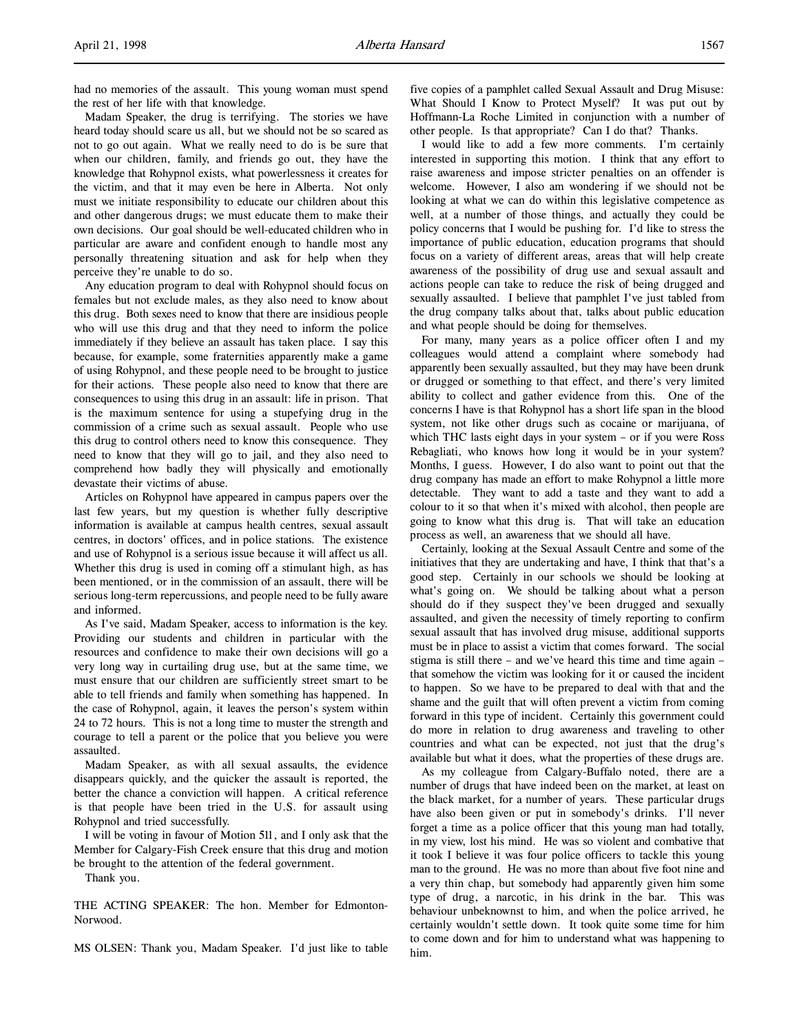had no memories of the assault. This young woman must spend the rest of her life with that knowledge.

Madam Speaker, the drug is terrifying. The stories we have heard today should scare us all, but we should not be so scared as not to go out again. What we really need to do is be sure that when our children, family, and friends go out, they have the knowledge that Rohypnol exists, what powerlessness it creates for the victim, and that it may even be here in Alberta. Not only must we initiate responsibility to educate our children about this and other dangerous drugs; we must educate them to make their own decisions. Our goal should be well-educated children who in particular are aware and confident enough to handle most any personally threatening situation and ask for help when they perceive they're unable to do so.

Any education program to deal with Rohypnol should focus on females but not exclude males, as they also need to know about this drug. Both sexes need to know that there are insidious people who will use this drug and that they need to inform the police immediately if they believe an assault has taken place. I say this because, for example, some fraternities apparently make a game of using Rohypnol, and these people need to be brought to justice for their actions. These people also need to know that there are consequences to using this drug in an assault: life in prison. That is the maximum sentence for using a stupefying drug in the commission of a crime such as sexual assault. People who use this drug to control others need to know this consequence. They need to know that they will go to jail, and they also need to comprehend how badly they will physically and emotionally devastate their victims of abuse.

Articles on Rohypnol have appeared in campus papers over the last few years, but my question is whether fully descriptive information is available at campus health centres, sexual assault centres, in doctors' offices, and in police stations. The existence and use of Rohypnol is a serious issue because it will affect us all. Whether this drug is used in coming off a stimulant high, as has been mentioned, or in the commission of an assault, there will be serious long-term repercussions, and people need to be fully aware and informed.

As I've said, Madam Speaker, access to information is the key. Providing our students and children in particular with the resources and confidence to make their own decisions will go a very long way in curtailing drug use, but at the same time, we must ensure that our children are sufficiently street smart to be able to tell friends and family when something has happened. In the case of Rohypnol, again, it leaves the person's system within 24 to 72 hours. This is not a long time to muster the strength and courage to tell a parent or the police that you believe you were assaulted.

Madam Speaker, as with all sexual assaults, the evidence disappears quickly, and the quicker the assault is reported, the better the chance a conviction will happen. A critical reference is that people have been tried in the U.S. for assault using Rohypnol and tried successfully.

I will be voting in favour of Motion 511, and I only ask that the Member for Calgary-Fish Creek ensure that this drug and motion be brought to the attention of the federal government.

Thank you.

THE ACTING SPEAKER: The hon. Member for Edmonton-Norwood.

MS OLSEN: Thank you, Madam Speaker. I'd just like to table five copies of a pamphlet called Sexual Assault and Drug Misuse: What Should I Know to Protect Myself? It was put out by Hoffmann-La Roche Limited in conjunction with a number of other people. Is that appropriate? Can I do that? Thanks.

I would like to add a few more comments. I'm certainly interested in supporting this motion. I think that any effort to raise awareness and impose stricter penalties on an offender is welcome. However, I also am wondering if we should not be looking at what we can do within this legislative competence as well, at a number of those things, and actually they could be policy concerns that I would be pushing for. I'd like to stress the importance of public education, education programs that should focus on a variety of different areas, areas that will help create awareness of the possibility of drug use and sexual assault and actions people can take to reduce the risk of being drugged and sexually assaulted. I believe that pamphlet I've just tabled from the drug company talks about that, talks about public education and what people should be doing for themselves.

For many, many years as a police officer often I and my colleagues would attend a complaint where somebody had apparently been sexually assaulted, but they may have been drunk or drugged or something to that effect, and there's very limited ability to collect and gather evidence from this. One of the concerns I have is that Rohypnol has a short life span in the blood system, not like other drugs such as cocaine or marijuana, of which THC lasts eight days in your system – or if you were Ross Rebagliati, who knows how long it would be in your system? Months, I guess. However, I do also want to point out that the drug company has made an effort to make Rohypnol a little more detectable. They want to add a taste and they want to add a colour to it so that when it's mixed with alcohol, then people are going to know what this drug is. That will take an education process as well, an awareness that we should all have.

Certainly, looking at the Sexual Assault Centre and some of the initiatives that they are undertaking and have, I think that that's a good step. Certainly in our schools we should be looking at what's going on. We should be talking about what a person should do if they suspect they've been drugged and sexually assaulted, and given the necessity of timely reporting to confirm sexual assault that has involved drug misuse, additional supports must be in place to assist a victim that comes forward. The social stigma is still there – and we've heard this time and time again – that somehow the victim was looking for it or caused the incident to happen. So we have to be prepared to deal with that and the shame and the guilt that will often prevent a victim from coming forward in this type of incident. Certainly this government could do more in relation to drug awareness and traveling to other countries and what can be expected, not just that the drug's available but what it does, what the properties of these drugs are.

As my colleague from Calgary-Buffalo noted, there are a number of drugs that have indeed been on the market, at least on the black market, for a number of years. These particular drugs have also been given or put in somebody's drinks. I'll never forget a time as a police officer that this young man had totally, in my view, lost his mind. He was so violent and combative that it took I believe it was four police officers to tackle this young man to the ground. He was no more than about five foot nine and a very thin chap, but somebody had apparently given him some type of drug, a narcotic, in his drink in the bar. This was behaviour unbeknownst to him, and when the police arrived, he certainly wouldn't settle down. It took quite some time for him to come down and for him to understand what was happening to him.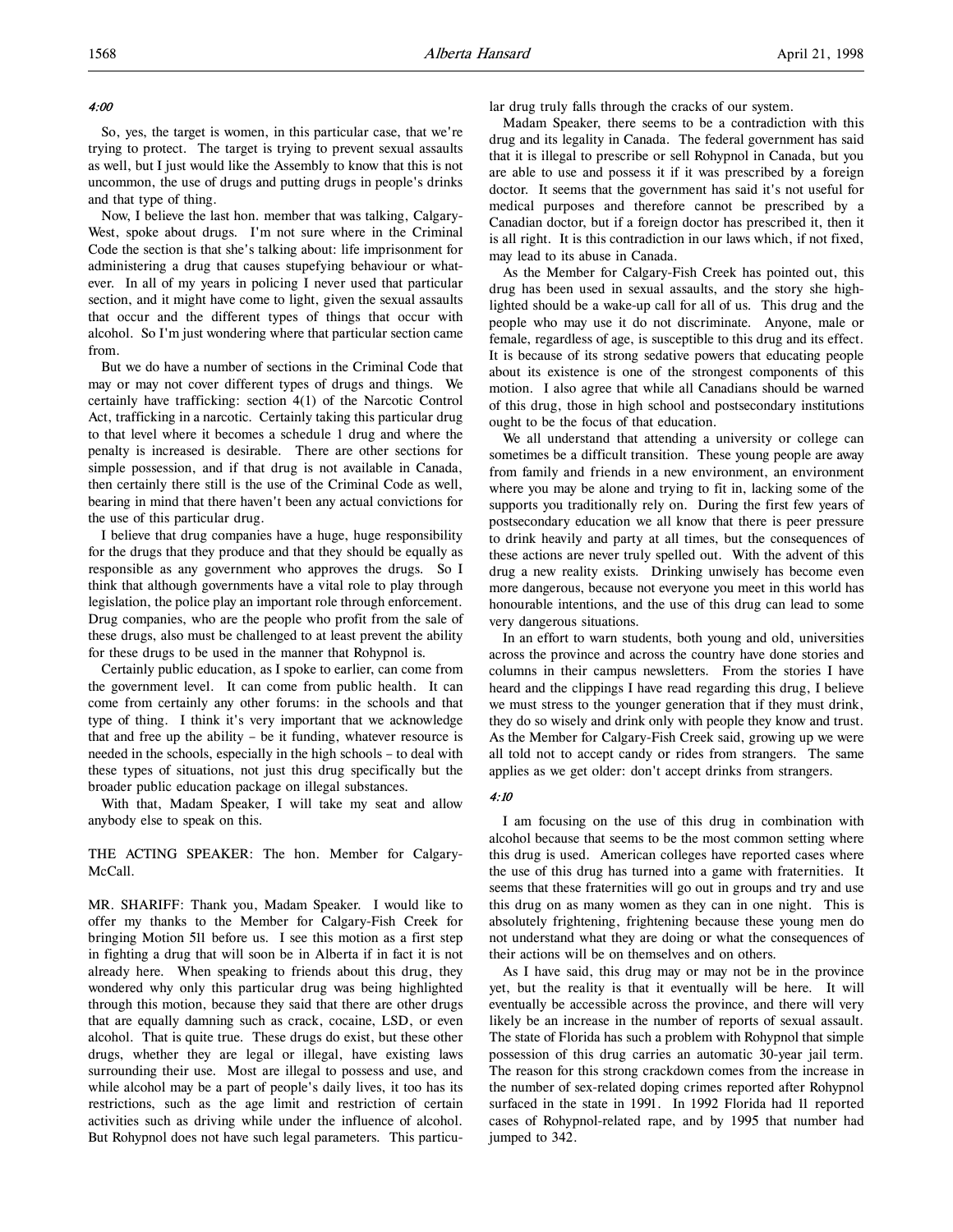*4:00*

So, yes, the target is women, in this particular case, that we're trying to protect. The target is trying to prevent sexual assaults as well, but I just would like the Assembly to know that this is not uncommon, the use of drugs and putting drugs in people's drinks and that type of thing.

Now, I believe the last hon. member that was talking, Calgary-West, spoke about drugs. I'm not sure where in the Criminal Code the section is that she's talking about: life imprisonment for administering a drug that causes stupefying behaviour or whatever. In all of my years in policing I never used that particular section, and it might have come to light, given the sexual assaults that occur and the different types of things that occur with alcohol. So I'm just wondering where that particular section came from.

But we do have a number of sections in the Criminal Code that may or may not cover different types of drugs and things. We certainly have trafficking: section 4(1) of the Narcotic Control Act, trafficking in a narcotic. Certainly taking this particular drug to that level where it becomes a schedule 1 drug and where the penalty is increased is desirable. There are other sections for simple possession, and if that drug is not available in Canada, then certainly there still is the use of the Criminal Code as well, bearing in mind that there haven't been any actual convictions for the use of this particular drug.

I believe that drug companies have a huge, huge responsibility for the drugs that they produce and that they should be equally as responsible as any government who approves the drugs. So I think that although governments have a vital role to play through legislation, the police play an important role through enforcement. Drug companies, who are the people who profit from the sale of these drugs, also must be challenged to at least prevent the ability for these drugs to be used in the manner that Rohypnol is.

Certainly public education, as I spoke to earlier, can come from the government level. It can come from public health. It can come from certainly any other forums: in the schools and that type of thing. I think it's very important that we acknowledge that and free up the ability – be it funding, whatever resource is needed in the schools, especially in the high schools – to deal with these types of situations, not just this drug specifically but the broader public education package on illegal substances.

With that, Madam Speaker, I will take my seat and allow anybody else to speak on this.

THE ACTING SPEAKER: The hon. Member for Calgary-McCall.

MR. SHARIFF: Thank you, Madam Speaker. I would like to offer my thanks to the Member for Calgary-Fish Creek for bringing Motion 511 before us. I see this motion as a first step in fighting a drug that will soon be in Alberta if in fact it is not already here. When speaking to friends about this drug, they wondered why only this particular drug was being highlighted through this motion, because they said that there are other drugs that are equally damning such as crack, cocaine, LSD, or even alcohol. That is quite true. These drugs do exist, but these other drugs, whether they are legal or illegal, have existing laws surrounding their use. Most are illegal to possess and use, and while alcohol may be a part of people's daily lives, it too has its restrictions, such as the age limit and restriction of certain activities such as driving while under the influence of alcohol. But Rohypnol does not have such legal parameters. This particular drug truly falls through the cracks of our system.

Madam Speaker, there seems to be a contradiction with this drug and its legality in Canada. The federal government has said that it is illegal to prescribe or sell Rohypnol in Canada, but you are able to use and possess it if it was prescribed by a foreign doctor. It seems that the government has said it's not useful for medical purposes and therefore cannot be prescribed by a Canadian doctor, but if a foreign doctor has prescribed it, then it is all right. It is this contradiction in our laws which, if not fixed, may lead to its abuse in Canada.

As the Member for Calgary-Fish Creek has pointed out, this drug has been used in sexual assaults, and the story she highlighted should be a wake-up call for all of us. This drug and the people who may use it do not discriminate. Anyone, male or female, regardless of age, is susceptible to this drug and its effect. It is because of its strong sedative powers that educating people about its existence is one of the strongest components of this motion. I also agree that while all Canadians should be warned of this drug, those in high school and postsecondary institutions ought to be the focus of that education.

We all understand that attending a university or college can sometimes be a difficult transition. These young people are away from family and friends in a new environment, an environment where you may be alone and trying to fit in, lacking some of the supports you traditionally rely on. During the first few years of postsecondary education we all know that there is peer pressure to drink heavily and party at all times, but the consequences of these actions are never truly spelled out. With the advent of this drug a new reality exists. Drinking unwisely has become even more dangerous, because not everyone you meet in this world has honourable intentions, and the use of this drug can lead to some very dangerous situations.

In an effort to warn students, both young and old, universities across the province and across the country have done stories and columns in their campus newsletters. From the stories I have heard and the clippings I have read regarding this drug, I believe we must stress to the younger generation that if they must drink, they do so wisely and drink only with people they know and trust. As the Member for Calgary-Fish Creek said, growing up we were all told not to accept candy or rides from strangers. The same applies as we get older: don't accept drinks from strangers.

*4:10*

I am focusing on the use of this drug in combination with alcohol because that seems to be the most common setting where this drug is used. American colleges have reported cases where the use of this drug has turned into a game with fraternities. It seems that these fraternities will go out in groups and try and use this drug on as many women as they can in one night. This is absolutely frightening, frightening because these young men do not understand what they are doing or what the consequences of their actions will be on themselves and on others.

As I have said, this drug may or may not be in the province yet, but the reality is that it eventually will be here. It will eventually be accessible across the province, and there will very likely be an increase in the number of reports of sexual assault. The state of Florida has such a problem with Rohypnol that simple possession of this drug carries an automatic 30-year jail term. The reason for this strong crackdown comes from the increase in the number of sex-related doping crimes reported after Rohypnol surfaced in the state in 1991. In 1992 Florida had 11 reported cases of Rohypnol-related rape, and by 1995 that number had jumped to 342.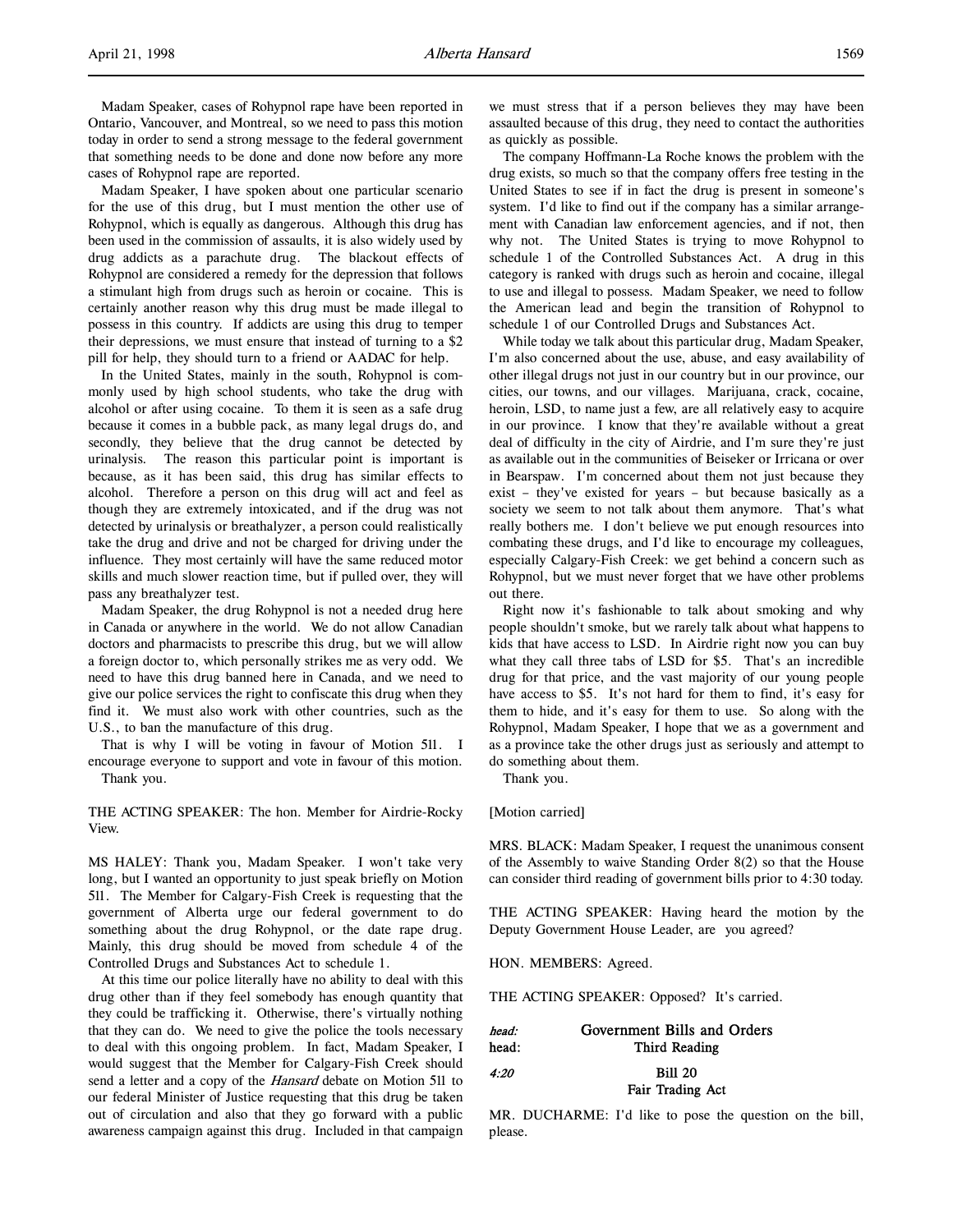Madam Speaker, cases of Rohypnol rape have been reported in Ontario, Vancouver, and Montreal, so we need to pass this motion today in order to send a strong message to the federal government that something needs to be done and done now before any more cases of Rohypnol rape are reported.

Madam Speaker, I have spoken about one particular scenario for the use of this drug, but I must mention the other use of Rohypnol, which is equally as dangerous. Although this drug has been used in the commission of assaults, it is also widely used by drug addicts as a parachute drug. The blackout effects of Rohypnol are considered a remedy for the depression that follows a stimulant high from drugs such as heroin or cocaine. This is certainly another reason why this drug must be made illegal to possess in this country. If addicts are using this drug to temper their depressions, we must ensure that instead of turning to a $2 pill for help, they should turn to a friend or AADAC for help.

In the United States, mainly in the south, Rohypnol is commonly used by high school students, who take the drug with alcohol or after using cocaine. To them it is seen as a safe drug because it comes in a bubble pack, as many legal drugs do, and secondly, they believe that the drug cannot be detected by urinalysis. The reason this particular point is important is because, as it has been said, this drug has similar effects to alcohol. Therefore a person on this drug will act and feel as though they are extremely intoxicated, and if the drug was not detected by urinalysis or breathalyzer, a person could realistically take the drug and drive and not be charged for driving under the influence. They most certainly will have the same reduced motor skills and much slower reaction time, but if pulled over, they will pass any breathalyzer test.

Madam Speaker, the drug Rohypnol is not a needed drug here in Canada or anywhere in the world. We do not allow Canadian doctors and pharmacists to prescribe this drug, but we will allow a foreign doctor to, which personally strikes me as very odd. We need to have this drug banned here in Canada, and we need to give our police services the right to confiscate this drug when they find it. We must also work with other countries, such as the U.S., to ban the manufacture of this drug.

That is why I will be voting in favour of Motion 511. I encourage everyone to support and vote in favour of this motion.

Thank you.

THE ACTING SPEAKER: The hon. Member for Airdrie-Rocky View.

MS HALEY: Thank you, Madam Speaker. I won't take very long, but I wanted an opportunity to just speak briefly on Motion 511. The Member for Calgary-Fish Creek is requesting that the government of Alberta urge our federal government to do something about the drug Rohypnol, or the date rape drug. Mainly, this drug should be moved from schedule 4 of the Controlled Drugs and Substances Act to schedule 1.

At this time our police literally have no ability to deal with this drug other than if they feel somebody has enough quantity that they could be trafficking it. Otherwise, there's virtually nothing that they can do. We need to give the police the tools necessary to deal with this ongoing problem. In fact, Madam Speaker, I would suggest that the Member for Calgary-Fish Creek should send a letter and a copy of the *Hansard* debate on Motion 511 to our federal Minister of Justice requesting that this drug be taken out of circulation and also that they go forward with a public awareness campaign against this drug. Included in that campaign we must stress that if a person believes they may have been assaulted because of this drug, they need to contact the authorities as quickly as possible.

The company Hoffmann-La Roche knows the problem with the drug exists, so much so that the company offers free testing in the United States to see if in fact the drug is present in someone's system. I'd like to find out if the company has a similar arrangement with Canadian law enforcement agencies, and if not, then why not. The United States is trying to move Rohypnol to schedule 1 of the Controlled Substances Act. A drug in this category is ranked with drugs such as heroin and cocaine, illegal to use and illegal to possess. Madam Speaker, we need to follow the American lead and begin the transition of Rohypnol to schedule 1 of our Controlled Drugs and Substances Act.

While today we talk about this particular drug, Madam Speaker, I'm also concerned about the use, abuse, and easy availability of other illegal drugs not just in our country but in our province, our cities, our towns, and our villages. Marijuana, crack, cocaine, heroin, LSD, to name just a few, are all relatively easy to acquire in our province. I know that they're available without a great deal of difficulty in the city of Airdrie, and I'm sure they're just as available out in the communities of Beiseker or Irricana or over in Bearspaw. I'm concerned about them not just because they exist – they've existed for years – but because basically as a society we seem to not talk about them anymore. That's what really bothers me. I don't believe we put enough resources into combating these drugs, and I'd like to encourage my colleagues, especially Calgary-Fish Creek: we get behind a concern such as Rohypnol, but we must never forget that we have other problems out there.

Right now it's fashionable to talk about smoking and why people shouldn't smoke, but we rarely talk about what happens to kids that have access to LSD. In Airdrie right now you can buy what they call three tabs of LSD for $5. That's an incredible drug for that price, and the vast majority of our young people have access to $5. It's not hard for them to find, it's easy for them to hide, and it's easy for them to use. So along with the Rohypnol, Madam Speaker, I hope that we as a government and as a province take the other drugs just as seriously and attempt to do something about them.

Thank you.

[Motion carried]

MRS. BLACK: Madam Speaker, I request the unanimous consent of the Assembly to waive Standing Order 8(2) so that the House can consider third reading of government bills prior to 4:30 today.

THE ACTING SPEAKER: Having heard the motion by the Deputy Government House Leader, are you agreed?

HON. MEMBERS: Agreed.

THE ACTING SPEAKER: Opposed? It's carried.

## Government Bills and Orders
## Third Reading

*4:20*

### Bill 20
### Fair Trading Act

MR. DUCHARME: I'd like to pose the question on the bill, please.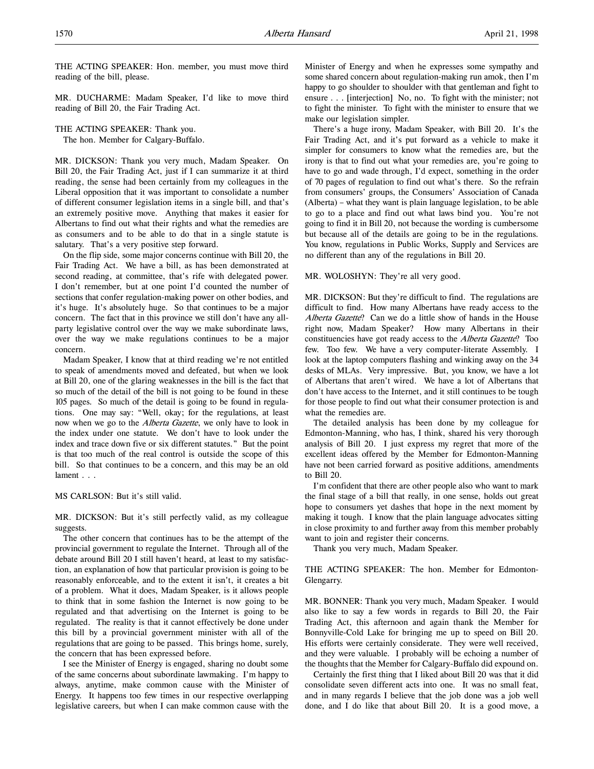THE ACTING SPEAKER: Hon. member, you must move third reading of the bill, please.

MR. DUCHARME: Madam Speaker, I'd like to move third reading of Bill 20, the Fair Trading Act.

THE ACTING SPEAKER: Thank you.
The hon. Member for Calgary-Buffalo.

MR. DICKSON: Thank you very much, Madam Speaker. On Bill 20, the Fair Trading Act, just if I can summarize it at third reading, the sense had been certainly from my colleagues in the Liberal opposition that it was important to consolidate a number of different consumer legislation items in a single bill, and that's an extremely positive move. Anything that makes it easier for Albertans to find out what their rights and what the remedies are as consumers and to be able to do that in a single statute is salutary. That's a very positive step forward.

On the flip side, some major concerns continue with Bill 20, the Fair Trading Act. We have a bill, as has been demonstrated at second reading, at committee, that's rife with delegated power. I don't remember, but at one point I'd counted the number of sections that confer regulation-making power on other bodies, and it's huge. It's absolutely huge. So that continues to be a major concern. The fact that in this province we still don't have any all-party legislative control over the way we make subordinate laws, over the way we make regulations continues to be a major concern.

Madam Speaker, I know that at third reading we're not entitled to speak of amendments moved and defeated, but when we look at Bill 20, one of the glaring weaknesses in the bill is the fact that so much of the detail of the bill is not going to be found in these 105 pages. So much of the detail is going to be found in regulations. One may say: "Well, okay; for the regulations, at least now when we go to the *Alberta Gazette*, we only have to look in the index under one statute. We don't have to look under the index and trace down five or six different statutes." But the point is that too much of the real control is outside the scope of this bill. So that continues to be a concern, and this may be an old lament . . .

MS CARLSON: But it's still valid.

MR. DICKSON: But it's still perfectly valid, as my colleague suggests.

The other concern that continues has to be the attempt of the provincial government to regulate the Internet. Through all of the debate around Bill 20 I still haven't heard, at least to my satisfaction, an explanation of how that particular provision is going to be reasonably enforceable, and to the extent it isn't, it creates a bit of a problem. What it does, Madam Speaker, is it allows people to think that in some fashion the Internet is now going to be regulated and that advertising on the Internet is going to be regulated. The reality is that it cannot effectively be done under this bill by a provincial government minister with all of the regulations that are going to be passed. This brings home, surely, the concern that has been expressed before.

I see the Minister of Energy is engaged, sharing no doubt some of the same concerns about subordinate lawmaking. I'm happy to always, anytime, make common cause with the Minister of Energy. It happens too few times in our respective overlapping legislative careers, but when I can make common cause with the Minister of Energy and when he expresses some sympathy and some shared concern about regulation-making run amok, then I'm happy to go shoulder to shoulder with that gentleman and fight to ensure . . . [interjection] No, no. To fight with the minister; not to fight the minister. To fight with the minister to ensure that we make our legislation simpler.

There's a huge irony, Madam Speaker, with Bill 20. It's the Fair Trading Act, and it's put forward as a vehicle to make it simpler for consumers to know what the remedies are, but the irony is that to find out what your remedies are, you're going to have to go and wade through, I'd expect, something in the order of 70 pages of regulation to find out what's there. So the refrain from consumers' groups, the Consumers' Association of Canada (Alberta) – what they want is plain language legislation, to be able to go to a place and find out what laws bind you. You're not going to find it in Bill 20, not because the wording is cumbersome but because all of the details are going to be in the regulations. You know, regulations in Public Works, Supply and Services are no different than any of the regulations in Bill 20.

MR. WOLOSHYN: They're all very good.

MR. DICKSON: But they're difficult to find. The regulations are difficult to find. How many Albertans have ready access to the *Alberta Gazette*? Can we do a little show of hands in the House right now, Madam Speaker? How many Albertans in their constituencies have got ready access to the *Alberta Gazette*? Too few. Too few. We have a very computer-literate Assembly. I look at the laptop computers flashing and winking away on the 34 desks of MLAs. Very impressive. But, you know, we have a lot of Albertans that aren't wired. We have a lot of Albertans that don't have access to the Internet, and it still continues to be tough for those people to find out what their consumer protection is and what the remedies are.

The detailed analysis has been done by my colleague for Edmonton-Manning, who has, I think, shared his very thorough analysis of Bill 20. I just express my regret that more of the excellent ideas offered by the Member for Edmonton-Manning have not been carried forward as positive additions, amendments to Bill 20.

I'm confident that there are other people also who want to mark the final stage of a bill that really, in one sense, holds out great hope to consumers yet dashes that hope in the next moment by making it tough. I know that the plain language advocates sitting in close proximity to and further away from this member probably want to join and register their concerns.

Thank you very much, Madam Speaker.

THE ACTING SPEAKER: The hon. Member for Edmonton-Glengarry.

MR. BONNER: Thank you very much, Madam Speaker. I would also like to say a few words in regards to Bill 20, the Fair Trading Act, this afternoon and again thank the Member for Bonnyville-Cold Lake for bringing me up to speed on Bill 20. His efforts were certainly considerate. They were well received, and they were valuable. I probably will be echoing a number of the thoughts that the Member for Calgary-Buffalo did expound on.

Certainly the first thing that I liked about Bill 20 was that it did consolidate seven different acts into one. It was no small feat, and in many regards I believe that the job done was a job well done, and I do like that about Bill 20. It is a good move, a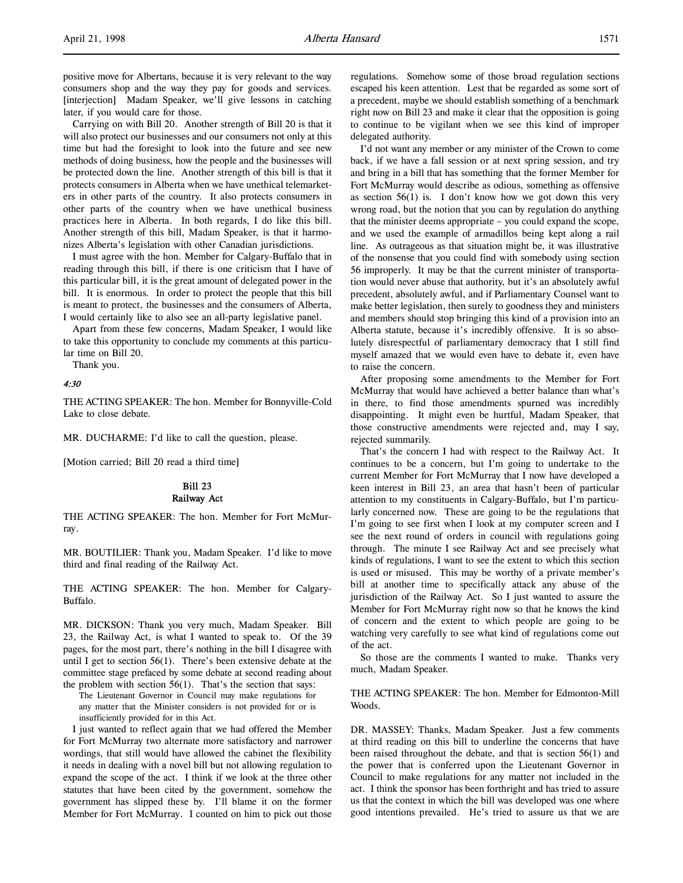positive move for Albertans, because it is very relevant to the way consumers shop and the way they pay for goods and services. [interjection] Madam Speaker, we'll give lessons in catching later, if you would care for those.

Carrying on with Bill 20. Another strength of Bill 20 is that it will also protect our businesses and our consumers not only at this time but had the foresight to look into the future and see new methods of doing business, how the people and the businesses will be protected down the line. Another strength of this bill is that it protects consumers in Alberta when we have unethical telemarketers in other parts of the country. It also protects consumers in other parts of the country when we have unethical business practices here in Alberta. In both regards, I do like this bill. Another strength of this bill, Madam Speaker, is that it harmonizes Alberta's legislation with other Canadian jurisdictions.

I must agree with the hon. Member for Calgary-Buffalo that in reading through this bill, if there is one criticism that I have of this particular bill, it is the great amount of delegated power in the bill. It is enormous. In order to protect the people that this bill is meant to protect, the businesses and the consumers of Alberta, I would certainly like to also see an all-party legislative panel.

Apart from these few concerns, Madam Speaker, I would like to take this opportunity to conclude my comments at this particular time on Bill 20.

Thank you.

*4:30*

THE ACTING SPEAKER: The hon. Member for Bonnyville-Cold Lake to close debate.

MR. DUCHARME: I'd like to call the question, please.

[Motion carried; Bill 20 read a third time]

## Bill 23
## Railway Act

THE ACTING SPEAKER: The hon. Member for Fort McMurray.

MR. BOUTILIER: Thank you, Madam Speaker. I'd like to move third and final reading of the Railway Act.

THE ACTING SPEAKER: The hon. Member for Calgary-Buffalo.

MR. DICKSON: Thank you very much, Madam Speaker. Bill 23, the Railway Act, is what I wanted to speak to. Of the 39 pages, for the most part, there's nothing in the bill I disagree with until I get to section 56(1). There's been extensive debate at the committee stage prefaced by some debate at second reading about the problem with section 56(1). That's the section that says:

> The Lieutenant Governor in Council may make regulations for any matter that the Minister considers is not provided for or is insufficiently provided for in this Act.

I just wanted to reflect again that we had offered the Member for Fort McMurray two alternate more satisfactory and narrower wordings, that still would have allowed the cabinet the flexibility it needs in dealing with a novel bill but not allowing regulation to expand the scope of the act. I think if we look at the three other statutes that have been cited by the government, somehow the government has slipped these by. I'll blame it on the former Member for Fort McMurray. I counted on him to pick out those regulations. Somehow some of those broad regulation sections escaped his keen attention. Lest that be regarded as some sort of a precedent, maybe we should establish something of a benchmark right now on Bill 23 and make it clear that the opposition is going to continue to be vigilant when we see this kind of improper delegated authority.

I'd not want any member or any minister of the Crown to come back, if we have a fall session or at next spring session, and try and bring in a bill that has something that the former Member for Fort McMurray would describe as odious, something as offensive as section 56(1) is. I don't know how we got down this very wrong road, but the notion that you can by regulation do anything that the minister deems appropriate – you could expand the scope, and we used the example of armadillos being kept along a rail line. As outrageous as that situation might be, it was illustrative of the nonsense that you could find with somebody using section 56 improperly. It may be that the current minister of transportation would never abuse that authority, but it's an absolutely awful precedent, absolutely awful, and if Parliamentary Counsel want to make better legislation, then surely to goodness they and ministers and members should stop bringing this kind of a provision into an Alberta statute, because it's incredibly offensive. It is so absolutely disrespectful of parliamentary democracy that I still find myself amazed that we would even have to debate it, even have to raise the concern.

After proposing some amendments to the Member for Fort McMurray that would have achieved a better balance than what's in there, to find those amendments spurned was incredibly disappointing. It might even be hurtful, Madam Speaker, that those constructive amendments were rejected and, may I say, rejected summarily.

That's the concern I had with respect to the Railway Act. It continues to be a concern, but I'm going to undertake to the current Member for Fort McMurray that I now have developed a keen interest in Bill 23, an area that hasn't been of particular attention to my constituents in Calgary-Buffalo, but I'm particularly concerned now. These are going to be the regulations that I'm going to see first when I look at my computer screen and I see the next round of orders in council with regulations going through. The minute I see Railway Act and see precisely what kinds of regulations, I want to see the extent to which this section is used or misused. This may be worthy of a private member's bill at another time to specifically attack any abuse of the jurisdiction of the Railway Act. So I just wanted to assure the Member for Fort McMurray right now so that he knows the kind of concern and the extent to which people are going to be watching very carefully to see what kind of regulations come out of the act.

So those are the comments I wanted to make. Thanks very much, Madam Speaker.

THE ACTING SPEAKER: The hon. Member for Edmonton-Mill Woods.

DR. MASSEY: Thanks, Madam Speaker. Just a few comments at third reading on this bill to underline the concerns that have been raised throughout the debate, and that is section 56(1) and the power that is conferred upon the Lieutenant Governor in Council to make regulations for any matter not included in the act. I think the sponsor has been forthright and has tried to assure us that the context in which the bill was developed was one where good intentions prevailed. He's tried to assure us that we are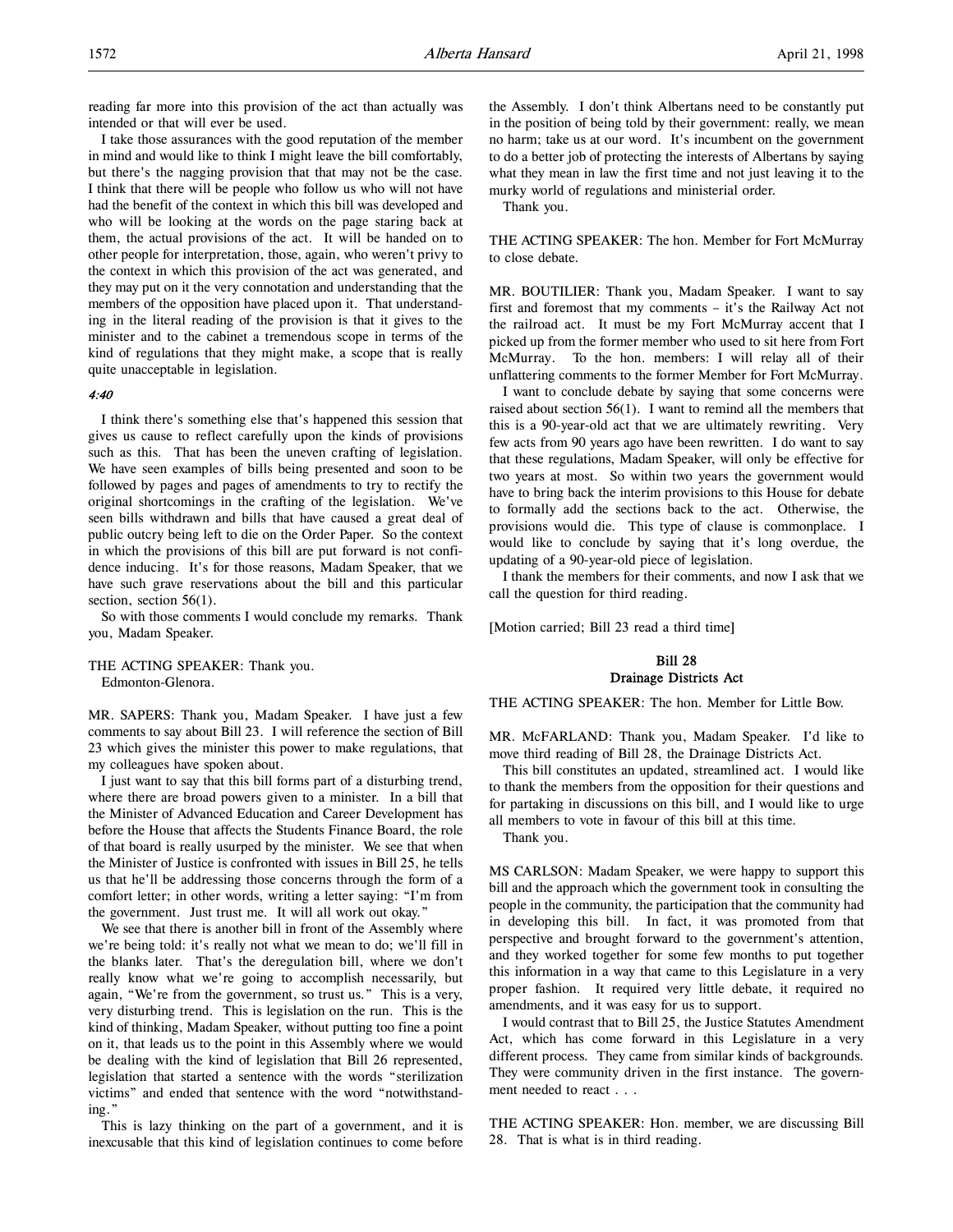reading far more into this provision of the act than actually was intended or that will ever be used.

I take those assurances with the good reputation of the member in mind and would like to think I might leave the bill comfortably, but there's the nagging provision that that may not be the case. I think that there will be people who follow us who will not have had the benefit of the context in which this bill was developed and who will be looking at the words on the page staring back at them, the actual provisions of the act. It will be handed on to other people for interpretation, those, again, who weren't privy to the context in which this provision of the act was generated, and they may put on it the very connotation and understanding that the members of the opposition have placed upon it. That understanding in the literal reading of the provision is that it gives to the minister and to the cabinet a tremendous scope in terms of the kind of regulations that they might make, a scope that is really quite unacceptable in legislation.

*4:40*

I think there's something else that's happened this session that gives us cause to reflect carefully upon the kinds of provisions such as this. That has been the uneven crafting of legislation. We have seen examples of bills being presented and soon to be followed by pages and pages of amendments to try to rectify the original shortcomings in the crafting of the legislation. We've seen bills withdrawn and bills that have caused a great deal of public outcry being left to die on the Order Paper. So the context in which the provisions of this bill are put forward is not confidence inducing. It's for those reasons, Madam Speaker, that we have such grave reservations about the bill and this particular section, section 56(1).

So with those comments I would conclude my remarks. Thank you, Madam Speaker.

THE ACTING SPEAKER: Thank you.
Edmonton-Glenora.

MR. SAPERS: Thank you, Madam Speaker. I have just a few comments to say about Bill 23. I will reference the section of Bill 23 which gives the minister this power to make regulations, that my colleagues have spoken about.

I just want to say that this bill forms part of a disturbing trend, where there are broad powers given to a minister. In a bill that the Minister of Advanced Education and Career Development has before the House that affects the Students Finance Board, the role of that board is really usurped by the minister. We see that when the Minister of Justice is confronted with issues in Bill 25, he tells us that he'll be addressing those concerns through the form of a comfort letter; in other words, writing a letter saying: "I'm from the government. Just trust me. It will all work out okay."

We see that there is another bill in front of the Assembly where we're being told: it's really not what we mean to do; we'll fill in the blanks later. That's the deregulation bill, where we don't really know what we're going to accomplish necessarily, but again, "We're from the government, so trust us." This is a very, very disturbing trend. This is legislation on the run. This is the kind of thinking, Madam Speaker, without putting too fine a point on it, that leads us to the point in this Assembly where we would be dealing with the kind of legislation that Bill 26 represented, legislation that started a sentence with the words "sterilization victims" and ended that sentence with the word "notwithstanding."

This is lazy thinking on the part of a government, and it is inexcusable that this kind of legislation continues to come before the Assembly. I don't think Albertans need to be constantly put in the position of being told by their government: really, we mean no harm; take us at our word. It's incumbent on the government to do a better job of protecting the interests of Albertans by saying what they mean in law the first time and not just leaving it to the murky world of regulations and ministerial order.

Thank you.

THE ACTING SPEAKER: The hon. Member for Fort McMurray to close debate.

MR. BOUTILIER: Thank you, Madam Speaker. I want to say first and foremost that my comments – it's the Railway Act not the railroad act. It must be my Fort McMurray accent that I picked up from the former member who used to sit here from Fort McMurray. To the hon. members: I will relay all of their unflattering comments to the former Member for Fort McMurray.

I want to conclude debate by saying that some concerns were raised about section 56(1). I want to remind all the members that this is a 90-year-old act that we are ultimately rewriting. Very few acts from 90 years ago have been rewritten. I do want to say that these regulations, Madam Speaker, will only be effective for two years at most. So within two years the government would have to bring back the interim provisions to this House for debate to formally add the sections back to the act. Otherwise, the provisions would die. This type of clause is commonplace. I would like to conclude by saying that it's long overdue, the updating of a 90-year-old piece of legislation.

I thank the members for their comments, and now I ask that we call the question for third reading.

[Motion carried; Bill 23 read a third time]

## Bill 28
## Drainage Districts Act

THE ACTING SPEAKER: The hon. Member for Little Bow.

MR. McFARLAND: Thank you, Madam Speaker. I'd like to move third reading of Bill 28, the Drainage Districts Act.

This bill constitutes an updated, streamlined act. I would like to thank the members from the opposition for their questions and for partaking in discussions on this bill, and I would like to urge all members to vote in favour of this bill at this time.

Thank you.

MS CARLSON: Madam Speaker, we were happy to support this bill and the approach which the government took in consulting the people in the community, the participation that the community had in developing this bill. In fact, it was promoted from that perspective and brought forward to the government's attention, and they worked together for some few months to put together this information in a way that came to this Legislature in a very proper fashion. It required very little debate, it required no amendments, and it was easy for us to support.

I would contrast that to Bill 25, the Justice Statutes Amendment Act, which has come forward in this Legislature in a very different process. They came from similar kinds of backgrounds. They were community driven in the first instance. The government needed to react . . .

THE ACTING SPEAKER: Hon. member, we are discussing Bill 28. That is what is in third reading.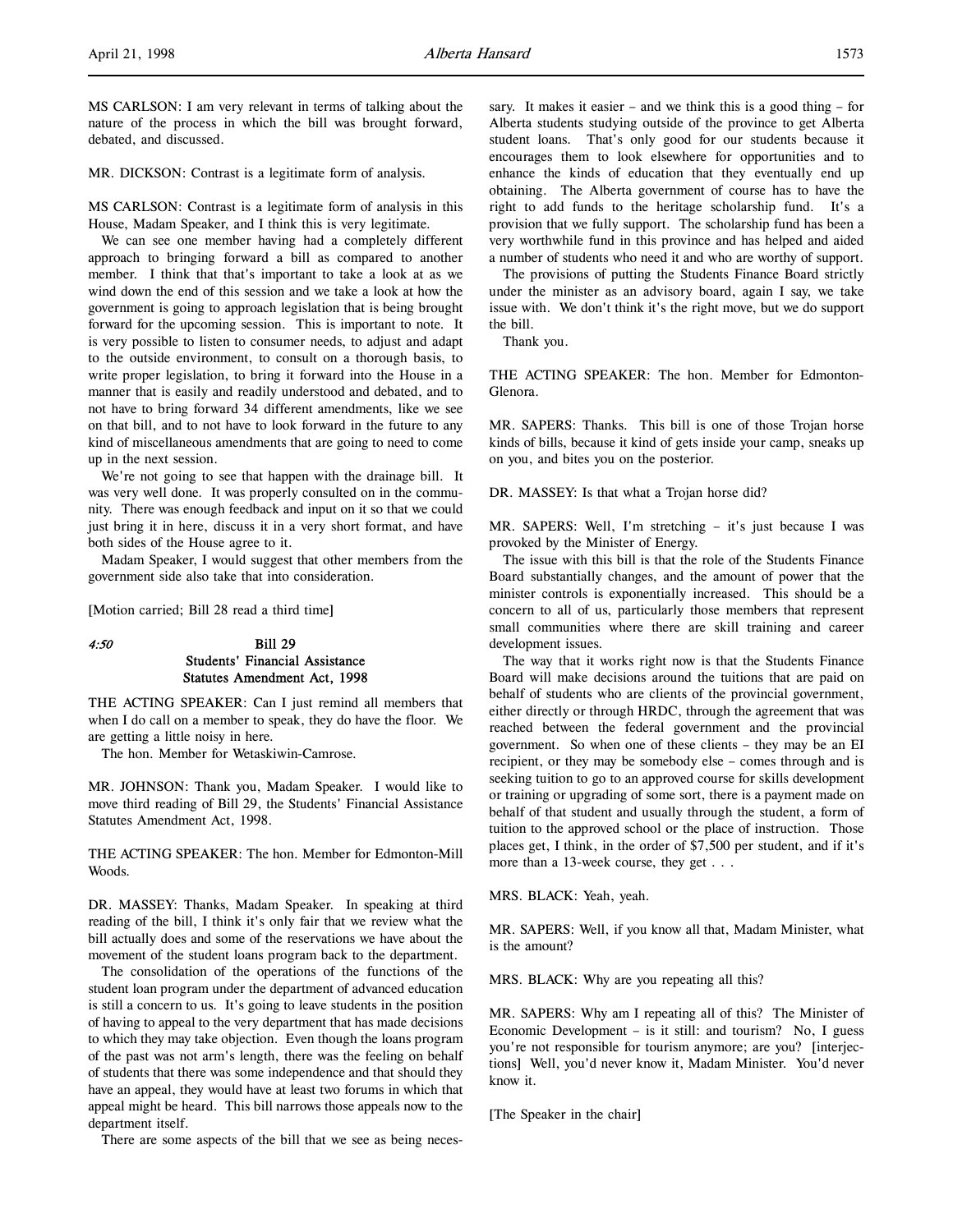MS CARLSON: I am very relevant in terms of talking about the nature of the process in which the bill was brought forward, debated, and discussed.

MR. DICKSON: Contrast is a legitimate form of analysis.

MS CARLSON: Contrast is a legitimate form of analysis in this House, Madam Speaker, and I think this is very legitimate.

We can see one member having had a completely different approach to bringing forward a bill as compared to another member. I think that that's important to take a look at as we wind down the end of this session and we take a look at how the government is going to approach legislation that is being brought forward for the upcoming session. This is important to note. It is very possible to listen to consumer needs, to adjust and adapt to the outside environment, to consult on a thorough basis, to write proper legislation, to bring it forward into the House in a manner that is easily and readily understood and debated, and to not have to bring forward 34 different amendments, like we see on that bill, and to not have to look forward in the future to any kind of miscellaneous amendments that are going to need to come up in the next session.

We're not going to see that happen with the drainage bill. It was very well done. It was properly consulted on in the community. There was enough feedback and input on it so that we could just bring it in here, discuss it in a very short format, and have both sides of the House agree to it.

Madam Speaker, I would suggest that other members from the government side also take that into consideration.

[Motion carried; Bill 28 read a third time]

*4:50*

## Bill 29
## Students' Financial Assistance Statutes Amendment Act, 1998

THE ACTING SPEAKER: Can I just remind all members that when I do call on a member to speak, they do have the floor. We are getting a little noisy in here.

The hon. Member for Wetaskiwin-Camrose.

MR. JOHNSON: Thank you, Madam Speaker. I would like to move third reading of Bill 29, the Students' Financial Assistance Statutes Amendment Act, 1998.

THE ACTING SPEAKER: The hon. Member for Edmonton-Mill Woods.

DR. MASSEY: Thanks, Madam Speaker. In speaking at third reading of the bill, I think it's only fair that we review what the bill actually does and some of the reservations we have about the movement of the student loans program back to the department.

The consolidation of the operations of the functions of the student loan program under the department of advanced education is still a concern to us. It's going to leave students in the position of having to appeal to the very department that has made decisions to which they may take objection. Even though the loans program of the past was not arm's length, there was the feeling on behalf of students that there was some independence and that should they have an appeal, they would have at least two forums in which that appeal might be heard. This bill narrows those appeals now to the department itself.

There are some aspects of the bill that we see as being necessary. It makes it easier – and we think this is a good thing – for Alberta students studying outside of the province to get Alberta student loans. That's only good for our students because it encourages them to look elsewhere for opportunities and to enhance the kinds of education that they eventually end up obtaining. The Alberta government of course has to have the right to add funds to the heritage scholarship fund. It's a provision that we fully support. The scholarship fund has been a very worthwhile fund in this province and has helped and aided a number of students who need it and who are worthy of support.

The provisions of putting the Students Finance Board strictly under the minister as an advisory board, again I say, we take issue with. We don't think it's the right move, but we do support the bill.

Thank you.

THE ACTING SPEAKER: The hon. Member for Edmonton-Glenora.

MR. SAPERS: Thanks. This bill is one of those Trojan horse kinds of bills, because it kind of gets inside your camp, sneaks up on you, and bites you on the posterior.

DR. MASSEY: Is that what a Trojan horse did?

MR. SAPERS: Well, I'm stretching – it's just because I was provoked by the Minister of Energy.

The issue with this bill is that the role of the Students Finance Board substantially changes, and the amount of power that the minister controls is exponentially increased. This should be a concern to all of us, particularly those members that represent small communities where there are skill training and career development issues.

The way that it works right now is that the Students Finance Board will make decisions around the tuitions that are paid on behalf of students who are clients of the provincial government, either directly or through HRDC, through the agreement that was reached between the federal government and the provincial government. So when one of these clients – they may be an EI recipient, or they may be somebody else – comes through and is seeking tuition to go to an approved course for skills development or training or upgrading of some sort, there is a payment made on behalf of that student and usually through the student, a form of tuition to the approved school or the place of instruction. Those places get, I think, in the order of $7,500 per student, and if it's more than a 13-week course, they get . . .

MRS. BLACK: Yeah, yeah.

MR. SAPERS: Well, if you know all that, Madam Minister, what is the amount?

MRS. BLACK: Why are you repeating all this?

MR. SAPERS: Why am I repeating all of this? The Minister of Economic Development – is it still: and tourism? No, I guess you're not responsible for tourism anymore; are you? [interjections] Well, you'd never know it, Madam Minister. You'd never know it.

[The Speaker in the chair]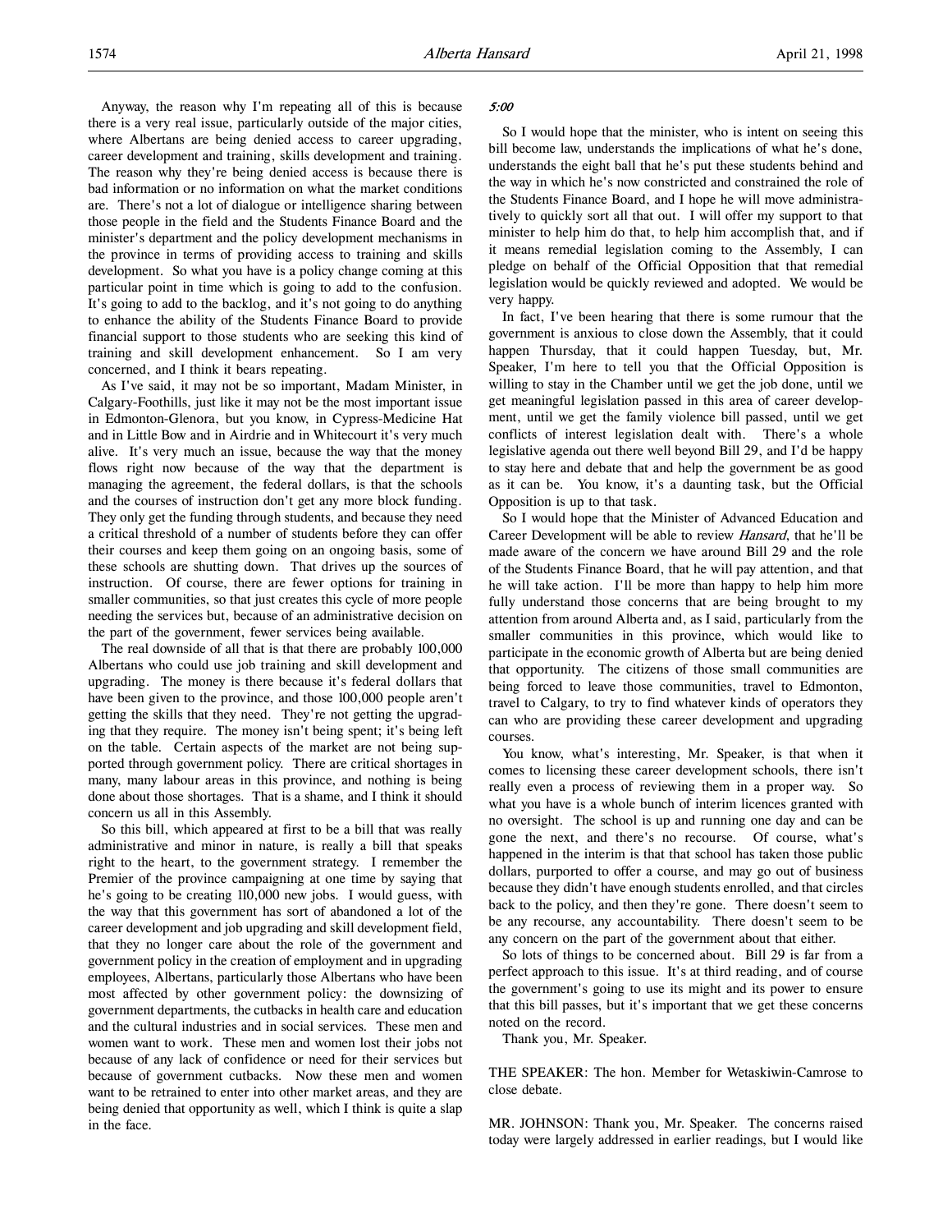Anyway, the reason why I'm repeating all of this is because there is a very real issue, particularly outside of the major cities, where Albertans are being denied access to career upgrading, career development and training, skills development and training. The reason why they're being denied access is because there is bad information or no information on what the market conditions are. There's not a lot of dialogue or intelligence sharing between those people in the field and the Students Finance Board and the minister's department and the policy development mechanisms in the province in terms of providing access to training and skills development. So what you have is a policy change coming at this particular point in time which is going to add to the confusion. It's going to add to the backlog, and it's not going to do anything to enhance the ability of the Students Finance Board to provide financial support to those students who are seeking this kind of training and skill development enhancement. So I am very concerned, and I think it bears repeating.

As I've said, it may not be so important, Madam Minister, in Calgary-Foothills, just like it may not be the most important issue in Edmonton-Glenora, but you know, in Cypress-Medicine Hat and in Little Bow and in Airdrie and in Whitecourt it's very much alive. It's very much an issue, because the way that the money flows right now because of the way that the department is managing the agreement, the federal dollars, is that the schools and the courses of instruction don't get any more block funding. They only get the funding through students, and because they need a critical threshold of a number of students before they can offer their courses and keep them going on an ongoing basis, some of these schools are shutting down. That drives up the sources of instruction. Of course, there are fewer options for training in smaller communities, so that just creates this cycle of more people needing the services but, because of an administrative decision on the part of the government, fewer services being available.

The real downside of all that is that there are probably 100,000 Albertans who could use job training and skill development and upgrading. The money is there because it's federal dollars that have been given to the province, and those 100,000 people aren't getting the skills that they need. They're not getting the upgrading that they require. The money isn't being spent; it's being left on the table. Certain aspects of the market are not being supported through government policy. There are critical shortages in many, many labour areas in this province, and nothing is being done about those shortages. That is a shame, and I think it should concern us all in this Assembly.

So this bill, which appeared at first to be a bill that was really administrative and minor in nature, is really a bill that speaks right to the heart, to the government strategy. I remember the Premier of the province campaigning at one time by saying that he's going to be creating 110,000 new jobs. I would guess, with the way that this government has sort of abandoned a lot of the career development and job upgrading and skill development field, that they no longer care about the role of the government and government policy in the creation of employment and in upgrading employees, Albertans, particularly those Albertans who have been most affected by other government policy: the downsizing of government departments, the cutbacks in health care and education and the cultural industries and in social services. These men and women want to work. These men and women lost their jobs not because of any lack of confidence or need for their services but because of government cutbacks. Now these men and women want to be retrained to enter into other market areas, and they are being denied that opportunity as well, which I think is quite a slap in the face.

*5:00*

So I would hope that the minister, who is intent on seeing this bill become law, understands the implications of what he's done, understands the eight ball that he's put these students behind and the way in which he's now constricted and constrained the role of the Students Finance Board, and I hope he will move administratively to quickly sort all that out. I will offer my support to that minister to help him do that, to help him accomplish that, and if it means remedial legislation coming to the Assembly, I can pledge on behalf of the Official Opposition that that remedial legislation would be quickly reviewed and adopted. We would be very happy.

In fact, I've been hearing that there is some rumour that the government is anxious to close down the Assembly, that it could happen Thursday, that it could happen Tuesday, but, Mr. Speaker, I'm here to tell you that the Official Opposition is willing to stay in the Chamber until we get the job done, until we get meaningful legislation passed in this area of career development, until we get the family violence bill passed, until we get conflicts of interest legislation dealt with. There's a whole legislative agenda out there well beyond Bill 29, and I'd be happy to stay here and debate that and help the government be as good as it can be. You know, it's a daunting task, but the Official Opposition is up to that task.

So I would hope that the Minister of Advanced Education and Career Development will be able to review *Hansard*, that he'll be made aware of the concern we have around Bill 29 and the role of the Students Finance Board, that he will pay attention, and that he will take action. I'll be more than happy to help him more fully understand those concerns that are being brought to my attention from around Alberta and, as I said, particularly from the smaller communities in this province, which would like to participate in the economic growth of Alberta but are being denied that opportunity. The citizens of those small communities are being forced to leave those communities, travel to Edmonton, travel to Calgary, to try to find whatever kinds of operators they can who are providing these career development and upgrading courses.

You know, what's interesting, Mr. Speaker, is that when it comes to licensing these career development schools, there isn't really even a process of reviewing them in a proper way. So what you have is a whole bunch of interim licences granted with no oversight. The school is up and running one day and can be gone the next, and there's no recourse. Of course, what's happened in the interim is that that school has taken those public dollars, purported to offer a course, and may go out of business because they didn't have enough students enrolled, and that circles back to the policy, and then they're gone. There doesn't seem to be any recourse, any accountability. There doesn't seem to be any concern on the part of the government about that either.

So lots of things to be concerned about. Bill 29 is far from a perfect approach to this issue. It's at third reading, and of course the government's going to use its might and its power to ensure that this bill passes, but it's important that we get these concerns noted on the record.

Thank you, Mr. Speaker.

THE SPEAKER: The hon. Member for Wetaskiwin-Camrose to close debate.

MR. JOHNSON: Thank you, Mr. Speaker. The concerns raised today were largely addressed in earlier readings, but I would like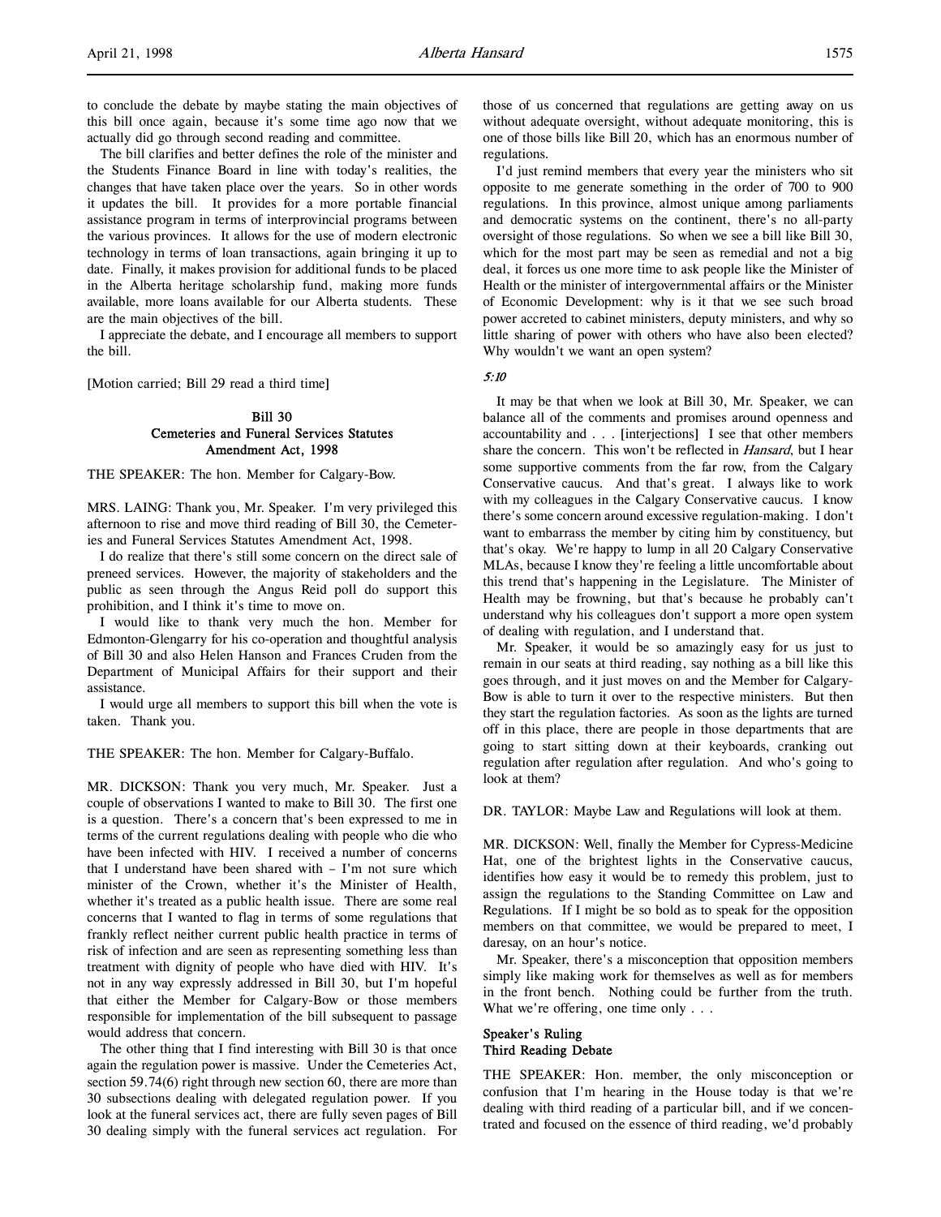to conclude the debate by maybe stating the main objectives of this bill once again, because it's some time ago now that we actually did go through second reading and committee.

The bill clarifies and better defines the role of the minister and the Students Finance Board in line with today's realities, the changes that have taken place over the years. So in other words it updates the bill. It provides for a more portable financial assistance program in terms of interprovincial programs between the various provinces. It allows for the use of modern electronic technology in terms of loan transactions, again bringing it up to date. Finally, it makes provision for additional funds to be placed in the Alberta heritage scholarship fund, making more funds available, more loans available for our Alberta students. These are the main objectives of the bill.

I appreciate the debate, and I encourage all members to support the bill.

[Motion carried; Bill 29 read a third time]

### Bill 30
### Cemeteries and Funeral Services Statutes Amendment Act, 1998

THE SPEAKER: The hon. Member for Calgary-Bow.

MRS. LAING: Thank you, Mr. Speaker. I'm very privileged this afternoon to rise and move third reading of Bill 30, the Cemeteries and Funeral Services Statutes Amendment Act, 1998.

I do realize that there's still some concern on the direct sale of preneed services. However, the majority of stakeholders and the public as seen through the Angus Reid poll do support this prohibition, and I think it's time to move on.

I would like to thank very much the hon. Member for Edmonton-Glengarry for his co-operation and thoughtful analysis of Bill 30 and also Helen Hanson and Frances Cruden from the Department of Municipal Affairs for their support and their assistance.

I would urge all members to support this bill when the vote is taken. Thank you.

THE SPEAKER: The hon. Member for Calgary-Buffalo.

MR. DICKSON: Thank you very much, Mr. Speaker. Just a couple of observations I wanted to make to Bill 30. The first one is a question. There's a concern that's been expressed to me in terms of the current regulations dealing with people who die who have been infected with HIV. I received a number of concerns that I understand have been shared with – I'm not sure which minister of the Crown, whether it's the Minister of Health, whether it's treated as a public health issue. There are some real concerns that I wanted to flag in terms of some regulations that frankly reflect neither current public health practice in terms of risk of infection and are seen as representing something less than treatment with dignity of people who have died with HIV. It's not in any way expressly addressed in Bill 30, but I'm hopeful that either the Member for Calgary-Bow or those members responsible for implementation of the bill subsequent to passage would address that concern.

The other thing that I find interesting with Bill 30 is that once again the regulation power is massive. Under the Cemeteries Act, section 59.74(6) right through new section 60, there are more than 30 subsections dealing with delegated regulation power. If you look at the funeral services act, there are fully seven pages of Bill 30 dealing simply with the funeral services act regulation. For those of us concerned that regulations are getting away on us without adequate oversight, without adequate monitoring, this is one of those bills like Bill 20, which has an enormous number of regulations.

I'd just remind members that every year the ministers who sit opposite to me generate something in the order of 700 to 900 regulations. In this province, almost unique among parliaments and democratic systems on the continent, there's no all-party oversight of those regulations. So when we see a bill like Bill 30, which for the most part may be seen as remedial and not a big deal, it forces us one more time to ask people like the Minister of Health or the minister of intergovernmental affairs or the Minister of Economic Development: why is it that we see such broad power accreted to cabinet ministers, deputy ministers, and why so little sharing of power with others who have also been elected? Why wouldn't we want an open system?

*5:10*

It may be that when we look at Bill 30, Mr. Speaker, we can balance all of the comments and promises around openness and accountability and . . . [interjections] I see that other members share the concern. This won't be reflected in *Hansard*, but I hear some supportive comments from the far row, from the Calgary Conservative caucus. And that's great. I always like to work with my colleagues in the Calgary Conservative caucus. I know there's some concern around excessive regulation-making. I don't want to embarrass the member by citing him by constituency, but that's okay. We're happy to lump in all 20 Calgary Conservative MLAs, because I know they're feeling a little uncomfortable about this trend that's happening in the Legislature. The Minister of Health may be frowning, but that's because he probably can't understand why his colleagues don't support a more open system of dealing with regulation, and I understand that.

Mr. Speaker, it would be so amazingly easy for us just to remain in our seats at third reading, say nothing as a bill like this goes through, and it just moves on and the Member for Calgary-Bow is able to turn it over to the respective ministers. But then they start the regulation factories. As soon as the lights are turned off in this place, there are people in those departments that are going to start sitting down at their keyboards, cranking out regulation after regulation after regulation. And who's going to look at them?

DR. TAYLOR: Maybe Law and Regulations will look at them.

MR. DICKSON: Well, finally the Member for Cypress-Medicine Hat, one of the brightest lights in the Conservative caucus, identifies how easy it would be to remedy this problem, just to assign the regulations to the Standing Committee on Law and Regulations. If I might be so bold as to speak for the opposition members on that committee, we would be prepared to meet, I daresay, on an hour's notice.

Mr. Speaker, there's a misconception that opposition members simply like making work for themselves as well as for members in the front bench. Nothing could be further from the truth. What we're offering, one time only . . .

#### Speaker's Ruling
#### Third Reading Debate

THE SPEAKER: Hon. member, the only misconception or confusion that I'm hearing in the House today is that we're dealing with third reading of a particular bill, and if we concentrated and focused on the essence of third reading, we'd probably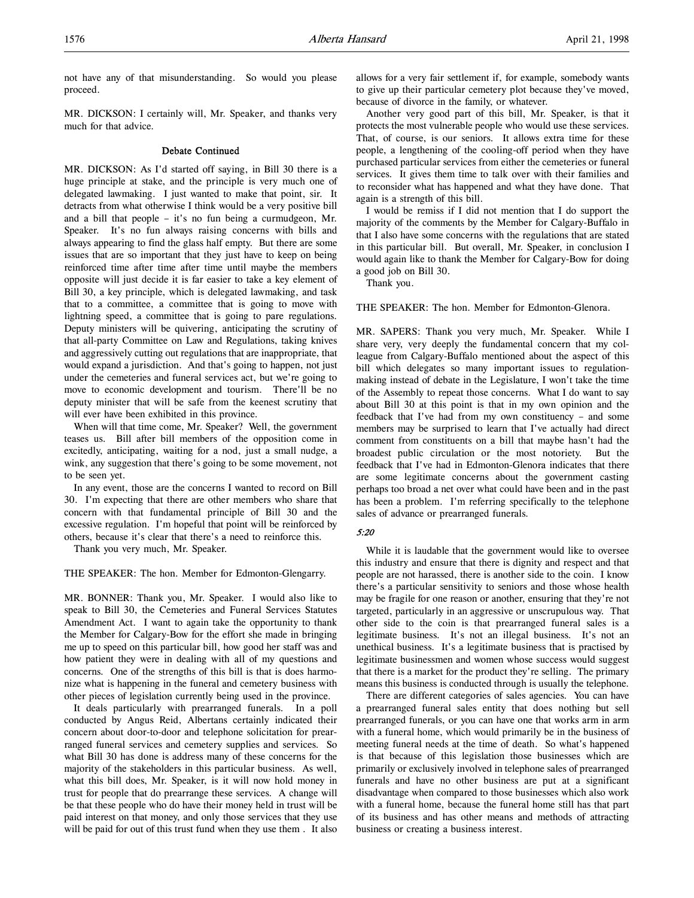not have any of that misunderstanding. So would you please proceed.

MR. DICKSON: I certainly will, Mr. Speaker, and thanks very much for that advice.

### Debate Continued

MR. DICKSON: As I'd started off saying, in Bill 30 there is a huge principle at stake, and the principle is very much one of delegated lawmaking. I just wanted to make that point, sir. It detracts from what otherwise I think would be a very positive bill and a bill that people – it's no fun being a curmudgeon, Mr. Speaker. It's no fun always raising concerns with bills and always appearing to find the glass half empty. But there are some issues that are so important that they just have to keep on being reinforced time after time after time until maybe the members opposite will just decide it is far easier to take a key element of Bill 30, a key principle, which is delegated lawmaking, and task that to a committee, a committee that is going to move with lightning speed, a committee that is going to pare regulations. Deputy ministers will be quivering, anticipating the scrutiny of that all-party Committee on Law and Regulations, taking knives and aggressively cutting out regulations that are inappropriate, that would expand a jurisdiction. And that's going to happen, not just under the cemeteries and funeral services act, but we're going to move to economic development and tourism. There'll be no deputy minister that will be safe from the keenest scrutiny that will ever have been exhibited in this province.

When will that time come, Mr. Speaker? Well, the government teases us. Bill after bill members of the opposition come in excitedly, anticipating, waiting for a nod, just a small nudge, a wink, any suggestion that there's going to be some movement, not to be seen yet.

In any event, those are the concerns I wanted to record on Bill 30. I'm expecting that there are other members who share that concern with that fundamental principle of Bill 30 and the excessive regulation. I'm hopeful that point will be reinforced by others, because it's clear that there's a need to reinforce this.

Thank you very much, Mr. Speaker.

THE SPEAKER: The hon. Member for Edmonton-Glengarry.

MR. BONNER: Thank you, Mr. Speaker. I would also like to speak to Bill 30, the Cemeteries and Funeral Services Statutes Amendment Act. I want to again take the opportunity to thank the Member for Calgary-Bow for the effort she made in bringing me up to speed on this particular bill, how good her staff was and how patient they were in dealing with all of my questions and concerns. One of the strengths of this bill is that is does harmonize what is happening in the funeral and cemetery business with other pieces of legislation currently being used in the province.

It deals particularly with prearranged funerals. In a poll conducted by Angus Reid, Albertans certainly indicated their concern about door-to-door and telephone solicitation for prearranged funeral services and cemetery supplies and services. So what Bill 30 has done is address many of these concerns for the majority of the stakeholders in this particular business. As well, what this bill does, Mr. Speaker, is it will now hold money in trust for people that do prearrange these services. A change will be that these people who do have their money held in trust will be paid interest on that money, and only those services that they use will be paid for out of this trust fund when they use them . It also allows for a very fair settlement if, for example, somebody wants to give up their particular cemetery plot because they've moved, because of divorce in the family, or whatever.

Another very good part of this bill, Mr. Speaker, is that it protects the most vulnerable people who would use these services. That, of course, is our seniors. It allows extra time for these people, a lengthening of the cooling-off period when they have purchased particular services from either the cemeteries or funeral services. It gives them time to talk over with their families and to reconsider what has happened and what they have done. That again is a strength of this bill.

I would be remiss if I did not mention that I do support the majority of the comments by the Member for Calgary-Buffalo in that I also have some concerns with the regulations that are stated in this particular bill. But overall, Mr. Speaker, in conclusion I would again like to thank the Member for Calgary-Bow for doing a good job on Bill 30.

Thank you.

THE SPEAKER: The hon. Member for Edmonton-Glenora.

MR. SAPERS: Thank you very much, Mr. Speaker. While I share very, very deeply the fundamental concern that my colleague from Calgary-Buffalo mentioned about the aspect of this bill which delegates so many important issues to regulation-making instead of debate in the Legislature, I won't take the time of the Assembly to repeat those concerns. What I do want to say about Bill 30 at this point is that in my own opinion and the feedback that I've had from my own constituency – and some members may be surprised to learn that I've actually had direct comment from constituents on a bill that maybe hasn't had the broadest public circulation or the most notoriety. But the feedback that I've had in Edmonton-Glenora indicates that there are some legitimate concerns about the government casting perhaps too broad a net over what could have been and in the past has been a problem. I'm referring specifically to the telephone sales of advance or prearranged funerals.

*5:20*

While it is laudable that the government would like to oversee this industry and ensure that there is dignity and respect and that people are not harassed, there is another side to the coin. I know there's a particular sensitivity to seniors and those whose health may be fragile for one reason or another, ensuring that they're not targeted, particularly in an aggressive or unscrupulous way. That other side to the coin is that prearranged funeral sales is a legitimate business. It's not an illegal business. It's not an unethical business. It's a legitimate business that is practised by legitimate businessmen and women whose success would suggest that there is a market for the product they're selling. The primary means this business is conducted through is usually the telephone.

There are different categories of sales agencies. You can have a prearranged funeral sales entity that does nothing but sell prearranged funerals, or you can have one that works arm in arm with a funeral home, which would primarily be in the business of meeting funeral needs at the time of death. So what's happened is that because of this legislation those businesses which are primarily or exclusively involved in telephone sales of prearranged funerals and have no other business are put at a significant disadvantage when compared to those businesses which also work with a funeral home, because the funeral home still has that part of its business and has other means and methods of attracting business or creating a business interest.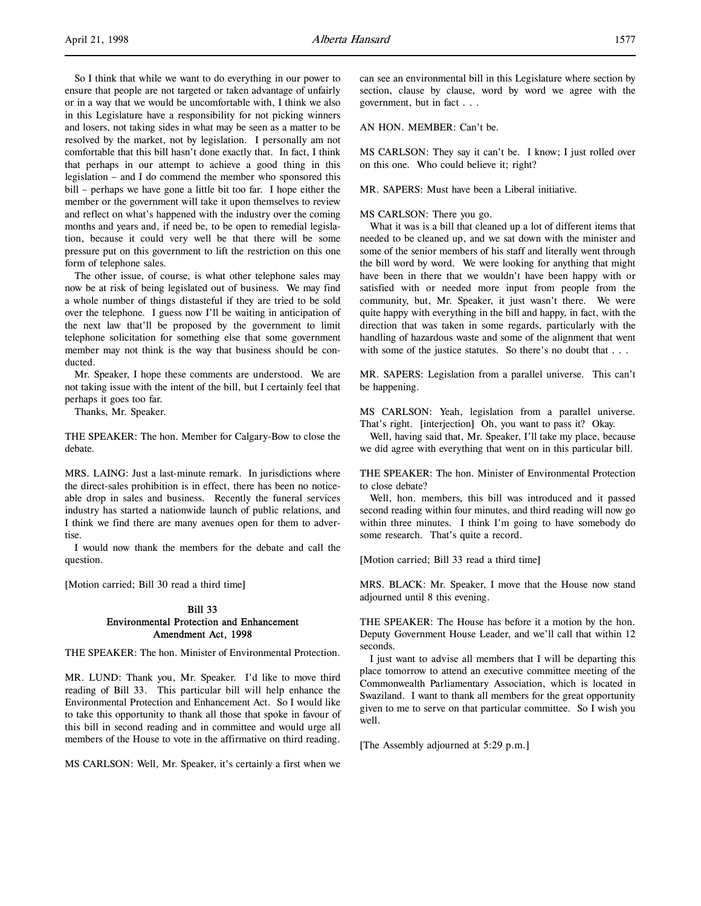So I think that while we want to do everything in our power to ensure that people are not targeted or taken advantage of unfairly or in a way that we would be uncomfortable with, I think we also in this Legislature have a responsibility for not picking winners and losers, not taking sides in what may be seen as a matter to be resolved by the market, not by legislation. I personally am not comfortable that this bill hasn't done exactly that. In fact, I think that perhaps in our attempt to achieve a good thing in this legislation – and I do commend the member who sponsored this bill – perhaps we have gone a little bit too far. I hope either the member or the government will take it upon themselves to review and reflect on what's happened with the industry over the coming months and years and, if need be, to be open to remedial legislation, because it could very well be that there will be some pressure put on this government to lift the restriction on this one form of telephone sales.

The other issue, of course, is what other telephone sales may now be at risk of being legislated out of business. We may find a whole number of things distasteful if they are tried to be sold over the telephone. I guess now I'll be waiting in anticipation of the next law that'll be proposed by the government to limit telephone solicitation for something else that some government member may not think is the way that business should be conducted.

Mr. Speaker, I hope these comments are understood. We are not taking issue with the intent of the bill, but I certainly feel that perhaps it goes too far.

Thanks, Mr. Speaker.

THE SPEAKER: The hon. Member for Calgary-Bow to close the debate.

MRS. LAING: Just a last-minute remark. In jurisdictions where the direct-sales prohibition is in effect, there has been no noticeable drop in sales and business. Recently the funeral services industry has started a nationwide launch of public relations, and I think we find there are many avenues open for them to advertise.

I would now thank the members for the debate and call the question.

[Motion carried; Bill 30 read a third time]

### Bill 33
### Environmental Protection and Enhancement Amendment Act, 1998

THE SPEAKER: The hon. Minister of Environmental Protection.

MR. LUND: Thank you, Mr. Speaker. I'd like to move third reading of Bill 33. This particular bill will help enhance the Environmental Protection and Enhancement Act. So I would like to take this opportunity to thank all those that spoke in favour of this bill in second reading and in committee and would urge all members of the House to vote in the affirmative on third reading.

MS CARLSON: Well, Mr. Speaker, it's certainly a first when we can see an environmental bill in this Legislature where section by section, clause by clause, word by word we agree with the government, but in fact . . .

AN HON. MEMBER: Can't be.

MS CARLSON: They say it can't be. I know; I just rolled over on this one. Who could believe it; right?

MR. SAPERS: Must have been a Liberal initiative.

MS CARLSON: There you go.

What it was is a bill that cleaned up a lot of different items that needed to be cleaned up, and we sat down with the minister and some of the senior members of his staff and literally went through the bill word by word. We were looking for anything that might have been in there that we wouldn't have been happy with or satisfied with or needed more input from people from the community, but, Mr. Speaker, it just wasn't there. We were quite happy with everything in the bill and happy, in fact, with the direction that was taken in some regards, particularly with the handling of hazardous waste and some of the alignment that went with some of the justice statutes. So there's no doubt that . . .

MR. SAPERS: Legislation from a parallel universe. This can't be happening.

MS CARLSON: Yeah, legislation from a parallel universe. That's right. [interjection] Oh, you want to pass it? Okay.

Well, having said that, Mr. Speaker, I'll take my place, because we did agree with everything that went on in this particular bill.

THE SPEAKER: The hon. Minister of Environmental Protection to close debate?

Well, hon. members, this bill was introduced and it passed second reading within four minutes, and third reading will now go within three minutes. I think I'm going to have somebody do some research. That's quite a record.

[Motion carried; Bill 33 read a third time]

MRS. BLACK: Mr. Speaker, I move that the House now stand adjourned until 8 this evening.

THE SPEAKER: The House has before it a motion by the hon. Deputy Government House Leader, and we'll call that within 12 seconds.

I just want to advise all members that I will be departing this place tomorrow to attend an executive committee meeting of the Commonwealth Parliamentary Association, which is located in Swaziland. I want to thank all members for the great opportunity given to me to serve on that particular committee. So I wish you well.

[The Assembly adjourned at 5:29 p.m.]